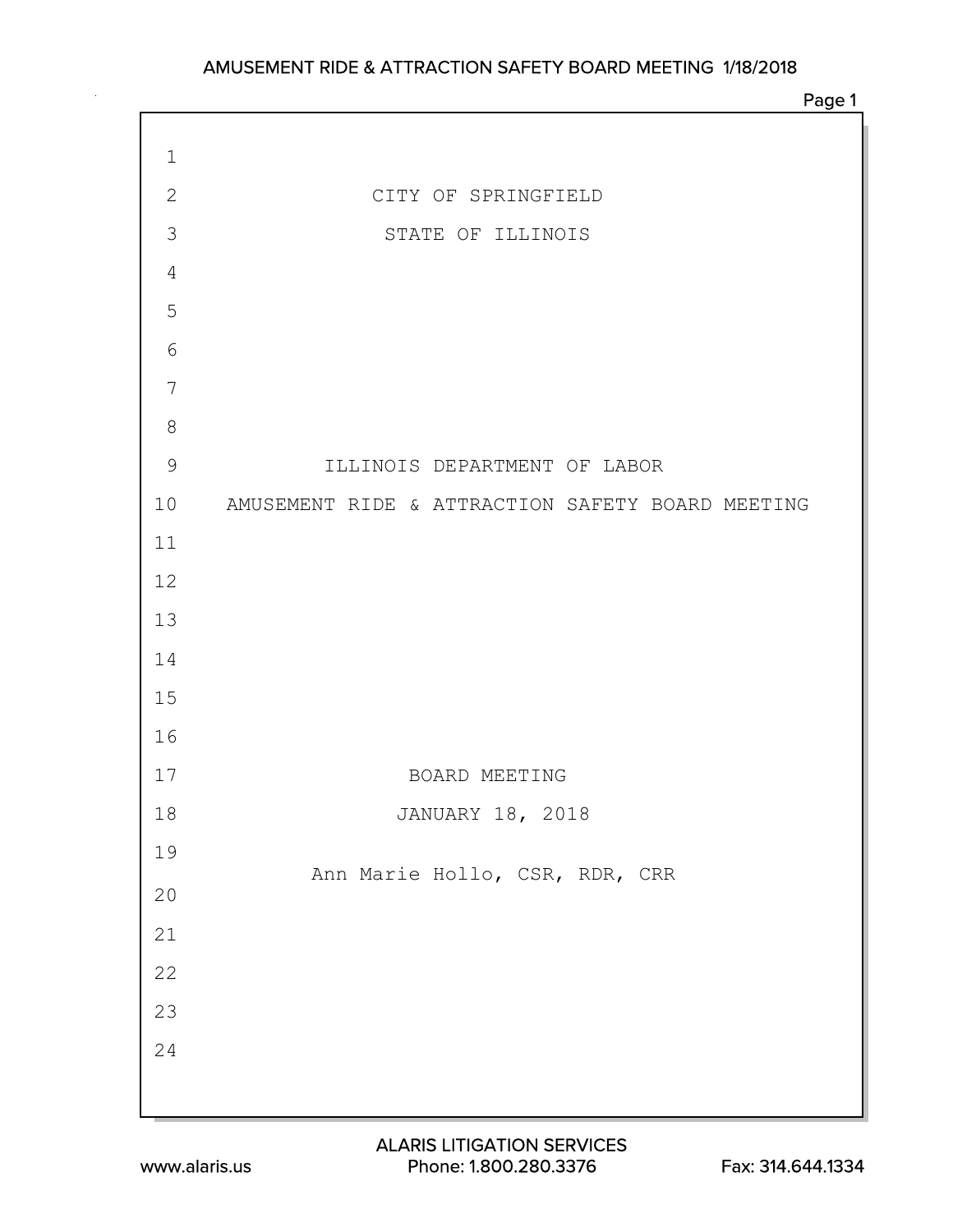CITY OF SPRINGFIELD

STATE OF ILLINOIS

ILLINOIS DEPARTMENT OF LABOR

AMUSEMENT RIDE & ATTRACTION SAFETY BOARD MEETING

BOARD MEETING

JANUARY 18, 2018

Ann Marie Hollo, CSR, RDR, CRR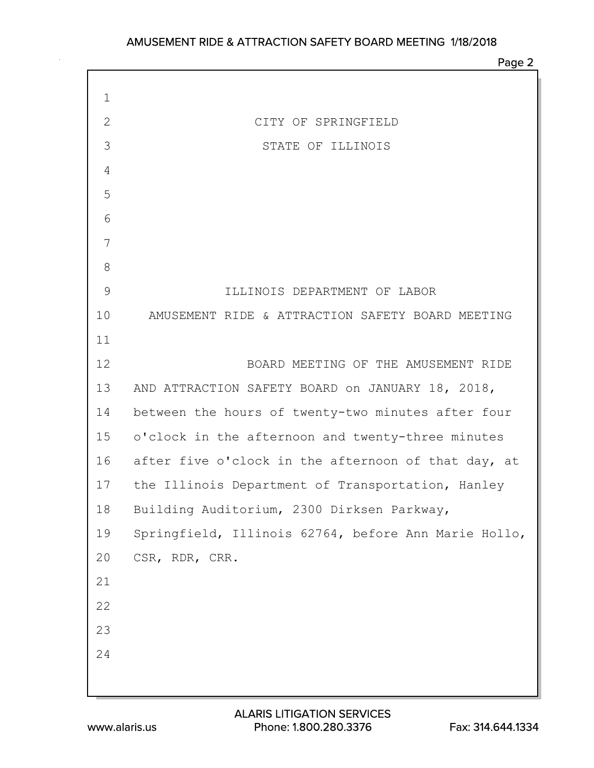CITY OF SPRINGFIELD

STATE OF ILLINOIS

ILLINOIS DEPARTMENT OF LABOR

AMUSEMENT RIDE & ATTRACTION SAFETY BOARD MEETING

BOARD MEETING OF THE AMUSEMENT RIDE AND ATTRACTION SAFETY BOARD on JANUARY 18, 2018, between the hours of twenty-two minutes after four o'clock in the afternoon and twenty-three minutes after five o'clock in the afternoon of that day, at the Illinois Department of Transportation, Hanley Building Auditorium, 2300 Dirksen Parkway, Springfield, Illinois 62764, before Ann Marie Hollo, CSR, RDR, CRR.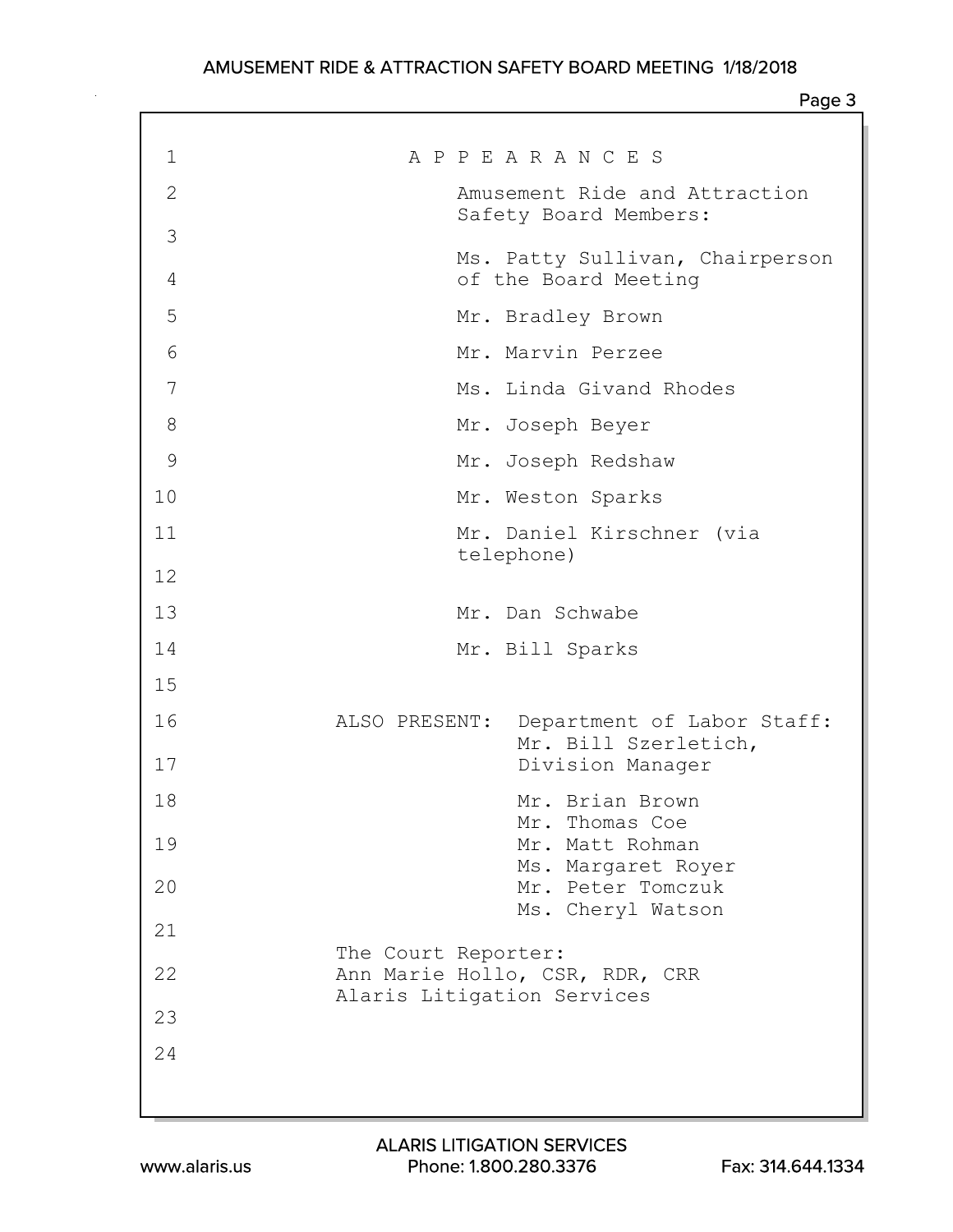# APPEARANCES

Amusement Ride and Attraction Safety Board Members:

Ms. Patty Sullivan, Chairperson of the Board Meeting

Mr. Bradley Brown

Mr. Marvin Perzee

Ms. Linda Givand Rhodes

Mr. Joseph Beyer

Mr. Joseph Redshaw

Mr. Weston Sparks

Mr. Daniel Kirschner (via telephone)

Mr. Dan Schwabe

Mr. Bill Sparks

ALSO PRESENT: Department of Labor Staff:

Mr. Bill Szerletich, Division Manager

Mr. Brian Brown
Mr. Thomas Coe
Mr. Matt Rohman
Ms. Margaret Royer
Mr. Peter Tomczuk
Ms. Cheryl Watson

The Court Reporter:
Ann Marie Hollo, CSR, RDR, CRR
Alaris Litigation Services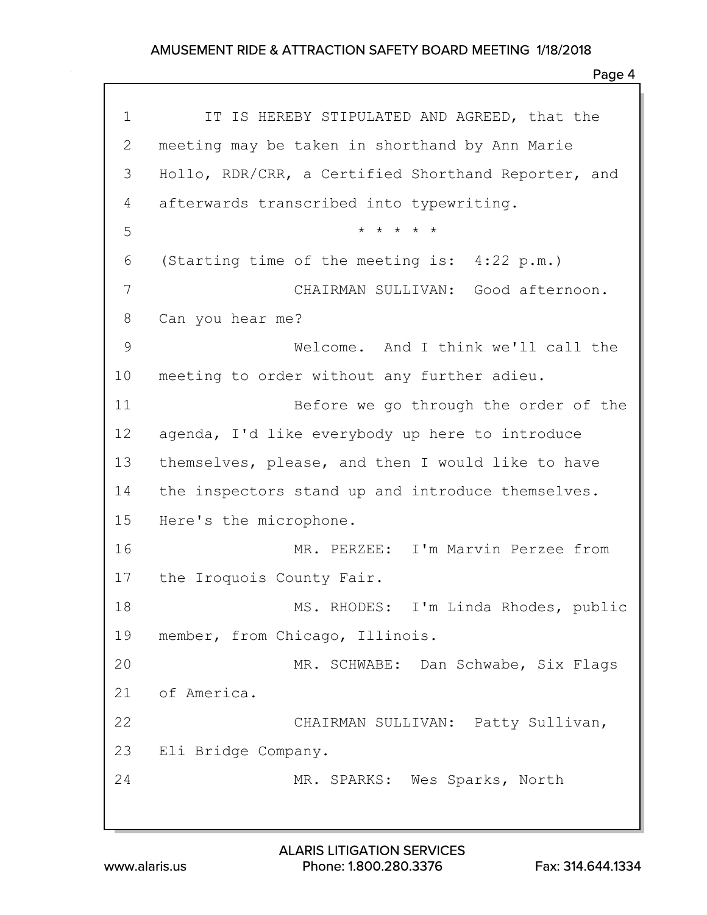IT IS HEREBY STIPULATED AND AGREED, that the meeting may be taken in shorthand by Ann Marie Hollo, RDR/CRR, a Certified Shorthand Reporter, and afterwards transcribed into typewriting.

\* \* \* \* \*

(Starting time of the meeting is: 4:22 p.m.)

CHAIRMAN SULLIVAN: Good afternoon. Can you hear me?

Welcome. And I think we'll call the meeting to order without any further adieu.

Before we go through the order of the agenda, I'd like everybody up here to introduce themselves, please, and then I would like to have the inspectors stand up and introduce themselves. Here's the microphone.

MR. PERZEE: I'm Marvin Perzee from the Iroquois County Fair.

MS. RHODES: I'm Linda Rhodes, public member, from Chicago, Illinois.

MR. SCHWABE: Dan Schwabe, Six Flags of America.

CHAIRMAN SULLIVAN: Patty Sullivan, Eli Bridge Company.

MR. SPARKS: Wes Sparks, North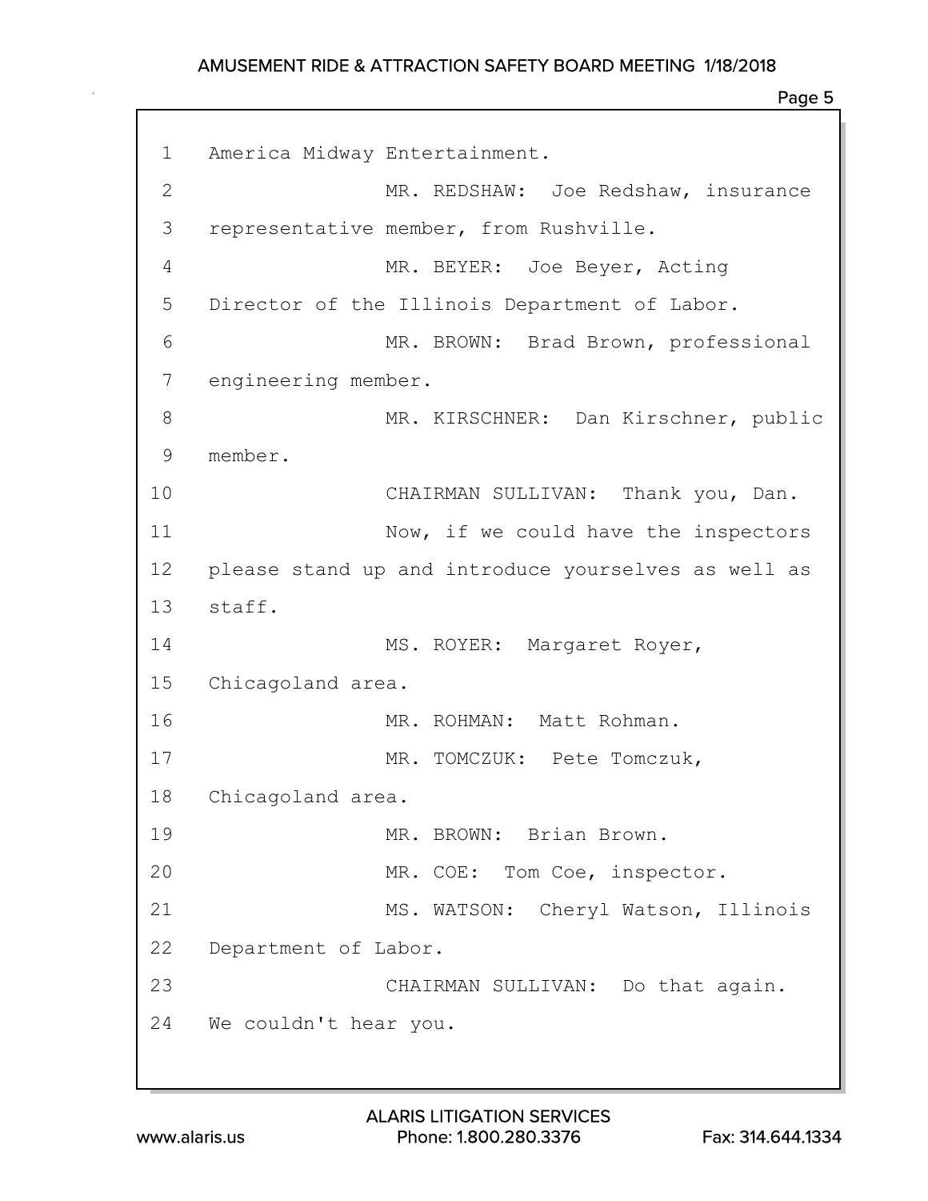1 America Midway Entertainment.

2 MR. REDSHAW: Joe Redshaw, insurance

3 representative member, from Rushville.

4 MR. BEYER: Joe Beyer, Acting

5 Director of the Illinois Department of Labor.

6 MR. BROWN: Brad Brown, professional

7 engineering member.

8 MR. KIRSCHNER: Dan Kirschner, public

9 member.

10 CHAIRMAN SULLIVAN: Thank you, Dan.

11 Now, if we could have the inspectors

12 please stand up and introduce yourselves as well as

13 staff.

14 MS. ROYER: Margaret Royer,

15 Chicagoland area.

16 MR. ROHMAN: Matt Rohman.

17 MR. TOMCZUK: Pete Tomczuk,

18 Chicagoland area.

19 MR. BROWN: Brian Brown.

20 MR. COE: Tom Coe, inspector.

21 MS. WATSON: Cheryl Watson, Illinois

22 Department of Labor.

23 CHAIRMAN SULLIVAN: Do that again.

24 We couldn't hear you.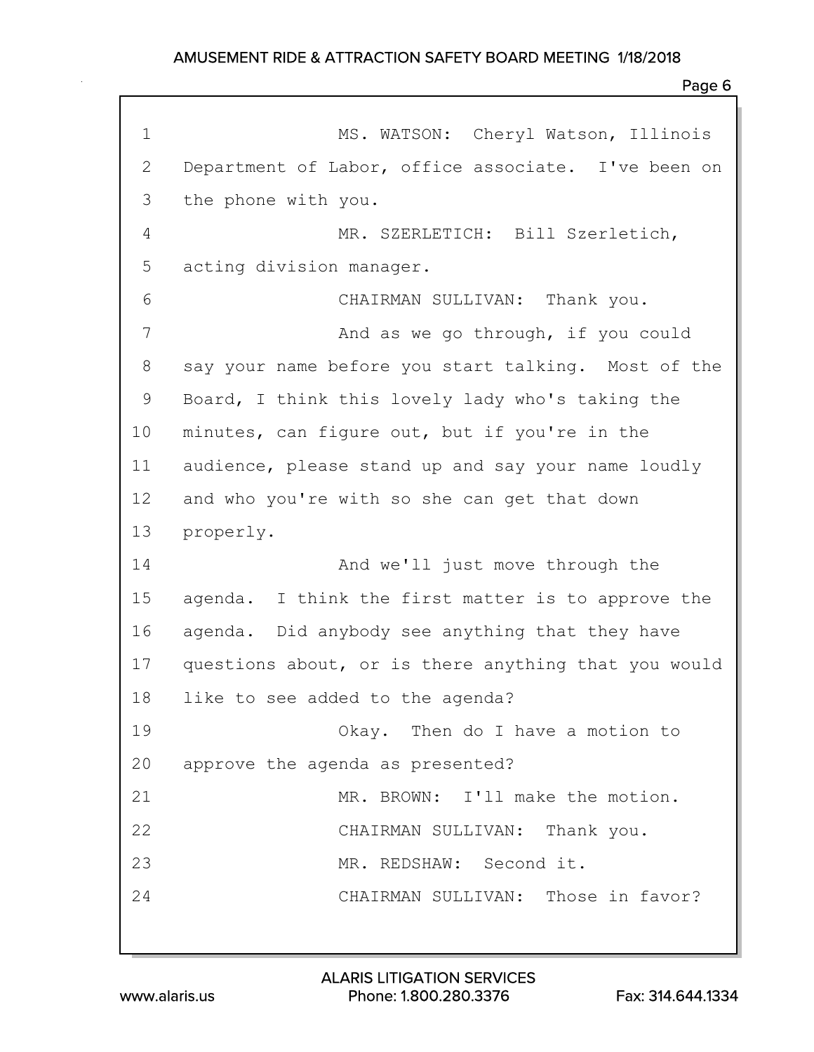MS. WATSON: Cheryl Watson, Illinois Department of Labor, office associate. I've been on the phone with you.

MR. SZERLETICH: Bill Szerletich, acting division manager.

CHAIRMAN SULLIVAN: Thank you.

And as we go through, if you could say your name before you start talking. Most of the Board, I think this lovely lady who's taking the minutes, can figure out, but if you're in the audience, please stand up and say your name loudly and who you're with so she can get that down properly.

And we'll just move through the agenda. I think the first matter is to approve the agenda. Did anybody see anything that they have questions about, or is there anything that you would like to see added to the agenda?

Okay. Then do I have a motion to approve the agenda as presented?

MR. BROWN: I'll make the motion.

CHAIRMAN SULLIVAN: Thank you.

MR. REDSHAW: Second it.

CHAIRMAN SULLIVAN: Those in favor?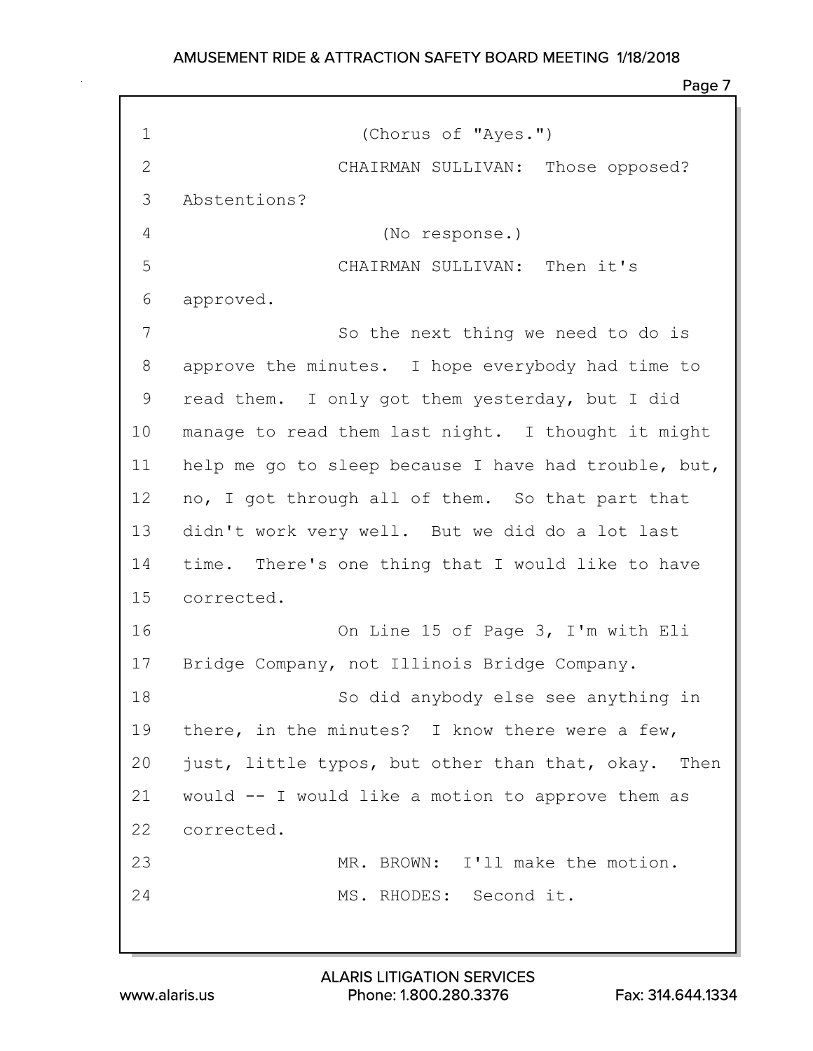(Chorus of "Ayes.")

CHAIRMAN SULLIVAN: Those opposed? Abstentions?

(No response.)

CHAIRMAN SULLIVAN: Then it's approved.

So the next thing we need to do is approve the minutes. I hope everybody had time to read them. I only got them yesterday, but I did manage to read them last night. I thought it might help me go to sleep because I have had trouble, but, no, I got through all of them. So that part that didn't work very well. But we did do a lot last time. There's one thing that I would like to have corrected.

On Line 15 of Page 3, I'm with Eli Bridge Company, not Illinois Bridge Company.

So did anybody else see anything in there, in the minutes? I know there were a few, just, little typos, but other than that, okay. Then would -- I would like a motion to approve them as corrected.

MR. BROWN: I'll make the motion.

MS. RHODES: Second it.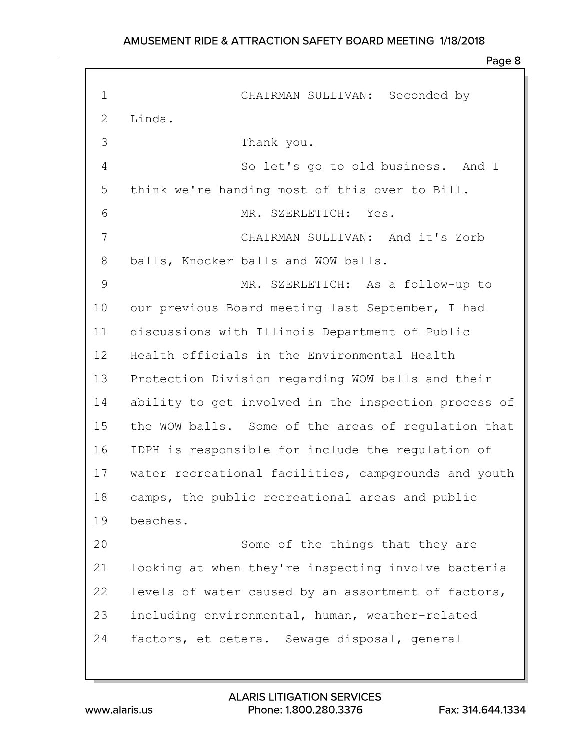CHAIRMAN SULLIVAN: Seconded by Linda.

Thank you.

So let's go to old business. And I think we're handing most of this over to Bill.

MR. SZERLETICH: Yes.

CHAIRMAN SULLIVAN: And it's Zorb balls, Knocker balls and WOW balls.

MR. SZERLETICH: As a follow-up to our previous Board meeting last September, I had discussions with Illinois Department of Public Health officials in the Environmental Health Protection Division regarding WOW balls and their ability to get involved in the inspection process of the WOW balls. Some of the areas of regulation that IDPH is responsible for include the regulation of water recreational facilities, campgrounds and youth camps, the public recreational areas and public beaches.

Some of the things that they are looking at when they're inspecting involve bacteria levels of water caused by an assortment of factors, including environmental, human, weather-related factors, et cetera. Sewage disposal, general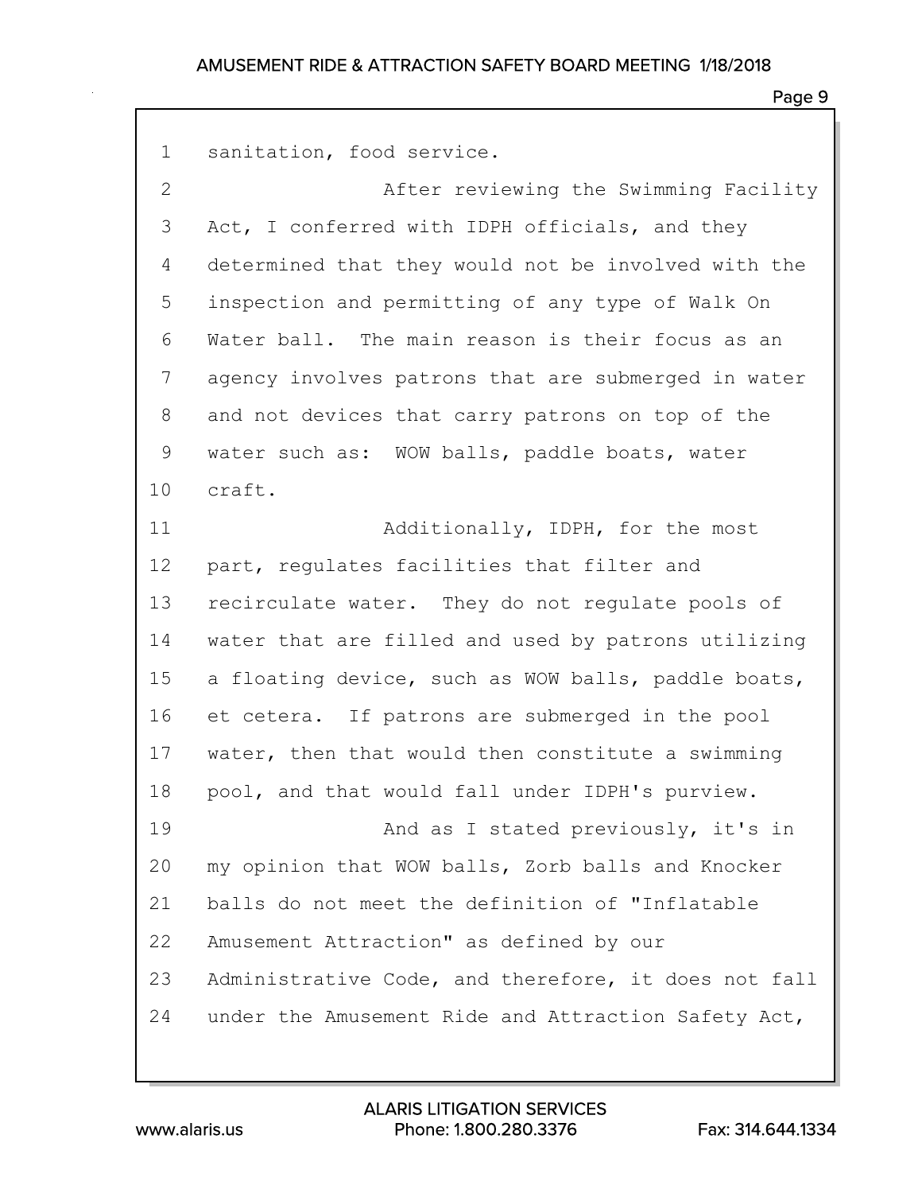sanitation, food service.

After reviewing the Swimming Facility Act, I conferred with IDPH officials, and they determined that they would not be involved with the inspection and permitting of any type of Walk On Water ball. The main reason is their focus as an agency involves patrons that are submerged in water and not devices that carry patrons on top of the water such as: WOW balls, paddle boats, water craft.

Additionally, IDPH, for the most part, regulates facilities that filter and recirculate water. They do not regulate pools of water that are filled and used by patrons utilizing a floating device, such as WOW balls, paddle boats, et cetera. If patrons are submerged in the pool water, then that would then constitute a swimming pool, and that would fall under IDPH's purview.

And as I stated previously, it's in my opinion that WOW balls, Zorb balls and Knocker balls do not meet the definition of "Inflatable Amusement Attraction" as defined by our Administrative Code, and therefore, it does not fall under the Amusement Ride and Attraction Safety Act,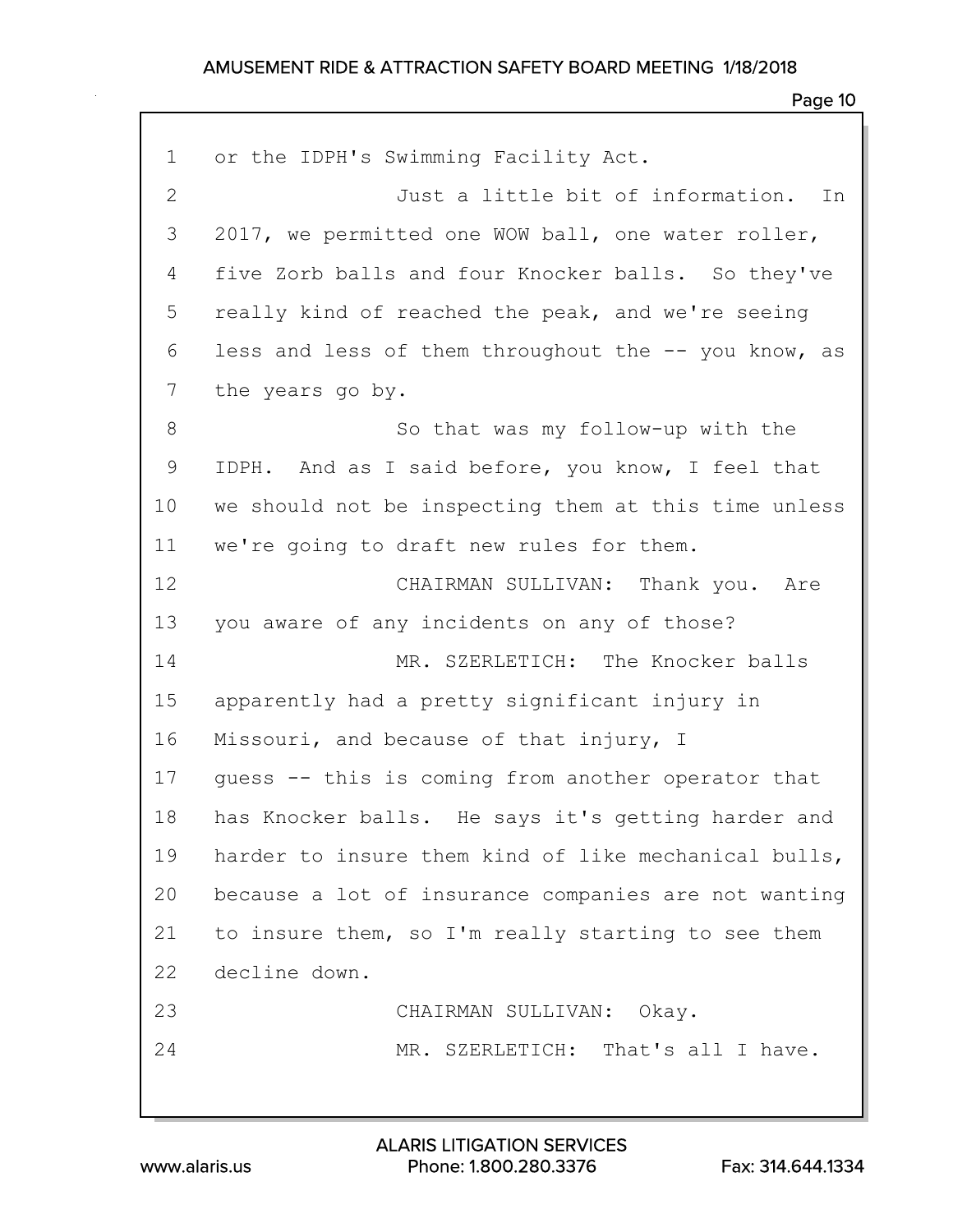or the IDPH's Swimming Facility Act.

Just a little bit of information. In 2017, we permitted one WOW ball, one water roller, five Zorb balls and four Knocker balls. So they've really kind of reached the peak, and we're seeing less and less of them throughout the -- you know, as the years go by.

So that was my follow-up with the IDPH. And as I said before, you know, I feel that we should not be inspecting them at this time unless we're going to draft new rules for them.

CHAIRMAN SULLIVAN: Thank you. Are you aware of any incidents on any of those?

MR. SZERLETICH: The Knocker balls apparently had a pretty significant injury in Missouri, and because of that injury, I guess -- this is coming from another operator that has Knocker balls. He says it's getting harder and harder to insure them kind of like mechanical bulls, because a lot of insurance companies are not wanting to insure them, so I'm really starting to see them decline down.

CHAIRMAN SULLIVAN: Okay.

MR. SZERLETICH: That's all I have.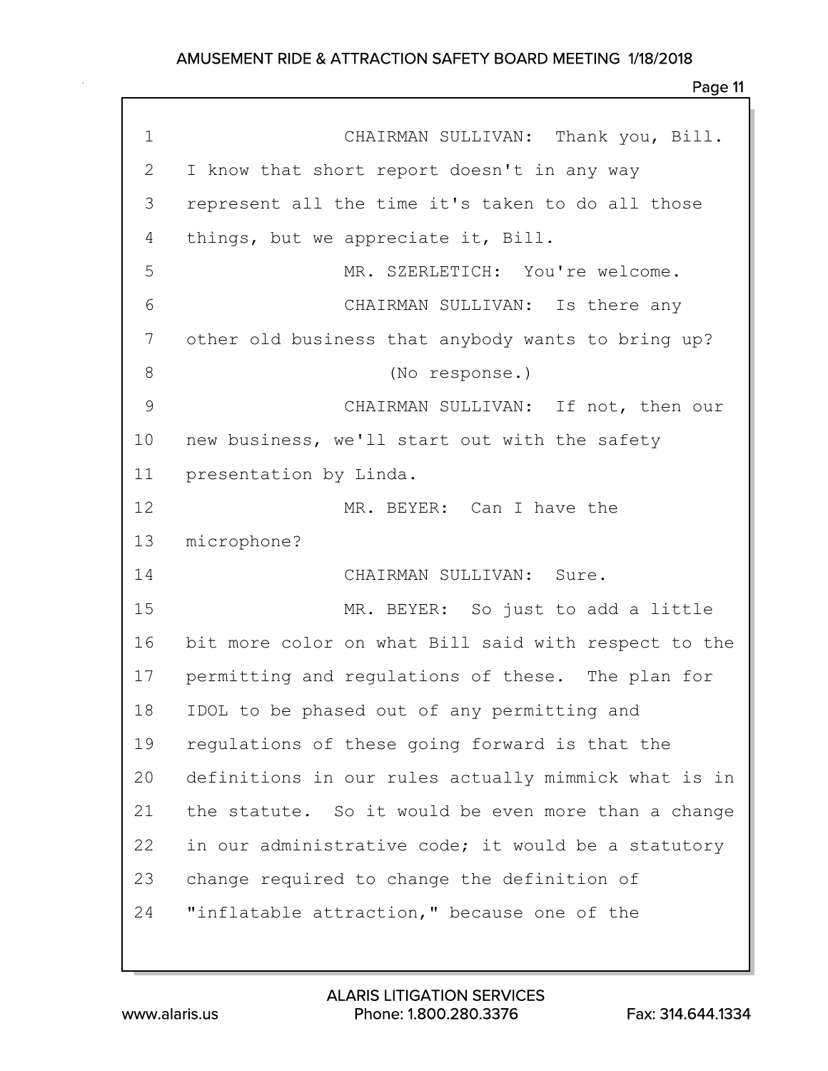1 CHAIRMAN SULLIVAN: Thank you, Bill.
2 I know that short report doesn't in any way
3 represent all the time it's taken to do all those
4 things, but we appreciate it, Bill.
5 MR. SZERLETICH: You're welcome.
6 CHAIRMAN SULLIVAN: Is there any
7 other old business that anybody wants to bring up?
8 (No response.)
9 CHAIRMAN SULLIVAN: If not, then our
10 new business, we'll start out with the safety
11 presentation by Linda.
12 MR. BEYER: Can I have the
13 microphone?
14 CHAIRMAN SULLIVAN: Sure.
15 MR. BEYER: So just to add a little
16 bit more color on what Bill said with respect to the
17 permitting and regulations of these. The plan for
18 IDOL to be phased out of any permitting and
19 regulations of these going forward is that the
20 definitions in our rules actually mimmick what is in
21 the statute. So it would be even more than a change
22 in our administrative code; it would be a statutory
23 change required to change the definition of
24 "inflatable attraction," because one of the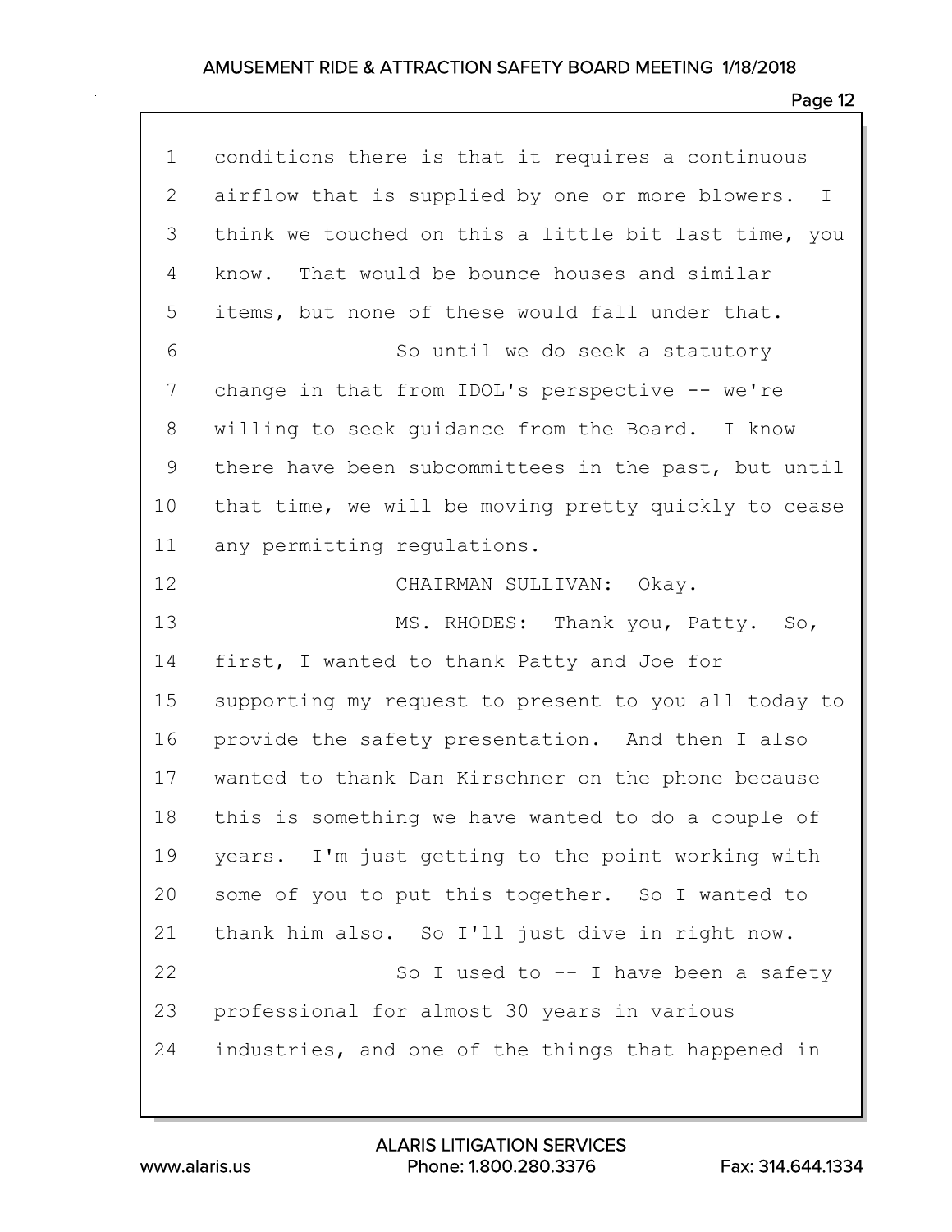1 conditions there is that it requires a continuous
2 airflow that is supplied by one or more blowers. I
3 think we touched on this a little bit last time, you
4 know. That would be bounce houses and similar
5 items, but none of these would fall under that.
6 So until we do seek a statutory
7 change in that from IDOL's perspective -- we're
8 willing to seek guidance from the Board. I know
9 there have been subcommittees in the past, but until
10 that time, we will be moving pretty quickly to cease
11 any permitting regulations.
12 CHAIRMAN SULLIVAN: Okay.
13 MS. RHODES: Thank you, Patty. So,
14 first, I wanted to thank Patty and Joe for
15 supporting my request to present to you all today to
16 provide the safety presentation. And then I also
17 wanted to thank Dan Kirschner on the phone because
18 this is something we have wanted to do a couple of
19 years. I'm just getting to the point working with
20 some of you to put this together. So I wanted to
21 thank him also. So I'll just dive in right now.
22 So I used to -- I have been a safety
23 professional for almost 30 years in various
24 industries, and one of the things that happened in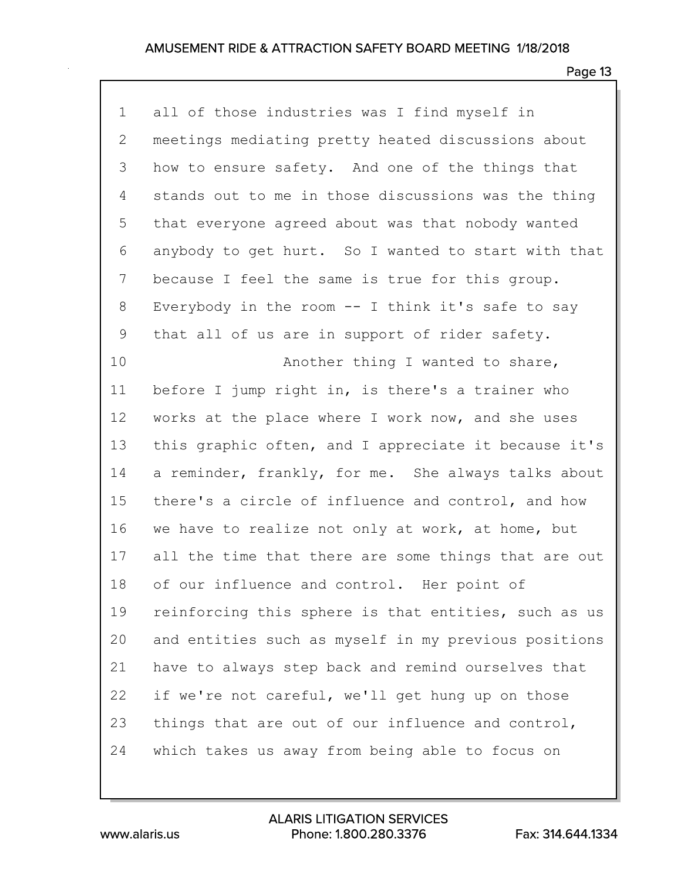all of those industries was I find myself in meetings mediating pretty heated discussions about how to ensure safety. And one of the things that stands out to me in those discussions was the thing that everyone agreed about was that nobody wanted anybody to get hurt. So I wanted to start with that because I feel the same is true for this group. Everybody in the room -- I think it's safe to say that all of us are in support of rider safety.

Another thing I wanted to share, before I jump right in, is there's a trainer who works at the place where I work now, and she uses this graphic often, and I appreciate it because it's a reminder, frankly, for me. She always talks about there's a circle of influence and control, and how we have to realize not only at work, at home, but all the time that there are some things that are out of our influence and control. Her point of reinforcing this sphere is that entities, such as us and entities such as myself in my previous positions have to always step back and remind ourselves that if we're not careful, we'll get hung up on those things that are out of our influence and control, which takes us away from being able to focus on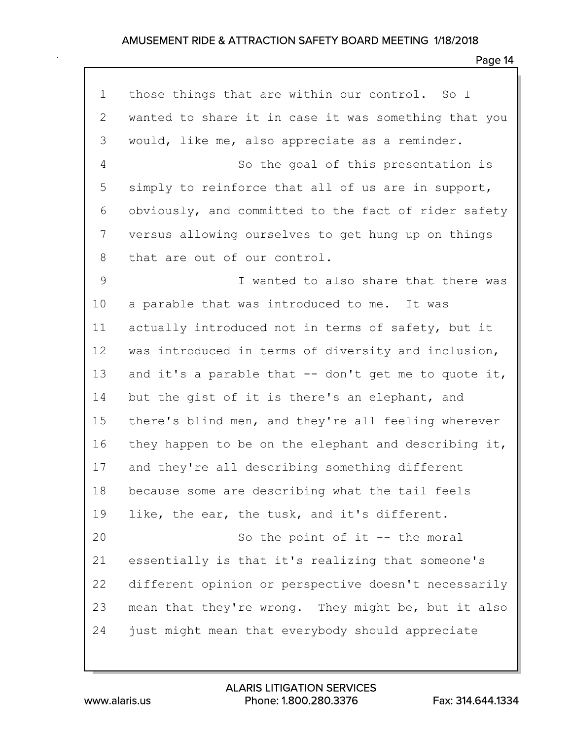those things that are within our control. So I wanted to share it in case it was something that you would, like me, also appreciate as a reminder.

So the goal of this presentation is simply to reinforce that all of us are in support, obviously, and committed to the fact of rider safety versus allowing ourselves to get hung up on things that are out of our control.

I wanted to also share that there was a parable that was introduced to me. It was actually introduced not in terms of safety, but it was introduced in terms of diversity and inclusion, and it's a parable that -- don't get me to quote it, but the gist of it is there's an elephant, and there's blind men, and they're all feeling wherever they happen to be on the elephant and describing it, and they're all describing something different because some are describing what the tail feels like, the ear, the tusk, and it's different.

So the point of it -- the moral essentially is that it's realizing that someone's different opinion or perspective doesn't necessarily mean that they're wrong. They might be, but it also just might mean that everybody should appreciate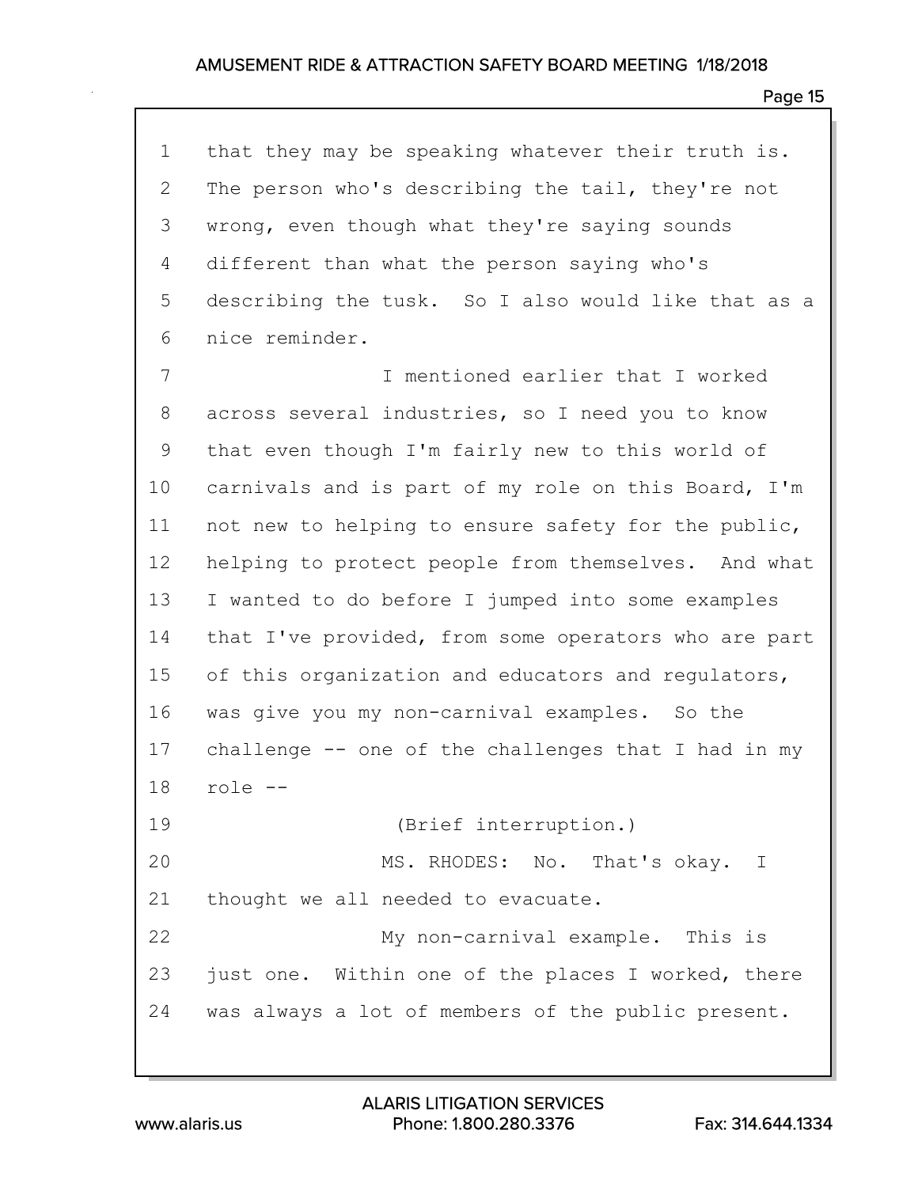that they may be speaking whatever their truth is. The person who's describing the tail, they're not wrong, even though what they're saying sounds different than what the person saying who's describing the tusk. So I also would like that as a nice reminder.

I mentioned earlier that I worked across several industries, so I need you to know that even though I'm fairly new to this world of carnivals and is part of my role on this Board, I'm not new to helping to ensure safety for the public, helping to protect people from themselves. And what I wanted to do before I jumped into some examples that I've provided, from some operators who are part of this organization and educators and regulators, was give you my non-carnival examples. So the challenge -- one of the challenges that I had in my role --

(Brief interruption.)

MS. RHODES: No. That's okay. I thought we all needed to evacuate.

My non-carnival example. This is just one. Within one of the places I worked, there was always a lot of members of the public present.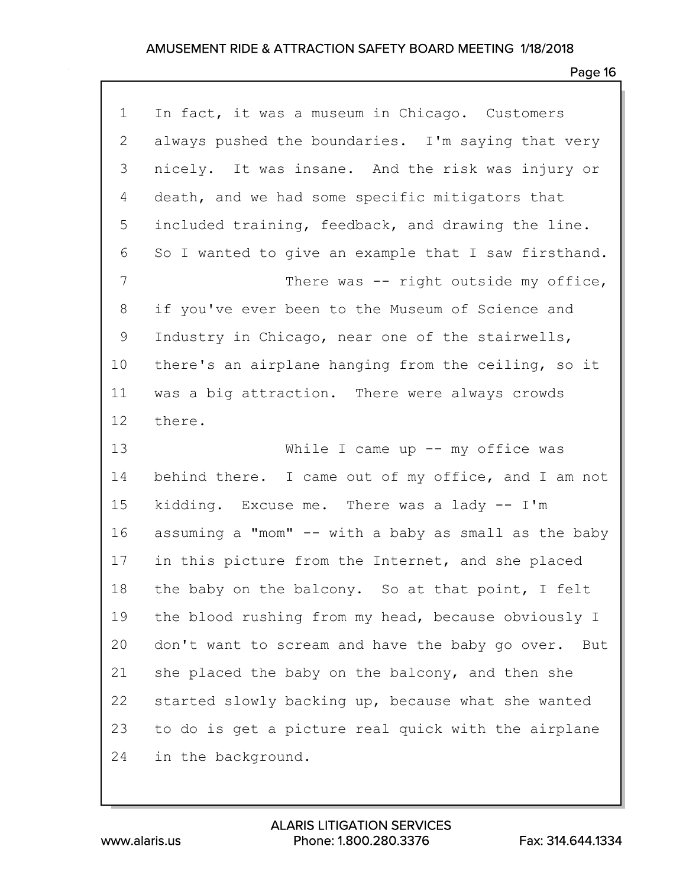In fact, it was a museum in Chicago. Customers always pushed the boundaries. I'm saying that very nicely. It was insane. And the risk was injury or death, and we had some specific mitigators that included training, feedback, and drawing the line. So I wanted to give an example that I saw firsthand.

There was -- right outside my office, if you've ever been to the Museum of Science and Industry in Chicago, near one of the stairwells, there's an airplane hanging from the ceiling, so it was a big attraction. There were always crowds there.

While I came up -- my office was behind there. I came out of my office, and I am not kidding. Excuse me. There was a lady -- I'm assuming a "mom" -- with a baby as small as the baby in this picture from the Internet, and she placed the baby on the balcony. So at that point, I felt the blood rushing from my head, because obviously I don't want to scream and have the baby go over. But she placed the baby on the balcony, and then she started slowly backing up, because what she wanted to do is get a picture real quick with the airplane in the background.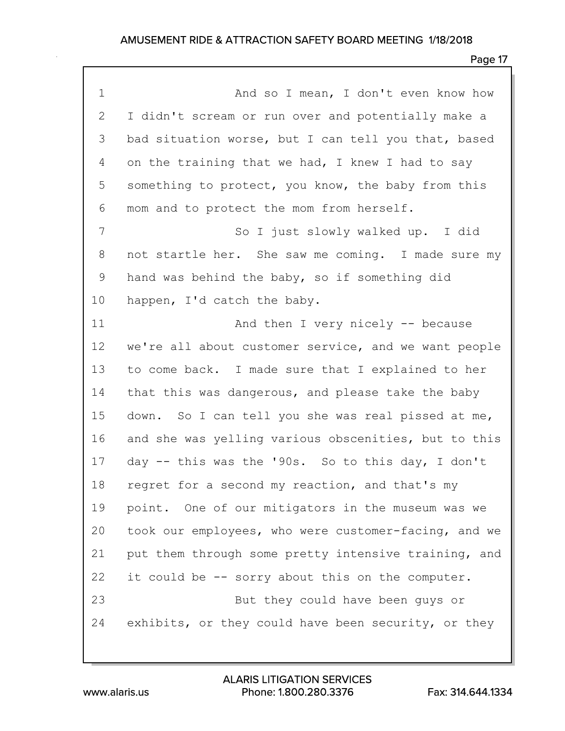And so I mean, I don't even know how I didn't scream or run over and potentially make a bad situation worse, but I can tell you that, based on the training that we had, I knew I had to say something to protect, you know, the baby from this mom and to protect the mom from herself.

So I just slowly walked up. I did not startle her. She saw me coming. I made sure my hand was behind the baby, so if something did happen, I'd catch the baby.

And then I very nicely -- because we're all about customer service, and we want people to come back. I made sure that I explained to her that this was dangerous, and please take the baby down. So I can tell you she was real pissed at me, and she was yelling various obscenities, but to this day -- this was the '90s. So to this day, I don't regret for a second my reaction, and that's my point. One of our mitigators in the museum was we took our employees, who were customer-facing, and we put them through some pretty intensive training, and it could be -- sorry about this on the computer.

But they could have been guys or exhibits, or they could have been security, or they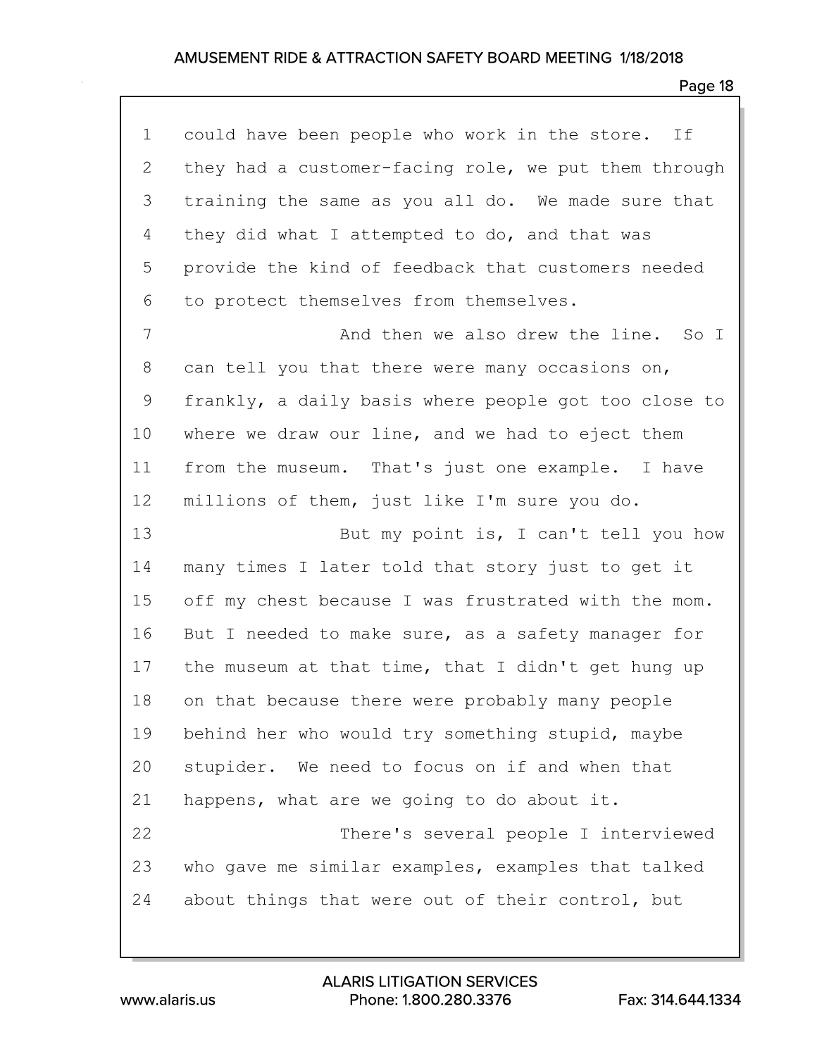could have been people who work in the store. If they had a customer-facing role, we put them through training the same as you all do. We made sure that they did what I attempted to do, and that was provide the kind of feedback that customers needed to protect themselves from themselves.

And then we also drew the line. So I can tell you that there were many occasions on, frankly, a daily basis where people got too close to where we draw our line, and we had to eject them from the museum. That's just one example. I have millions of them, just like I'm sure you do.

But my point is, I can't tell you how many times I later told that story just to get it off my chest because I was frustrated with the mom. But I needed to make sure, as a safety manager for the museum at that time, that I didn't get hung up on that because there were probably many people behind her who would try something stupid, maybe stupider. We need to focus on if and when that happens, what are we going to do about it.

There's several people I interviewed who gave me similar examples, examples that talked about things that were out of their control, but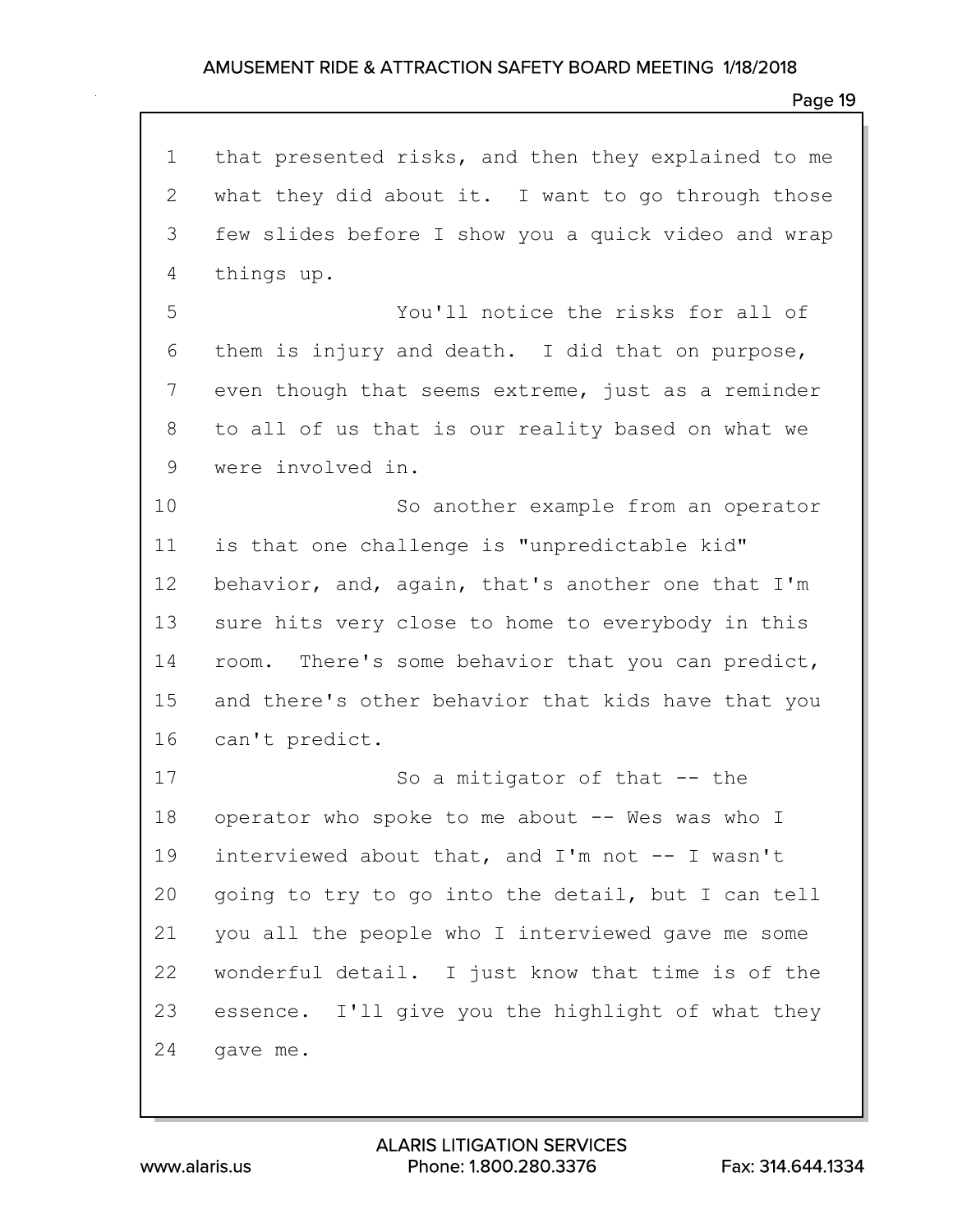that presented risks, and then they explained to me what they did about it. I want to go through those few slides before I show you a quick video and wrap things up.

You'll notice the risks for all of them is injury and death. I did that on purpose, even though that seems extreme, just as a reminder to all of us that is our reality based on what we were involved in.

So another example from an operator is that one challenge is "unpredictable kid" behavior, and, again, that's another one that I'm sure hits very close to home to everybody in this room. There's some behavior that you can predict, and there's other behavior that kids have that you can't predict.

So a mitigator of that -- the operator who spoke to me about -- Wes was who I interviewed about that, and I'm not -- I wasn't going to try to go into the detail, but I can tell you all the people who I interviewed gave me some wonderful detail. I just know that time is of the essence. I'll give you the highlight of what they gave me.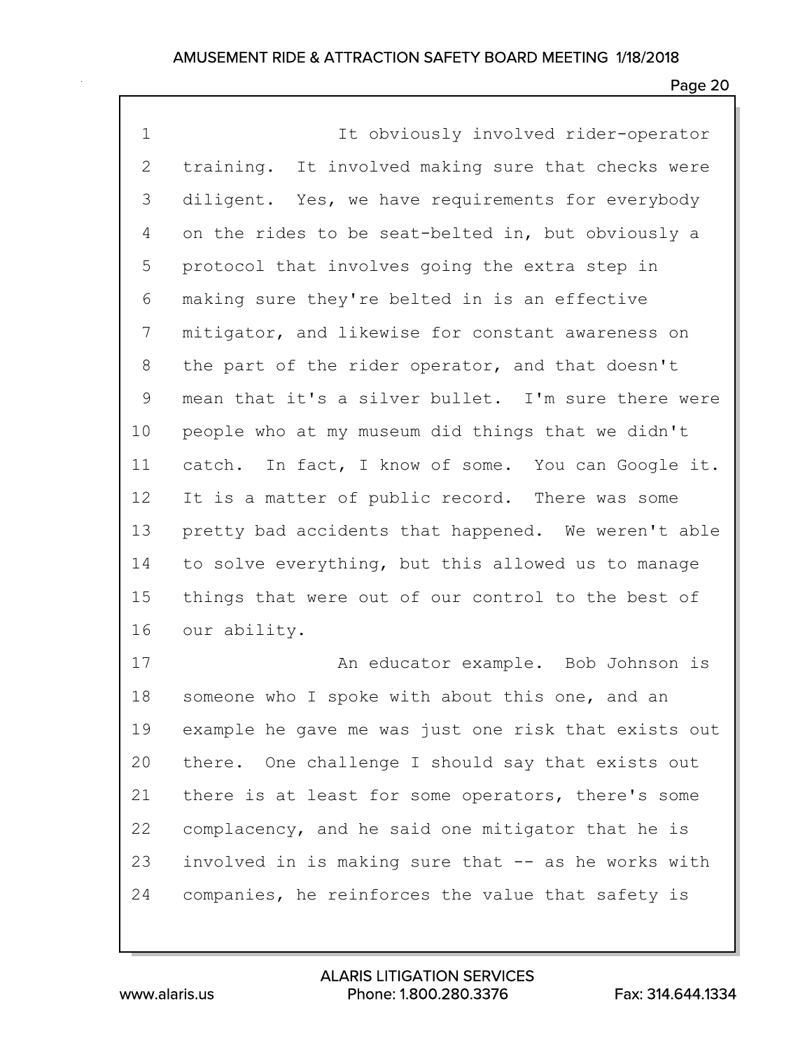It obviously involved rider-operator training. It involved making sure that checks were diligent. Yes, we have requirements for everybody on the rides to be seat-belted in, but obviously a protocol that involves going the extra step in making sure they're belted in is an effective mitigator, and likewise for constant awareness on the part of the rider operator, and that doesn't mean that it's a silver bullet. I'm sure there were people who at my museum did things that we didn't catch. In fact, I know of some. You can Google it. It is a matter of public record. There was some pretty bad accidents that happened. We weren't able to solve everything, but this allowed us to manage things that were out of our control to the best of our ability.

An educator example. Bob Johnson is someone who I spoke with about this one, and an example he gave me was just one risk that exists out there. One challenge I should say that exists out there is at least for some operators, there's some complacency, and he said one mitigator that he is involved in is making sure that -- as he works with companies, he reinforces the value that safety is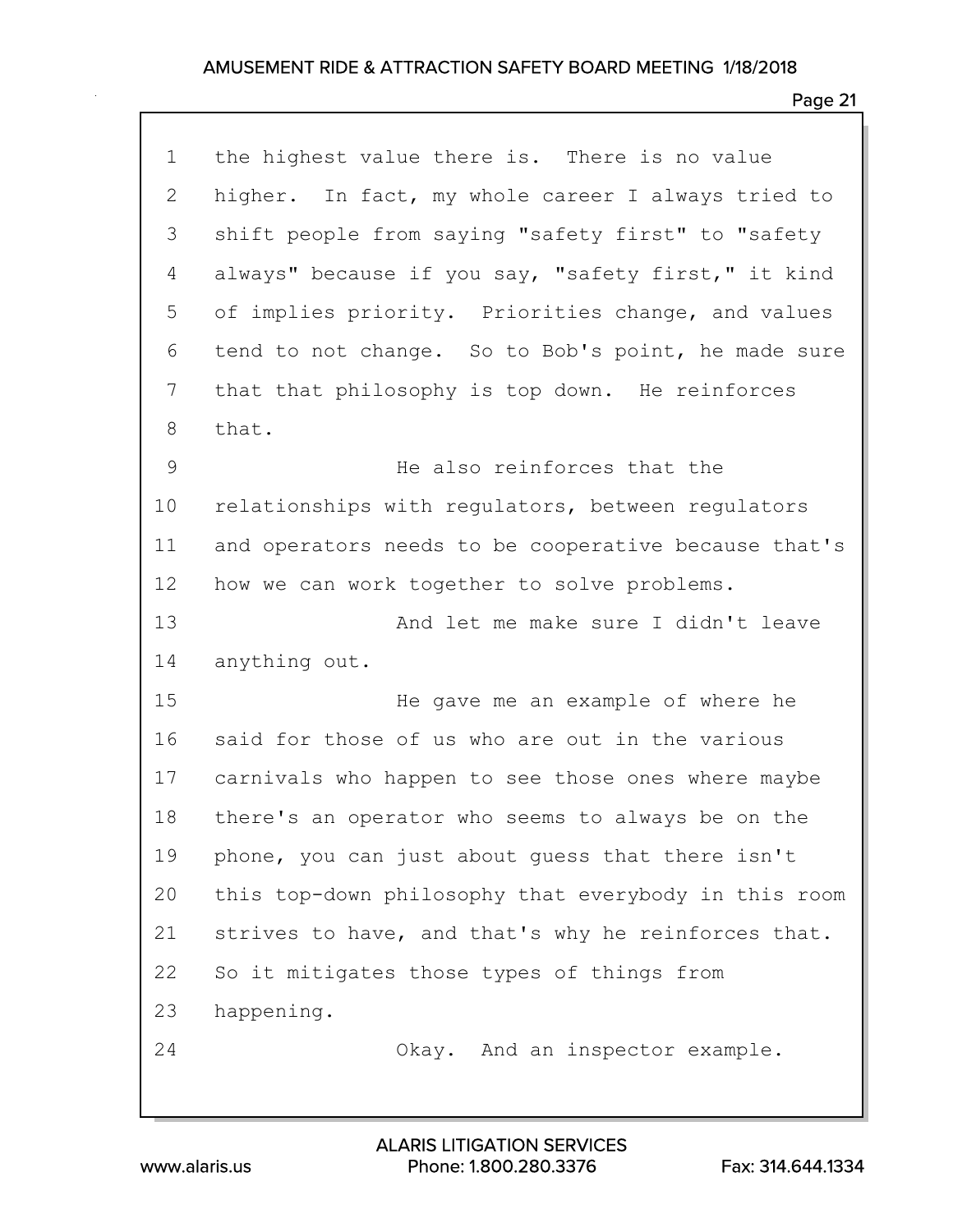the highest value there is. There is no value higher. In fact, my whole career I always tried to shift people from saying "safety first" to "safety always" because if you say, "safety first," it kind of implies priority. Priorities change, and values tend to not change. So to Bob's point, he made sure that that philosophy is top down. He reinforces that.

He also reinforces that the relationships with regulators, between regulators and operators needs to be cooperative because that's how we can work together to solve problems.

And let me make sure I didn't leave anything out.

He gave me an example of where he said for those of us who are out in the various carnivals who happen to see those ones where maybe there's an operator who seems to always be on the phone, you can just about guess that there isn't this top-down philosophy that everybody in this room strives to have, and that's why he reinforces that. So it mitigates those types of things from happening.

Okay. And an inspector example.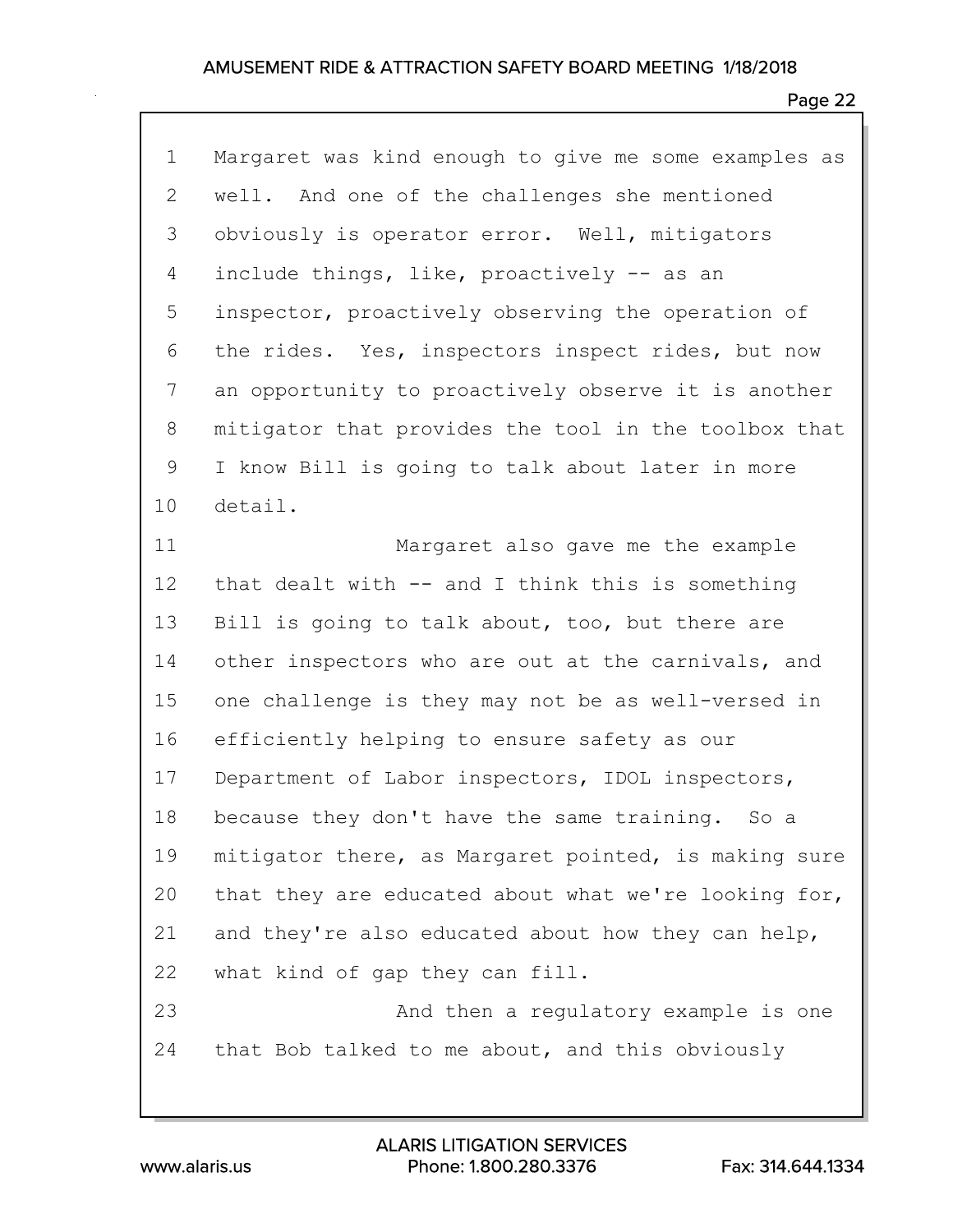Margaret was kind enough to give me some examples as well. And one of the challenges she mentioned obviously is operator error. Well, mitigators include things, like, proactively -- as an inspector, proactively observing the operation of the rides. Yes, inspectors inspect rides, but now an opportunity to proactively observe it is another mitigator that provides the tool in the toolbox that I know Bill is going to talk about later in more detail.

Margaret also gave me the example that dealt with -- and I think this is something Bill is going to talk about, too, but there are other inspectors who are out at the carnivals, and one challenge is they may not be as well-versed in efficiently helping to ensure safety as our Department of Labor inspectors, IDOL inspectors, because they don't have the same training. So a mitigator there, as Margaret pointed, is making sure that they are educated about what we're looking for, and they're also educated about how they can help, what kind of gap they can fill.

And then a regulatory example is one that Bob talked to me about, and this obviously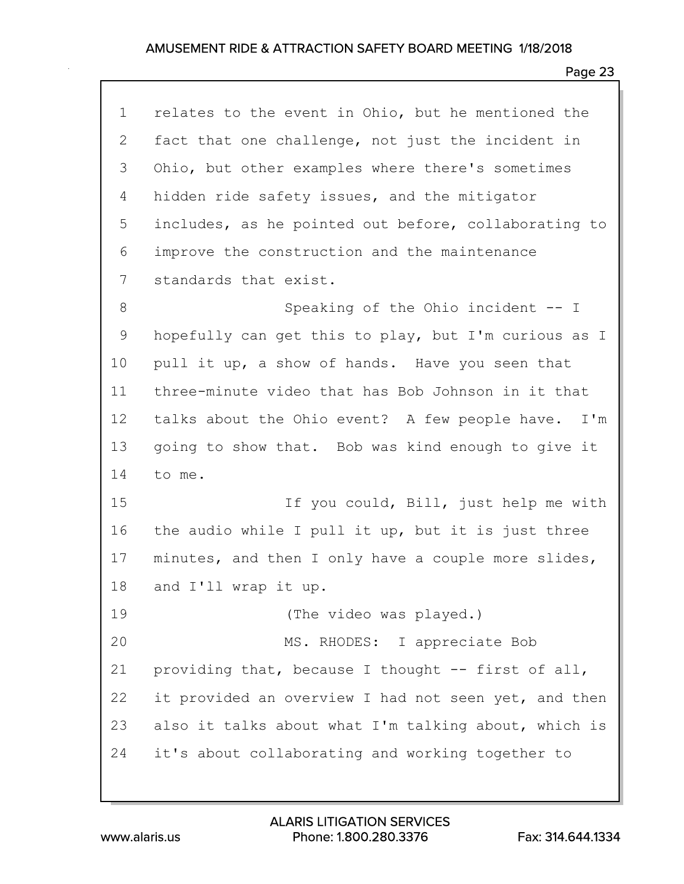relates to the event in Ohio, but he mentioned the fact that one challenge, not just the incident in Ohio, but other examples where there's sometimes hidden ride safety issues, and the mitigator includes, as he pointed out before, collaborating to improve the construction and the maintenance standards that exist.

Speaking of the Ohio incident -- I hopefully can get this to play, but I'm curious as I pull it up, a show of hands. Have you seen that three-minute video that has Bob Johnson in it that talks about the Ohio event? A few people have. I'm going to show that. Bob was kind enough to give it to me.

If you could, Bill, just help me with the audio while I pull it up, but it is just three minutes, and then I only have a couple more slides, and I'll wrap it up.

(The video was played.)

MS. RHODES: I appreciate Bob providing that, because I thought -- first of all, it provided an overview I had not seen yet, and then also it talks about what I'm talking about, which is it's about collaborating and working together to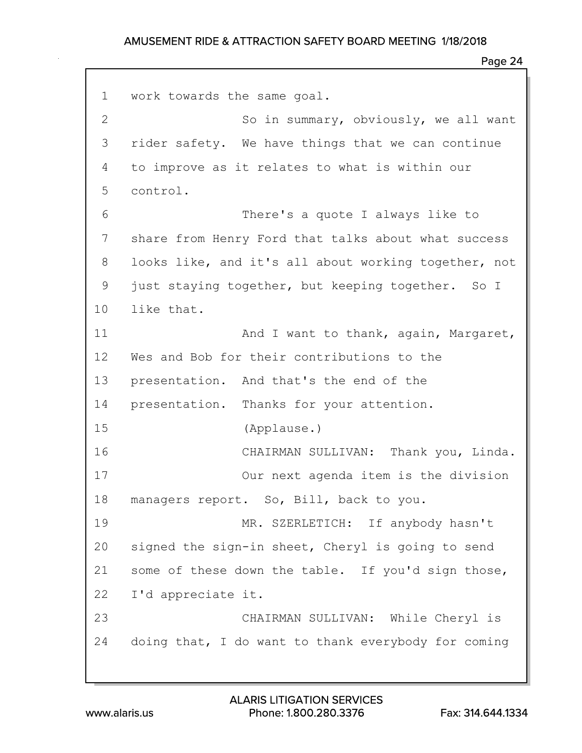1 work towards the same goal.

2 So in summary, obviously, we all want

3 rider safety. We have things that we can continue

4 to improve as it relates to what is within our

5 control.

6 There's a quote I always like to

7 share from Henry Ford that talks about what success

8 looks like, and it's all about working together, not

9 just staying together, but keeping together. So I

10 like that.

11 And I want to thank, again, Margaret,

12 Wes and Bob for their contributions to the

13 presentation. And that's the end of the

14 presentation. Thanks for your attention.

15 (Applause.)

16 CHAIRMAN SULLIVAN: Thank you, Linda.

17 Our next agenda item is the division

18 managers report. So, Bill, back to you.

19 MR. SZERLETICH: If anybody hasn't

20 signed the sign-in sheet, Cheryl is going to send

21 some of these down the table. If you'd sign those,

22 I'd appreciate it.

23 CHAIRMAN SULLIVAN: While Cheryl is

24 doing that, I do want to thank everybody for coming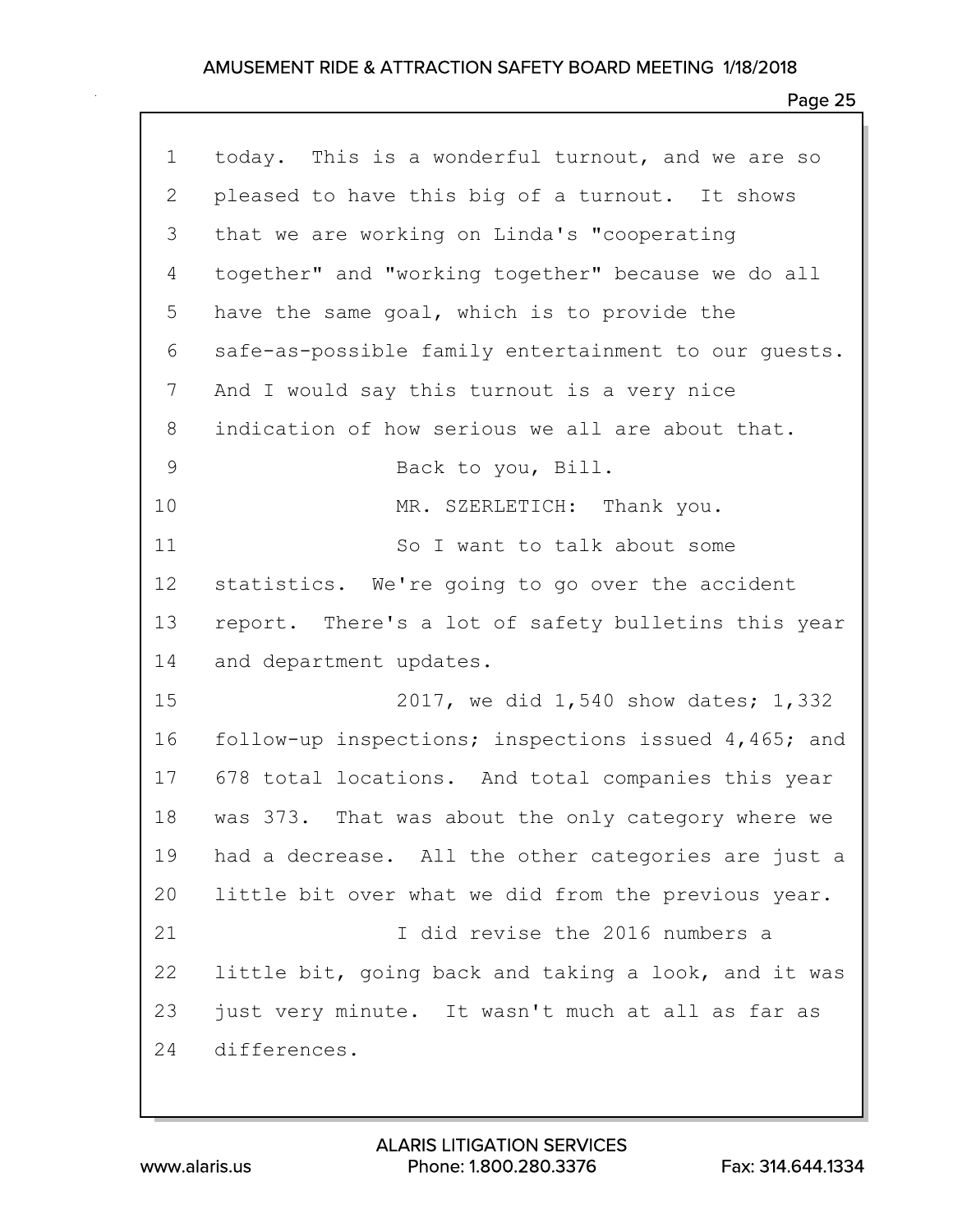today. This is a wonderful turnout, and we are so pleased to have this big of a turnout. It shows that we are working on Linda's "cooperating together" and "working together" because we do all have the same goal, which is to provide the safe-as-possible family entertainment to our guests. And I would say this turnout is a very nice indication of how serious we all are about that.

Back to you, Bill.

MR. SZERLETICH: Thank you.

So I want to talk about some statistics. We're going to go over the accident report. There's a lot of safety bulletins this year and department updates.

2017, we did 1,540 show dates; 1,332 follow-up inspections; inspections issued 4,465; and 678 total locations. And total companies this year was 373. That was about the only category where we had a decrease. All the other categories are just a little bit over what we did from the previous year.

I did revise the 2016 numbers a little bit, going back and taking a look, and it was just very minute. It wasn't much at all as far as differences.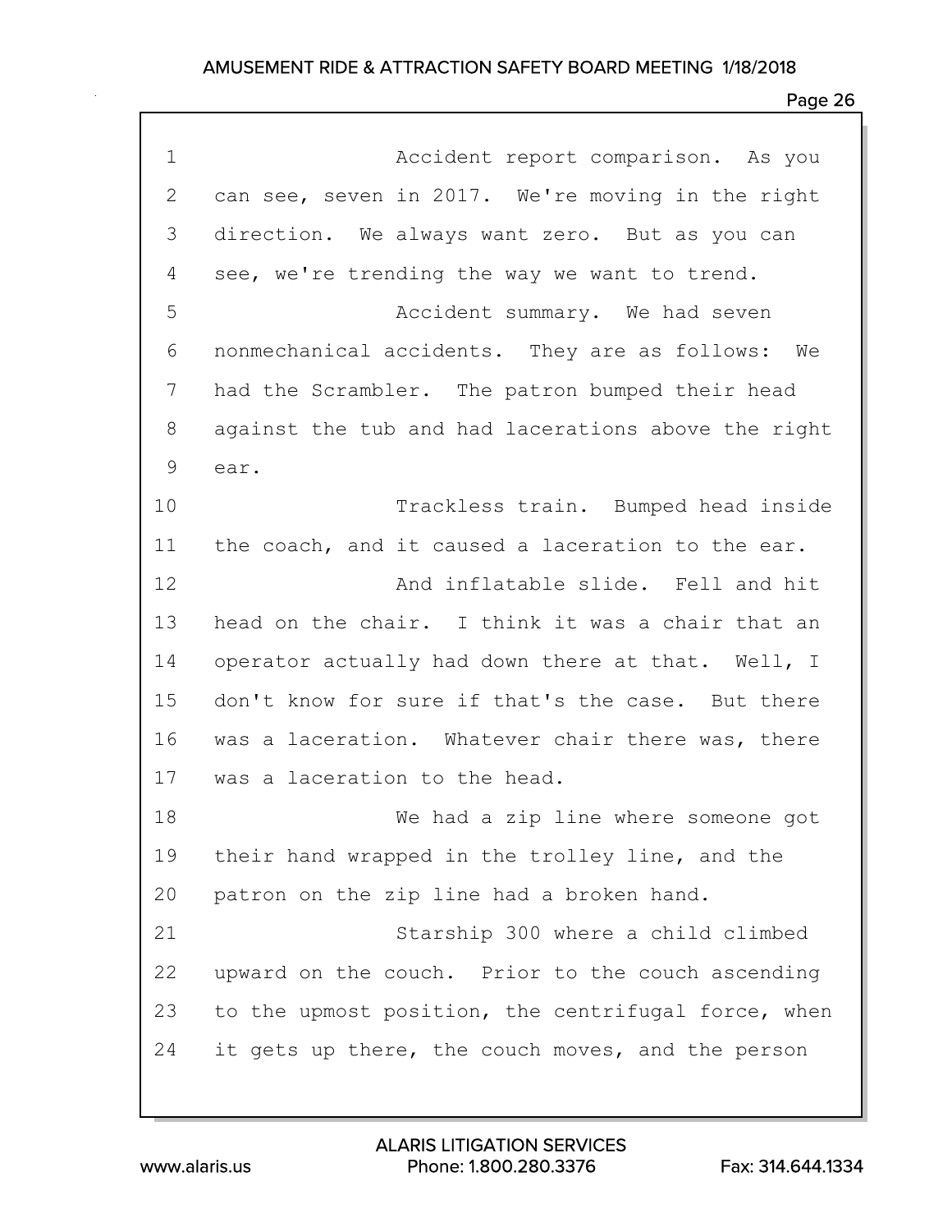Accident report comparison. As you can see, seven in 2017. We're moving in the right direction. We always want zero. But as you can see, we're trending the way we want to trend.

Accident summary. We had seven nonmechanical accidents. They are as follows: We had the Scrambler. The patron bumped their head against the tub and had lacerations above the right ear.

Trackless train. Bumped head inside the coach, and it caused a laceration to the ear.

And inflatable slide. Fell and hit head on the chair. I think it was a chair that an operator actually had down there at that. Well, I don't know for sure if that's the case. But there was a laceration. Whatever chair there was, there was a laceration to the head.

We had a zip line where someone got their hand wrapped in the trolley line, and the patron on the zip line had a broken hand.

Starship 300 where a child climbed upward on the couch. Prior to the couch ascending to the upmost position, the centrifugal force, when it gets up there, the couch moves, and the person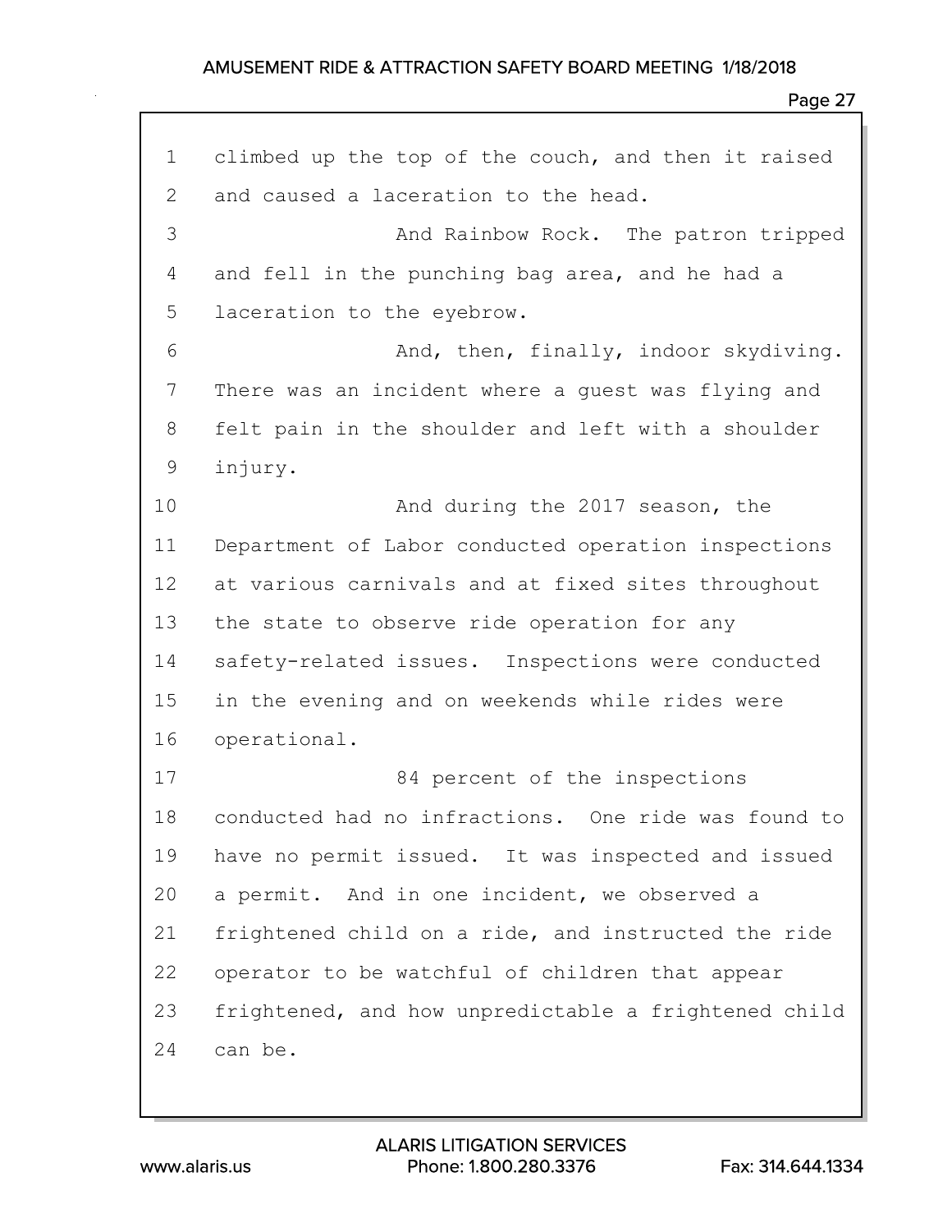climbed up the top of the couch, and then it raised and caused a laceration to the head.

And Rainbow Rock. The patron tripped and fell in the punching bag area, and he had a laceration to the eyebrow.

And, then, finally, indoor skydiving. There was an incident where a guest was flying and felt pain in the shoulder and left with a shoulder injury.

And during the 2017 season, the Department of Labor conducted operation inspections at various carnivals and at fixed sites throughout the state to observe ride operation for any safety-related issues. Inspections were conducted in the evening and on weekends while rides were operational.

84 percent of the inspections conducted had no infractions. One ride was found to have no permit issued. It was inspected and issued a permit. And in one incident, we observed a frightened child on a ride, and instructed the ride operator to be watchful of children that appear frightened, and how unpredictable a frightened child can be.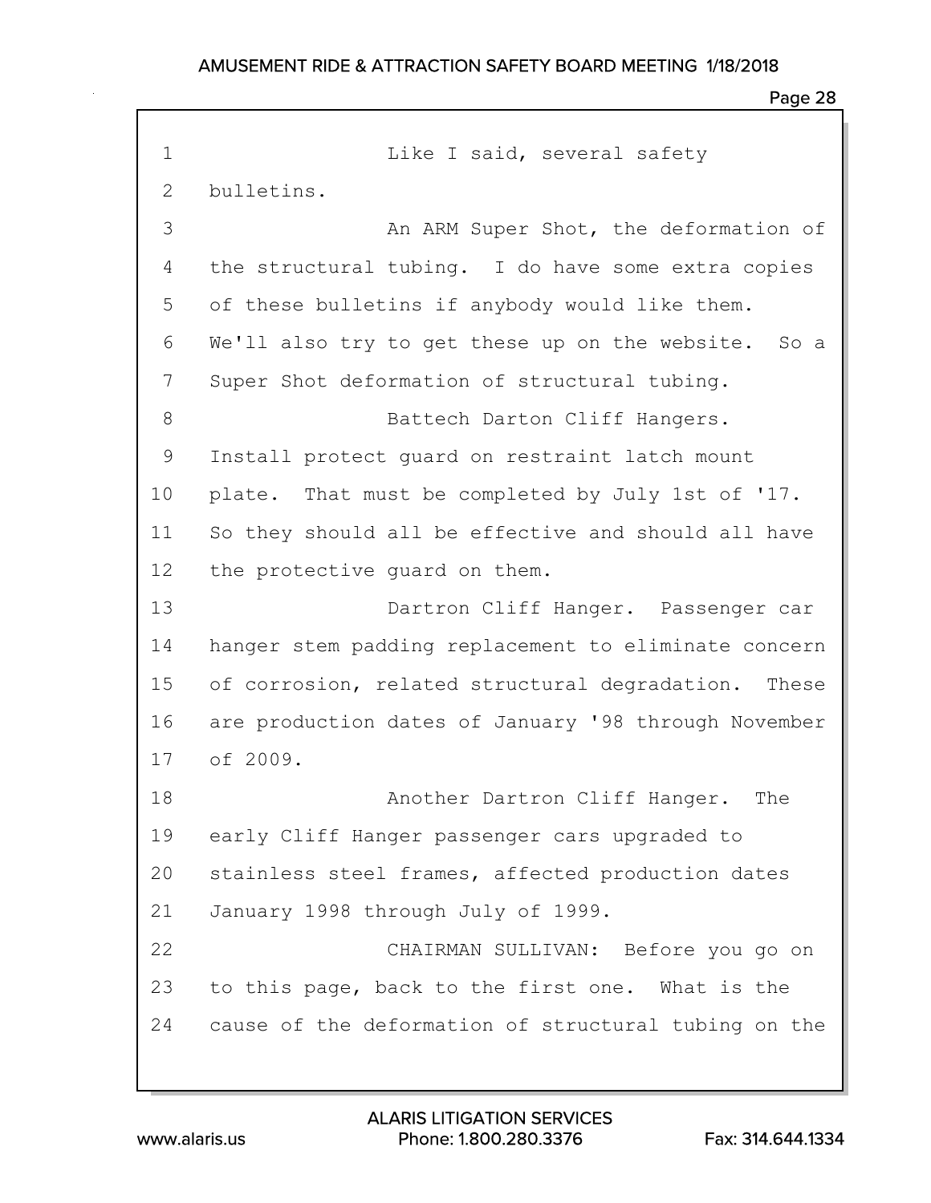Like I said, several safety bulletins.

An ARM Super Shot, the deformation of the structural tubing. I do have some extra copies of these bulletins if anybody would like them. We'll also try to get these up on the website. So a Super Shot deformation of structural tubing.

Battech Darton Cliff Hangers. Install protect guard on restraint latch mount plate. That must be completed by July 1st of '17. So they should all be effective and should all have the protective guard on them.

Dartron Cliff Hanger. Passenger car hanger stem padding replacement to eliminate concern of corrosion, related structural degradation. These are production dates of January '98 through November of 2009.

Another Dartron Cliff Hanger. The early Cliff Hanger passenger cars upgraded to stainless steel frames, affected production dates January 1998 through July of 1999.

CHAIRMAN SULLIVAN: Before you go on to this page, back to the first one. What is the cause of the deformation of structural tubing on the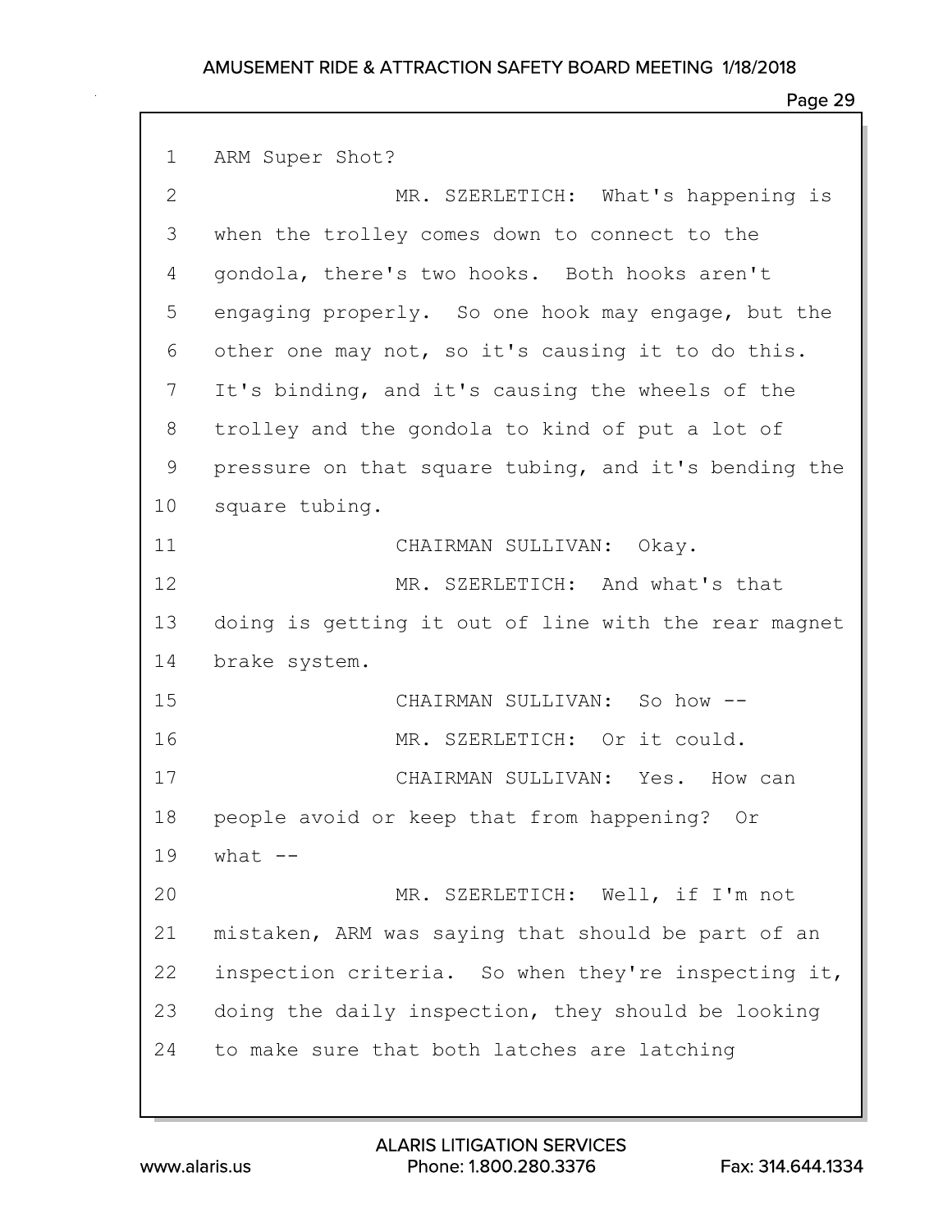ARM Super Shot?

MR. SZERLETICH: What's happening is when the trolley comes down to connect to the gondola, there's two hooks. Both hooks aren't engaging properly. So one hook may engage, but the other one may not, so it's causing it to do this. It's binding, and it's causing the wheels of the trolley and the gondola to kind of put a lot of pressure on that square tubing, and it's bending the square tubing.

CHAIRMAN SULLIVAN: Okay.

MR. SZERLETICH: And what's that doing is getting it out of line with the rear magnet brake system.

CHAIRMAN SULLIVAN: So how --

MR. SZERLETICH: Or it could.

CHAIRMAN SULLIVAN: Yes. How can people avoid or keep that from happening? Or what --

MR. SZERLETICH: Well, if I'm not mistaken, ARM was saying that should be part of an inspection criteria. So when they're inspecting it, doing the daily inspection, they should be looking to make sure that both latches are latching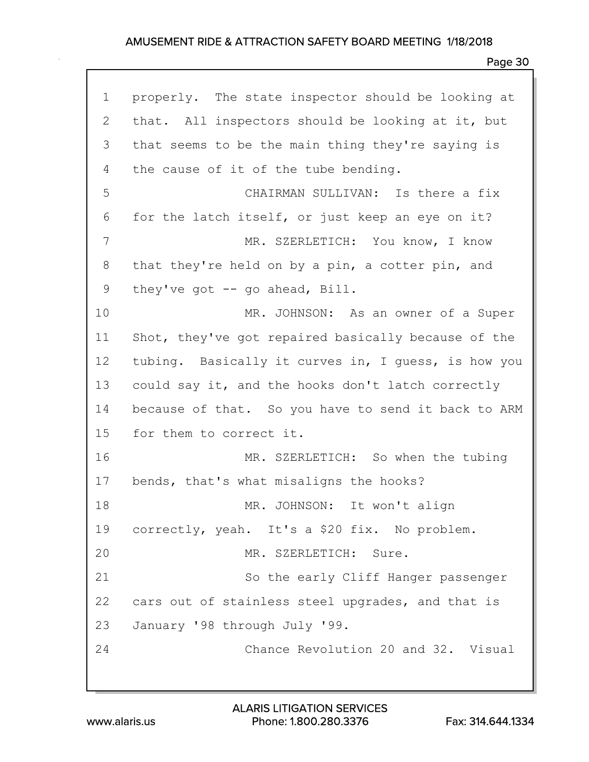1 properly. The state inspector should be looking at
2 that. All inspectors should be looking at it, but
3 that seems to be the main thing they're saying is
4 the cause of it of the tube bending.
5 CHAIRMAN SULLIVAN: Is there a fix
6 for the latch itself, or just keep an eye on it?
7 MR. SZERLETICH: You know, I know
8 that they're held on by a pin, a cotter pin, and
9 they've got -- go ahead, Bill.
10 MR. JOHNSON: As an owner of a Super
11 Shot, they've got repaired basically because of the
12 tubing. Basically it curves in, I guess, is how you
13 could say it, and the hooks don't latch correctly
14 because of that. So you have to send it back to ARM
15 for them to correct it.
16 MR. SZERLETICH: So when the tubing
17 bends, that's what misaligns the hooks?
18 MR. JOHNSON: It won't align
19 correctly, yeah. It's a $20 fix. No problem.
20 MR. SZERLETICH: Sure.
21 So the early Cliff Hanger passenger
22 cars out of stainless steel upgrades, and that is
23 January '98 through July '99.
24 Chance Revolution 20 and 32. Visual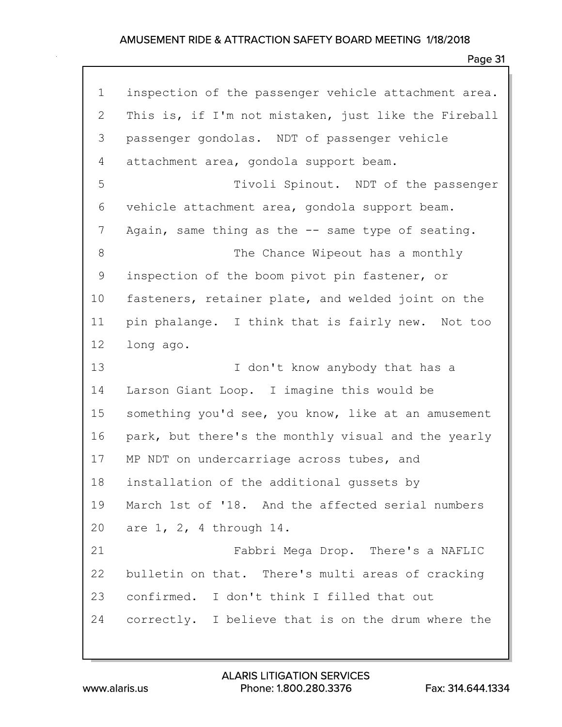inspection of the passenger vehicle attachment area. This is, if I'm not mistaken, just like the Fireball passenger gondolas. NDT of passenger vehicle attachment area, gondola support beam.

Tivoli Spinout. NDT of the passenger vehicle attachment area, gondola support beam. Again, same thing as the -- same type of seating.

The Chance Wipeout has a monthly inspection of the boom pivot pin fastener, or fasteners, retainer plate, and welded joint on the pin phalange. I think that is fairly new. Not too long ago.

I don't know anybody that has a Larson Giant Loop. I imagine this would be something you'd see, you know, like at an amusement park, but there's the monthly visual and the yearly MP NDT on undercarriage across tubes, and installation of the additional gussets by March 1st of '18. And the affected serial numbers are 1, 2, 4 through 14.

Fabbri Mega Drop. There's a NAFLIC bulletin on that. There's multi areas of cracking confirmed. I don't think I filled that out correctly. I believe that is on the drum where the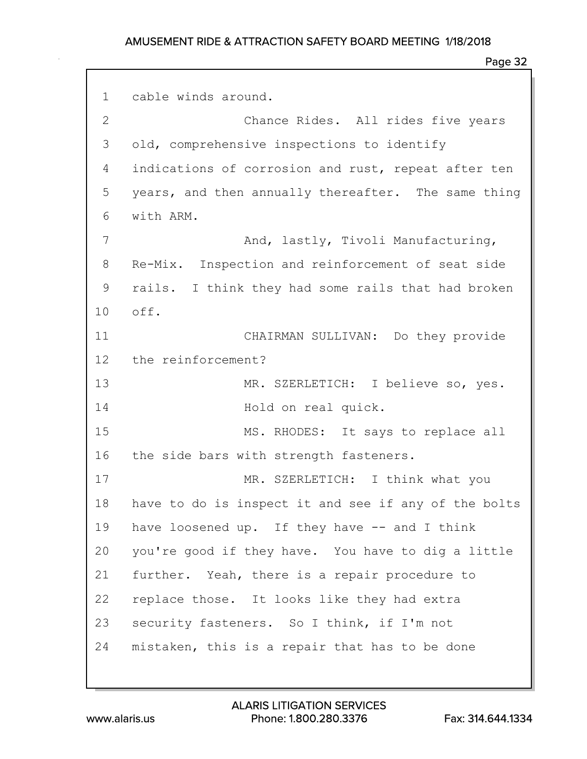cable winds around.

Chance Rides. All rides five years old, comprehensive inspections to identify indications of corrosion and rust, repeat after ten years, and then annually thereafter. The same thing with ARM.

And, lastly, Tivoli Manufacturing, Re-Mix. Inspection and reinforcement of seat side rails. I think they had some rails that had broken off.

CHAIRMAN SULLIVAN: Do they provide the reinforcement?

MR. SZERLETICH: I believe so, yes. Hold on real quick.

MS. RHODES: It says to replace all the side bars with strength fasteners.

MR. SZERLETICH: I think what you have to do is inspect it and see if any of the bolts have loosened up. If they have -- and I think you're good if they have. You have to dig a little further. Yeah, there is a repair procedure to replace those. It looks like they had extra security fasteners. So I think, if I'm not mistaken, this is a repair that has to be done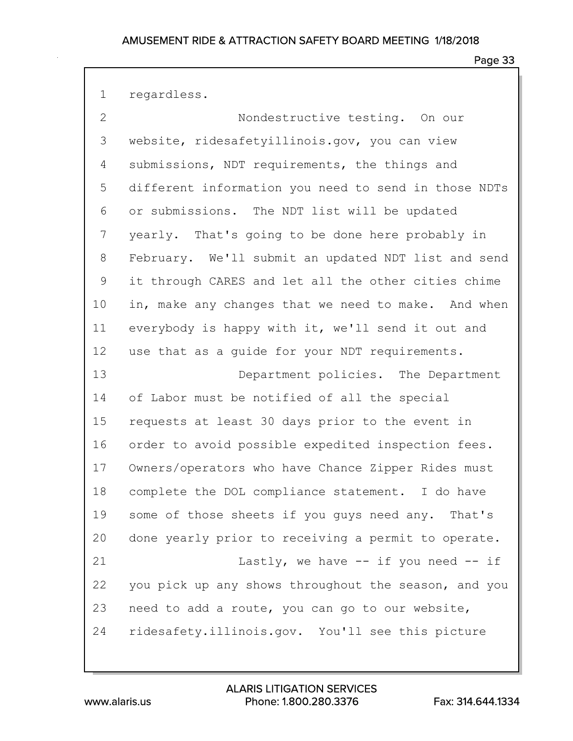regardless.

Nondestructive testing. On our website, ridesafetyillinois.gov, you can view submissions, NDT requirements, the things and different information you need to send in those NDTs or submissions. The NDT list will be updated yearly. That's going to be done here probably in February. We'll submit an updated NDT list and send it through CARES and let all the other cities chime in, make any changes that we need to make. And when everybody is happy with it, we'll send it out and use that as a guide for your NDT requirements.

Department policies. The Department of Labor must be notified of all the special requests at least 30 days prior to the event in order to avoid possible expedited inspection fees. Owners/operators who have Chance Zipper Rides must complete the DOL compliance statement. I do have some of those sheets if you guys need any. That's done yearly prior to receiving a permit to operate.

Lastly, we have -- if you need -- if you pick up any shows throughout the season, and you need to add a route, you can go to our website, ridesafety.illinois.gov. You'll see this picture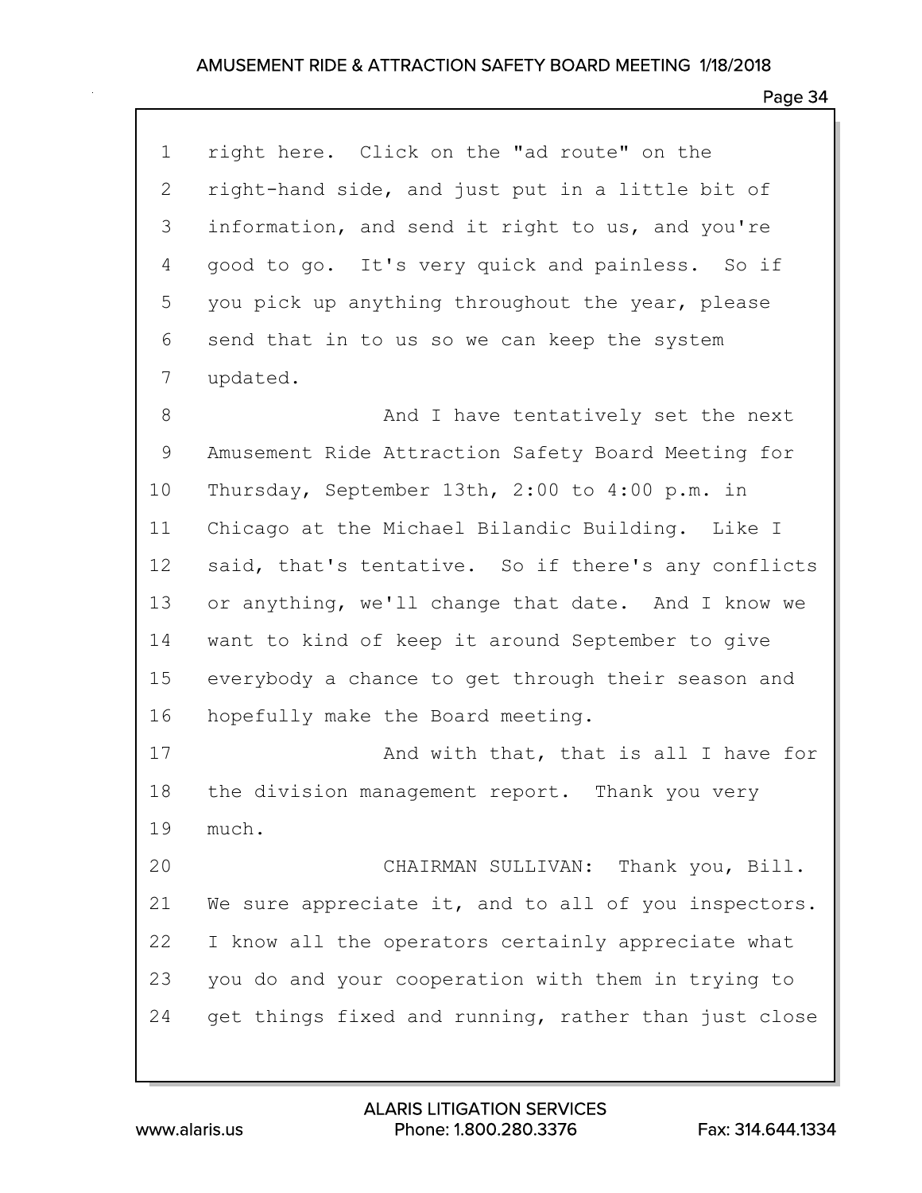1 right here. Click on the "ad route" on the
2 right-hand side, and just put in a little bit of
3 information, and send it right to us, and you're
4 good to go. It's very quick and painless. So if
5 you pick up anything throughout the year, please
6 send that in to us so we can keep the system
7 updated.

8 And I have tentatively set the next
9 Amusement Ride Attraction Safety Board Meeting for
10 Thursday, September 13th, 2:00 to 4:00 p.m. in
11 Chicago at the Michael Bilandic Building. Like I
12 said, that's tentative. So if there's any conflicts
13 or anything, we'll change that date. And I know we
14 want to kind of keep it around September to give
15 everybody a chance to get through their season and
16 hopefully make the Board meeting.

17 And with that, that is all I have for
18 the division management report. Thank you very
19 much.

20 CHAIRMAN SULLIVAN: Thank you, Bill.
21 We sure appreciate it, and to all of you inspectors.
22 I know all the operators certainly appreciate what
23 you do and your cooperation with them in trying to
24 get things fixed and running, rather than just close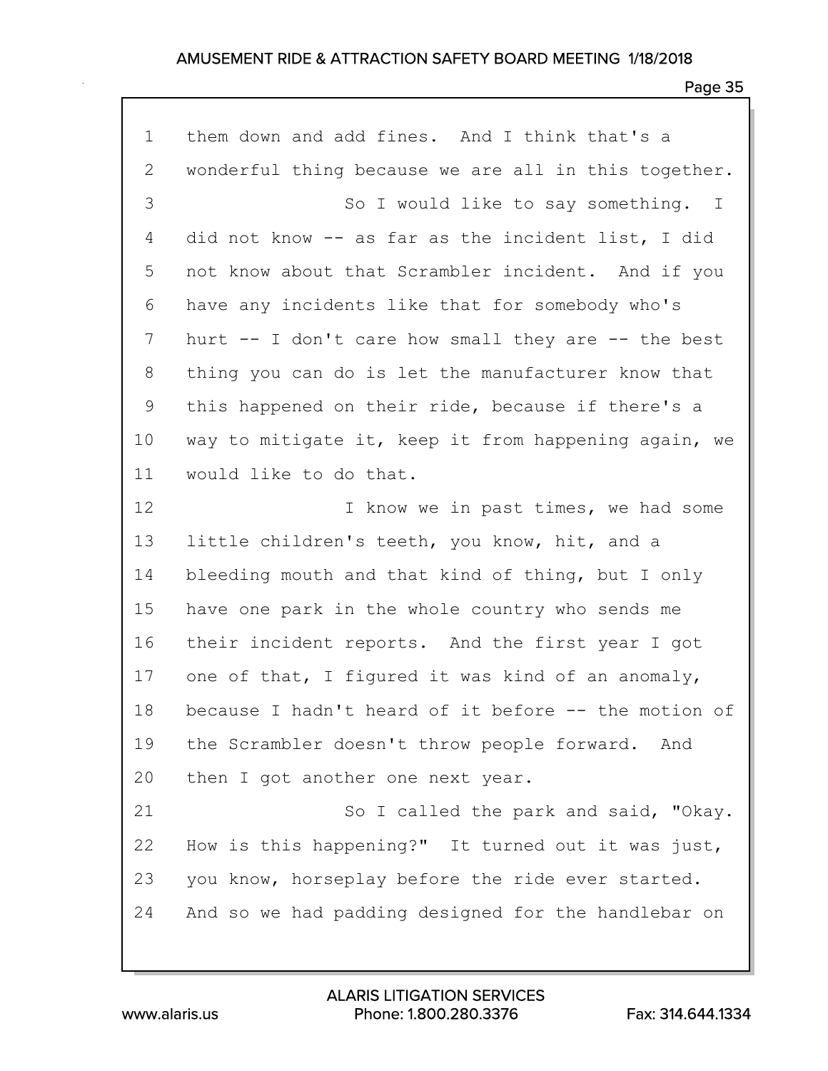them down and add fines. And I think that's a wonderful thing because we are all in this together.

So I would like to say something. I did not know -- as far as the incident list, I did not know about that Scrambler incident. And if you have any incidents like that for somebody who's hurt -- I don't care how small they are -- the best thing you can do is let the manufacturer know that this happened on their ride, because if there's a way to mitigate it, keep it from happening again, we would like to do that.

I know we in past times, we had some little children's teeth, you know, hit, and a bleeding mouth and that kind of thing, but I only have one park in the whole country who sends me their incident reports. And the first year I got one of that, I figured it was kind of an anomaly, because I hadn't heard of it before -- the motion of the Scrambler doesn't throw people forward. And then I got another one next year.

So I called the park and said, "Okay. How is this happening?" It turned out it was just, you know, horseplay before the ride ever started. And so we had padding designed for the handlebar on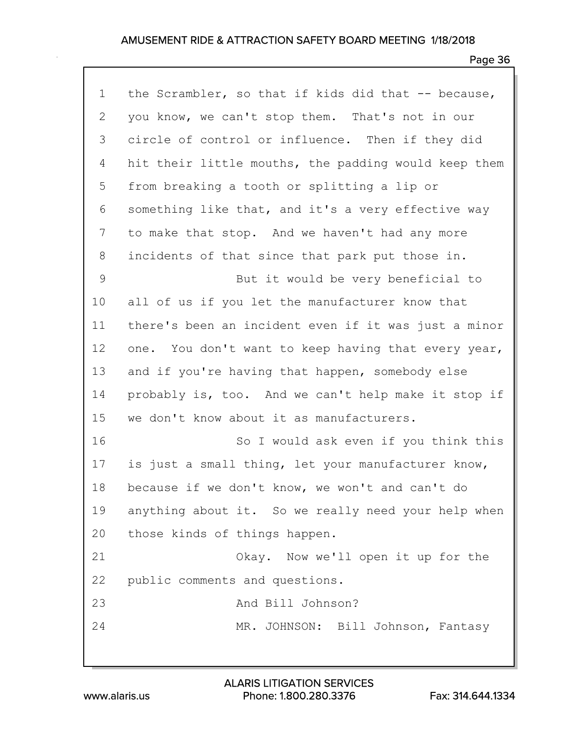the Scrambler, so that if kids did that -- because, you know, we can't stop them. That's not in our circle of control or influence. Then if they did hit their little mouths, the padding would keep them from breaking a tooth or splitting a lip or something like that, and it's a very effective way to make that stop. And we haven't had any more incidents of that since that park put those in.

But it would be very beneficial to all of us if you let the manufacturer know that there's been an incident even if it was just a minor one. You don't want to keep having that every year, and if you're having that happen, somebody else probably is, too. And we can't help make it stop if we don't know about it as manufacturers.

So I would ask even if you think this is just a small thing, let your manufacturer know, because if we don't know, we won't and can't do anything about it. So we really need your help when those kinds of things happen.

Okay. Now we'll open it up for the public comments and questions.

And Bill Johnson?

MR. JOHNSON: Bill Johnson, Fantasy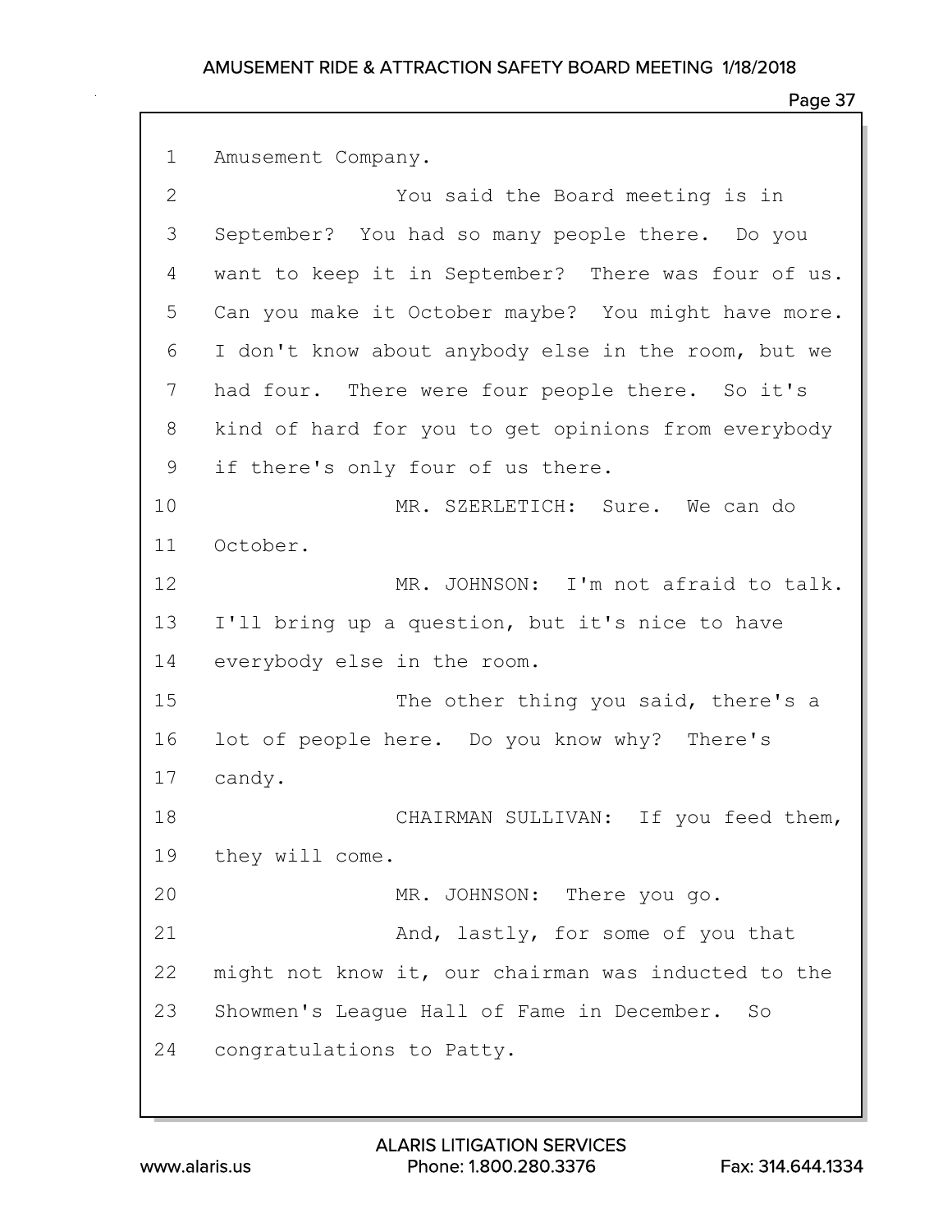1 Amusement Company.

2 You said the Board meeting is in

3 September? You had so many people there. Do you

4 want to keep it in September? There was four of us.

5 Can you make it October maybe? You might have more.

6 I don't know about anybody else in the room, but we

7 had four. There were four people there. So it's

8 kind of hard for you to get opinions from everybody

9 if there's only four of us there.

10 MR. SZERLETICH: Sure. We can do

11 October.

12 MR. JOHNSON: I'm not afraid to talk.

13 I'll bring up a question, but it's nice to have

14 everybody else in the room.

15 The other thing you said, there's a

16 lot of people here. Do you know why? There's

17 candy.

18 CHAIRMAN SULLIVAN: If you feed them,

19 they will come.

20 MR. JOHNSON: There you go.

21 And, lastly, for some of you that

22 might not know it, our chairman was inducted to the

23 Showmen's League Hall of Fame in December. So

24 congratulations to Patty.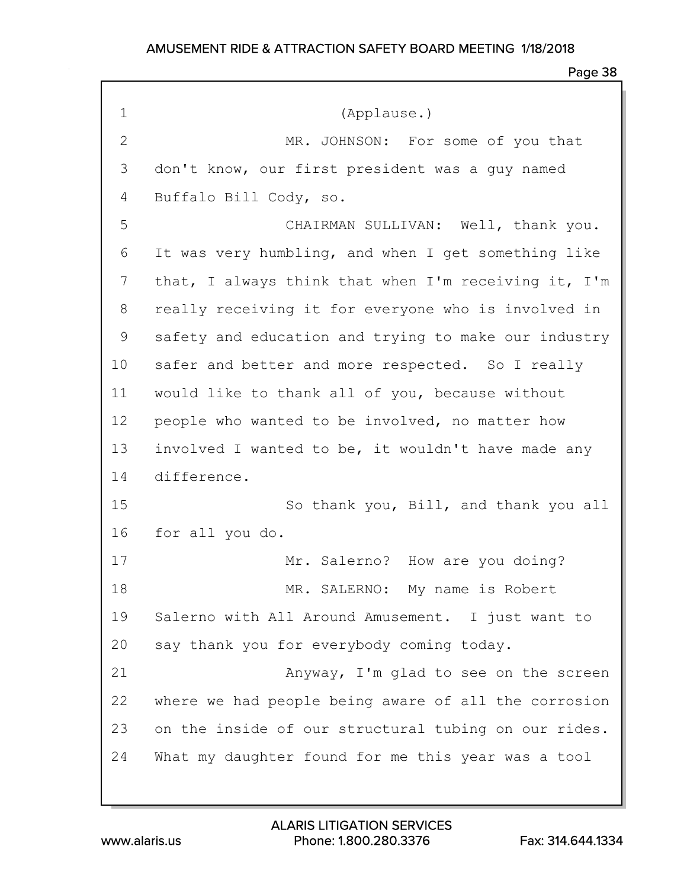(Applause.)

MR. JOHNSON: For some of you that don't know, our first president was a guy named Buffalo Bill Cody, so.

CHAIRMAN SULLIVAN: Well, thank you. It was very humbling, and when I get something like that, I always think that when I'm receiving it, I'm really receiving it for everyone who is involved in safety and education and trying to make our industry safer and better and more respected. So I really would like to thank all of you, because without people who wanted to be involved, no matter how involved I wanted to be, it wouldn't have made any difference.

So thank you, Bill, and thank you all for all you do.

Mr. Salerno? How are you doing?

MR. SALERNO: My name is Robert Salerno with All Around Amusement. I just want to say thank you for everybody coming today.

Anyway, I'm glad to see on the screen where we had people being aware of all the corrosion on the inside of our structural tubing on our rides. What my daughter found for me this year was a tool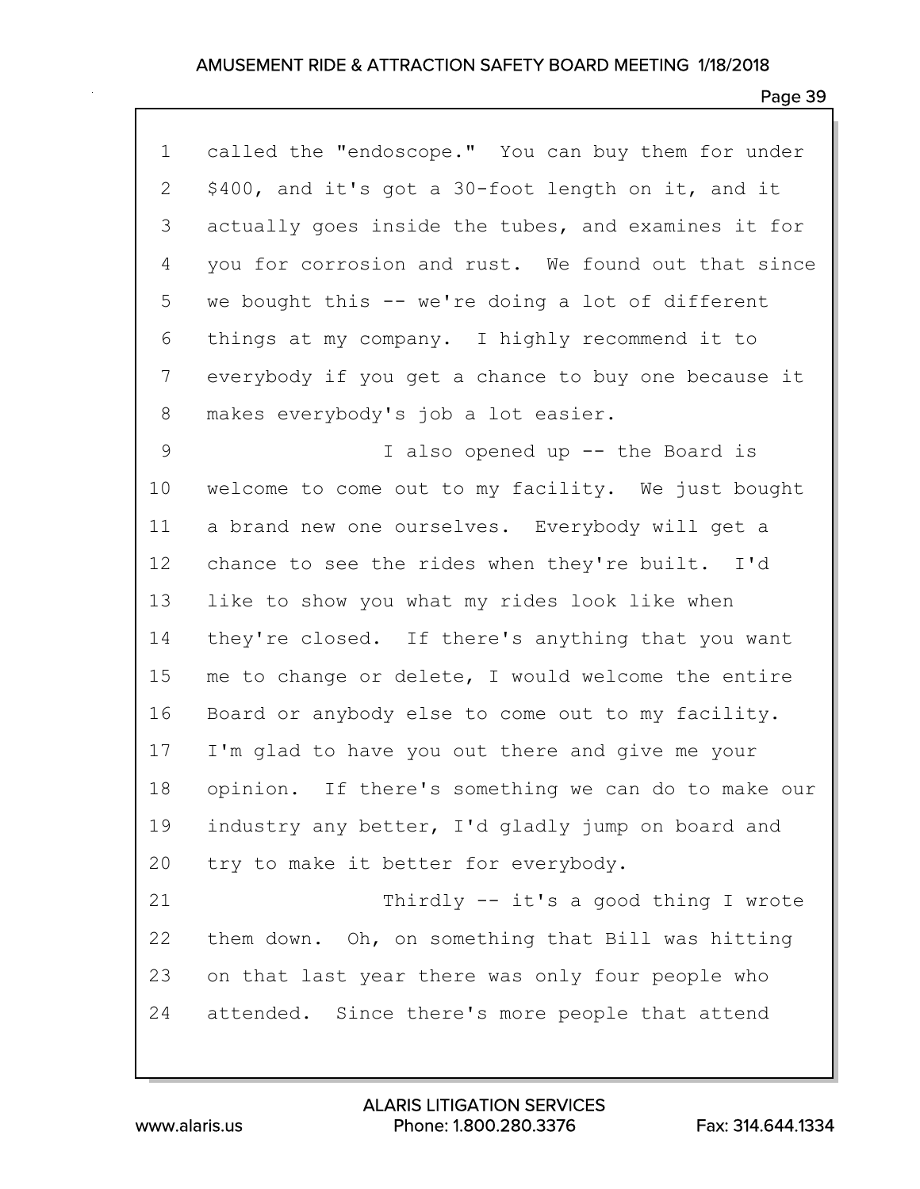called the "endoscope." You can buy them for under $400, and it's got a 30-foot length on it, and it actually goes inside the tubes, and examines it for you for corrosion and rust. We found out that since we bought this -- we're doing a lot of different things at my company. I highly recommend it to everybody if you get a chance to buy one because it makes everybody's job a lot easier.

I also opened up -- the Board is welcome to come out to my facility. We just bought a brand new one ourselves. Everybody will get a chance to see the rides when they're built. I'd like to show you what my rides look like when they're closed. If there's anything that you want me to change or delete, I would welcome the entire Board or anybody else to come out to my facility. I'm glad to have you out there and give me your opinion. If there's something we can do to make our industry any better, I'd gladly jump on board and try to make it better for everybody.

Thirdly -- it's a good thing I wrote them down. Oh, on something that Bill was hitting on that last year there was only four people who attended. Since there's more people that attend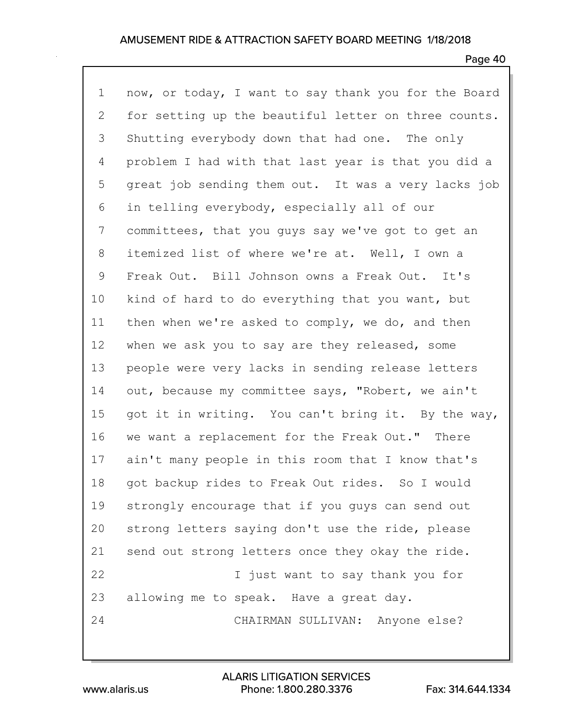1 now, or today, I want to say thank you for the Board
2 for setting up the beautiful letter on three counts.
3 Shutting everybody down that had one. The only
4 problem I had with that last year is that you did a
5 great job sending them out. It was a very lacks job
6 in telling everybody, especially all of our
7 committees, that you guys say we've got to get an
8 itemized list of where we're at. Well, I own a
9 Freak Out. Bill Johnson owns a Freak Out. It's
10 kind of hard to do everything that you want, but
11 then when we're asked to comply, we do, and then
12 when we ask you to say are they released, some
13 people were very lacks in sending release letters
14 out, because my committee says, "Robert, we ain't
15 got it in writing. You can't bring it. By the way,
16 we want a replacement for the Freak Out." There
17 ain't many people in this room that I know that's
18 got backup rides to Freak Out rides. So I would
19 strongly encourage that if you guys can send out
20 strong letters saying don't use the ride, please
21 send out strong letters once they okay the ride.
22 I just want to say thank you for
23 allowing me to speak. Have a great day.
24 CHAIRMAN SULLIVAN: Anyone else?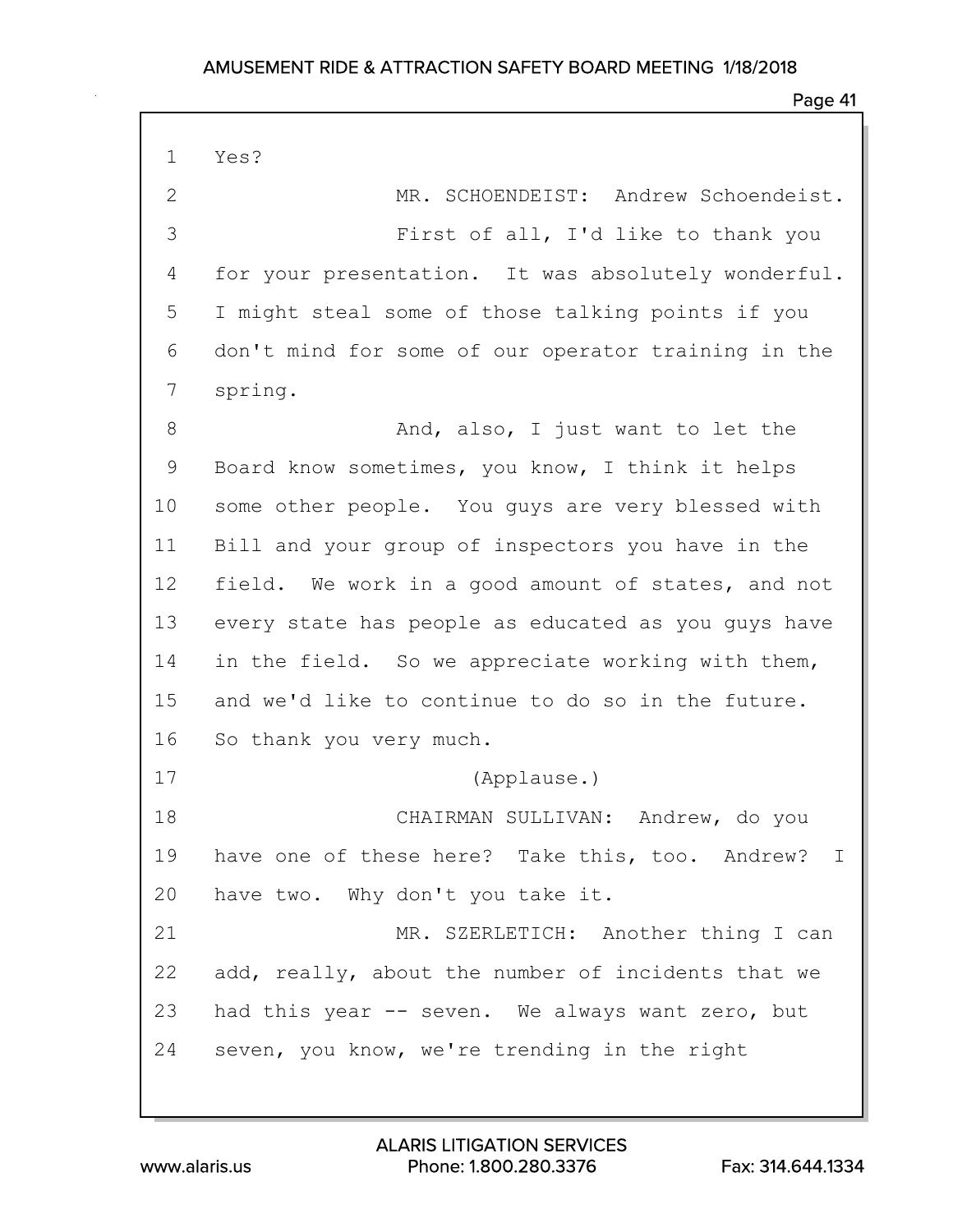Yes?

MR. SCHOENDEIST: Andrew Schoendeist.

First of all, I'd like to thank you for your presentation. It was absolutely wonderful. I might steal some of those talking points if you don't mind for some of our operator training in the spring.

And, also, I just want to let the Board know sometimes, you know, I think it helps some other people. You guys are very blessed with Bill and your group of inspectors you have in the field. We work in a good amount of states, and not every state has people as educated as you guys have in the field. So we appreciate working with them, and we'd like to continue to do so in the future. So thank you very much.

(Applause.)

CHAIRMAN SULLIVAN: Andrew, do you have one of these here? Take this, too. Andrew? I have two. Why don't you take it.

MR. SZERLETICH: Another thing I can add, really, about the number of incidents that we had this year -- seven. We always want zero, but seven, you know, we're trending in the right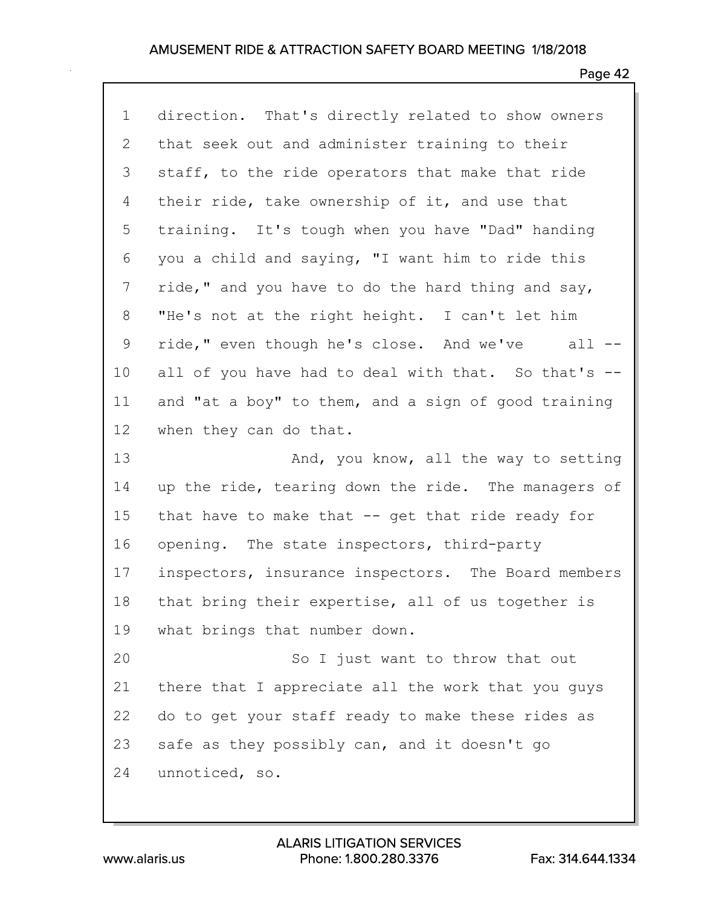direction. That's directly related to show owners that seek out and administer training to their staff, to the ride operators that make that ride their ride, take ownership of it, and use that training. It's tough when you have "Dad" handing you a child and saying, "I want him to ride this ride," and you have to do the hard thing and say, "He's not at the right height. I can't let him ride," even though he's close. And we've all -- all of you have had to deal with that. So that's -- and "at a boy" to them, and a sign of good training when they can do that.

And, you know, all the way to setting up the ride, tearing down the ride. The managers of that have to make that -- get that ride ready for opening. The state inspectors, third-party inspectors, insurance inspectors. The Board members that bring their expertise, all of us together is what brings that number down.

So I just want to throw that out there that I appreciate all the work that you guys do to get your staff ready to make these rides as safe as they possibly can, and it doesn't go unnoticed, so.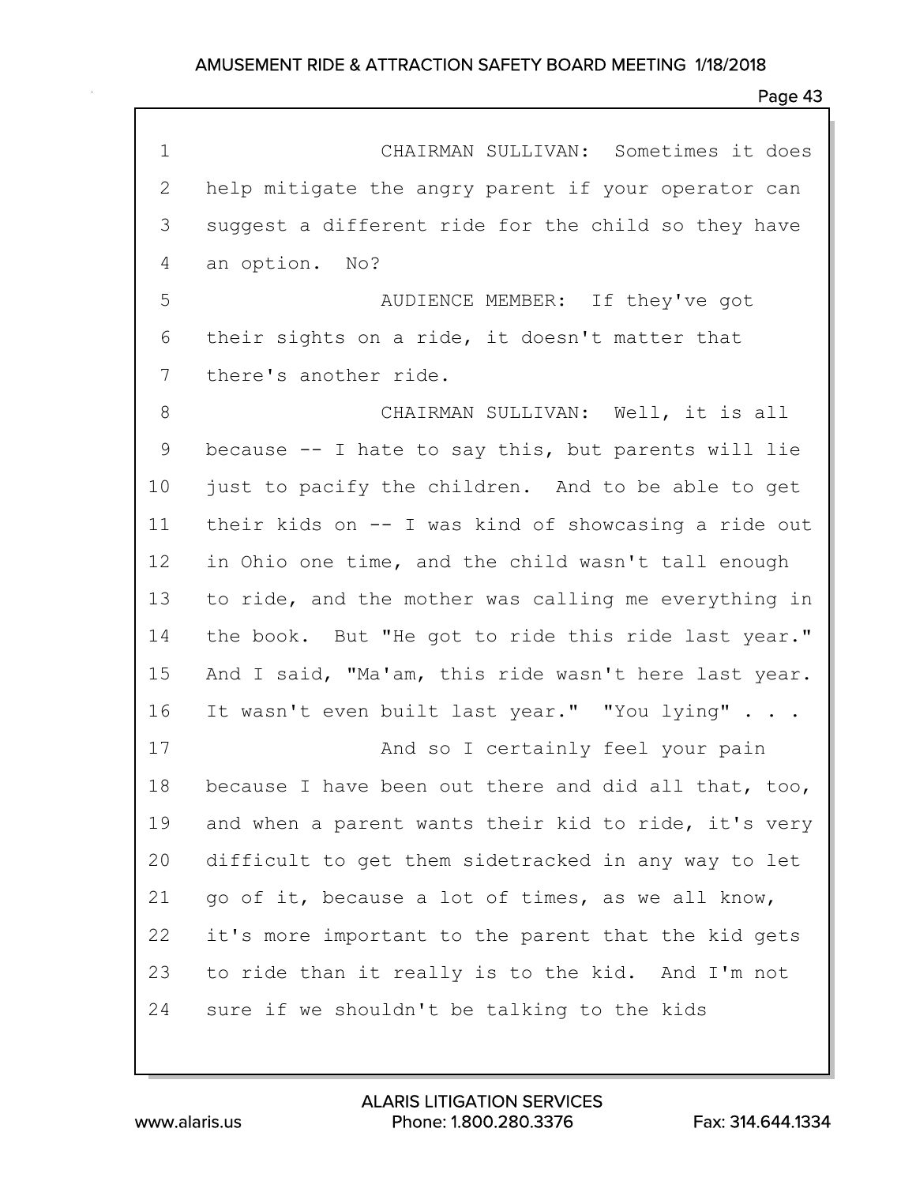CHAIRMAN SULLIVAN: Sometimes it does help mitigate the angry parent if your operator can suggest a different ride for the child so they have an option. No?

AUDIENCE MEMBER: If they've got their sights on a ride, it doesn't matter that there's another ride.

CHAIRMAN SULLIVAN: Well, it is all because -- I hate to say this, but parents will lie just to pacify the children. And to be able to get their kids on -- I was kind of showcasing a ride out in Ohio one time, and the child wasn't tall enough to ride, and the mother was calling me everything in the book. But "He got to ride this ride last year." And I said, "Ma'am, this ride wasn't here last year. It wasn't even built last year." "You lying" . . .

And so I certainly feel your pain because I have been out there and did all that, too, and when a parent wants their kid to ride, it's very difficult to get them sidetracked in any way to let go of it, because a lot of times, as we all know, it's more important to the parent that the kid gets to ride than it really is to the kid. And I'm not sure if we shouldn't be talking to the kids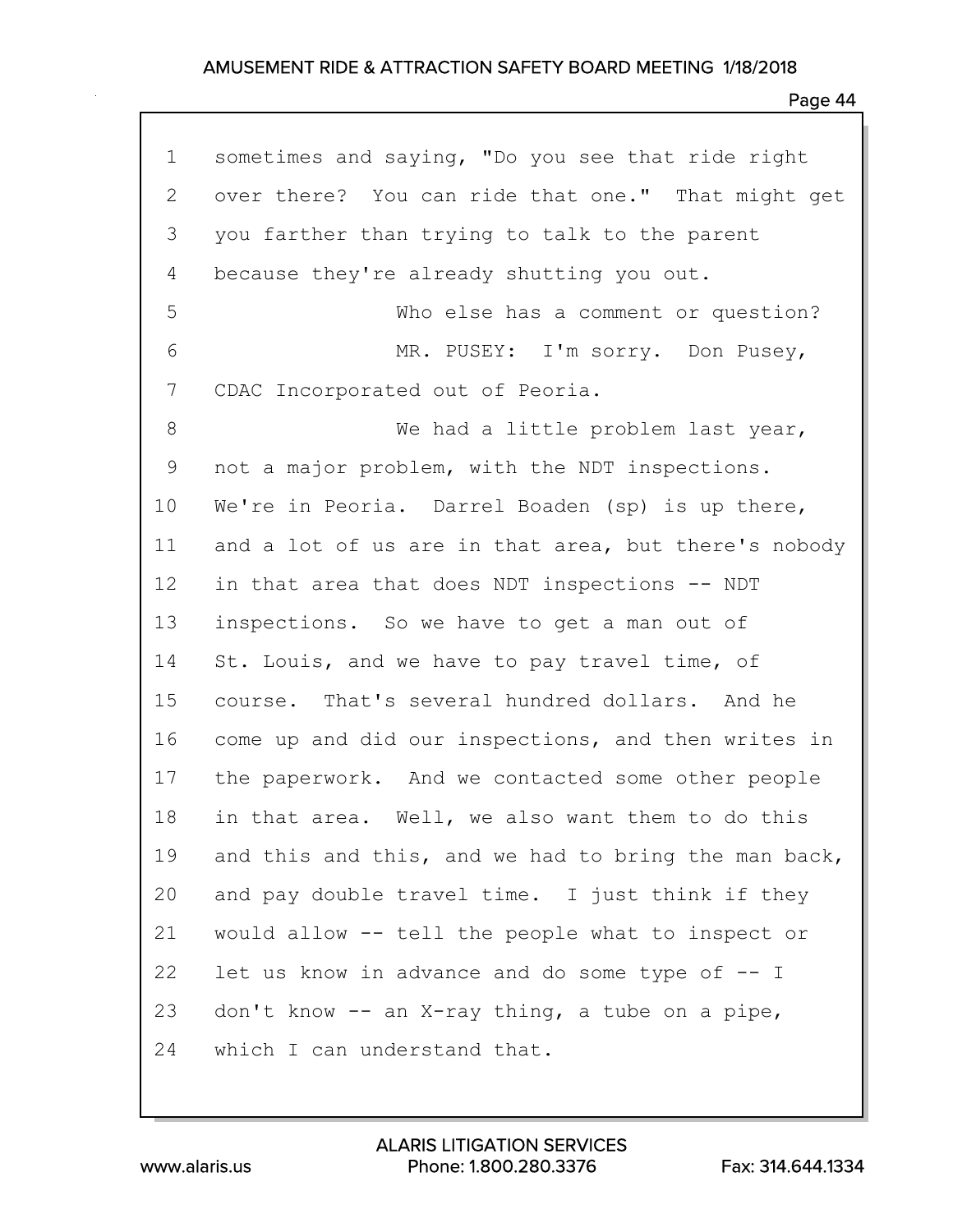sometimes and saying, "Do you see that ride right over there? You can ride that one." That might get you farther than trying to talk to the parent because they're already shutting you out.

Who else has a comment or question?

MR. PUSEY: I'm sorry. Don Pusey, CDAC Incorporated out of Peoria.

We had a little problem last year, not a major problem, with the NDT inspections. We're in Peoria. Darrel Boaden (sp) is up there, and a lot of us are in that area, but there's nobody in that area that does NDT inspections -- NDT inspections. So we have to get a man out of St. Louis, and we have to pay travel time, of course. That's several hundred dollars. And he come up and did our inspections, and then writes in the paperwork. And we contacted some other people in that area. Well, we also want them to do this and this and this, and we had to bring the man back, and pay double travel time. I just think if they would allow -- tell the people what to inspect or let us know in advance and do some type of -- I don't know -- an X-ray thing, a tube on a pipe, which I can understand that.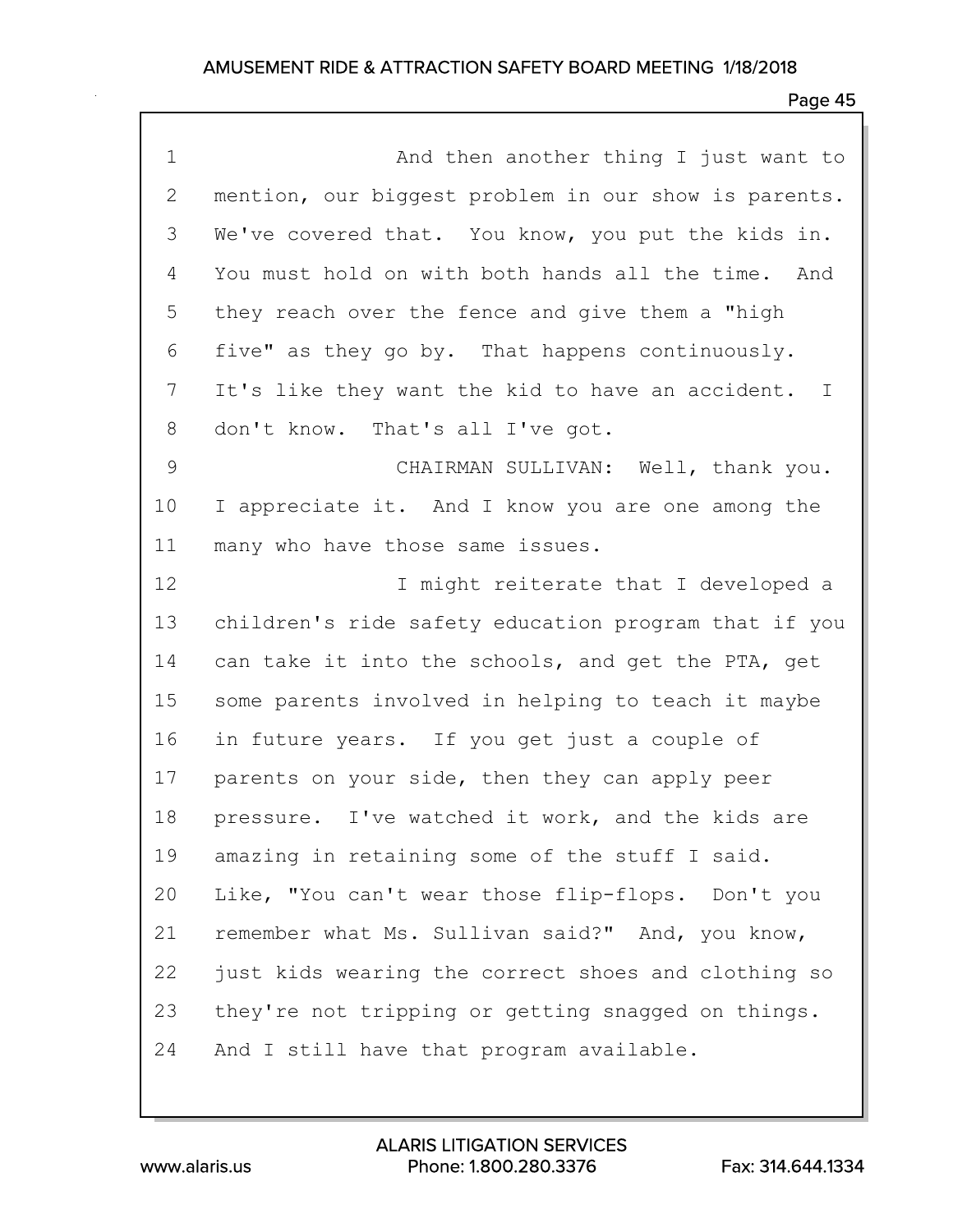And then another thing I just want to mention, our biggest problem in our show is parents. We've covered that. You know, you put the kids in. You must hold on with both hands all the time. And they reach over the fence and give them a "high five" as they go by. That happens continuously. It's like they want the kid to have an accident. I don't know. That's all I've got.

CHAIRMAN SULLIVAN: Well, thank you. I appreciate it. And I know you are one among the many who have those same issues.

I might reiterate that I developed a children's ride safety education program that if you can take it into the schools, and get the PTA, get some parents involved in helping to teach it maybe in future years. If you get just a couple of parents on your side, then they can apply peer pressure. I've watched it work, and the kids are amazing in retaining some of the stuff I said. Like, "You can't wear those flip-flops. Don't you remember what Ms. Sullivan said?" And, you know, just kids wearing the correct shoes and clothing so they're not tripping or getting snagged on things. And I still have that program available.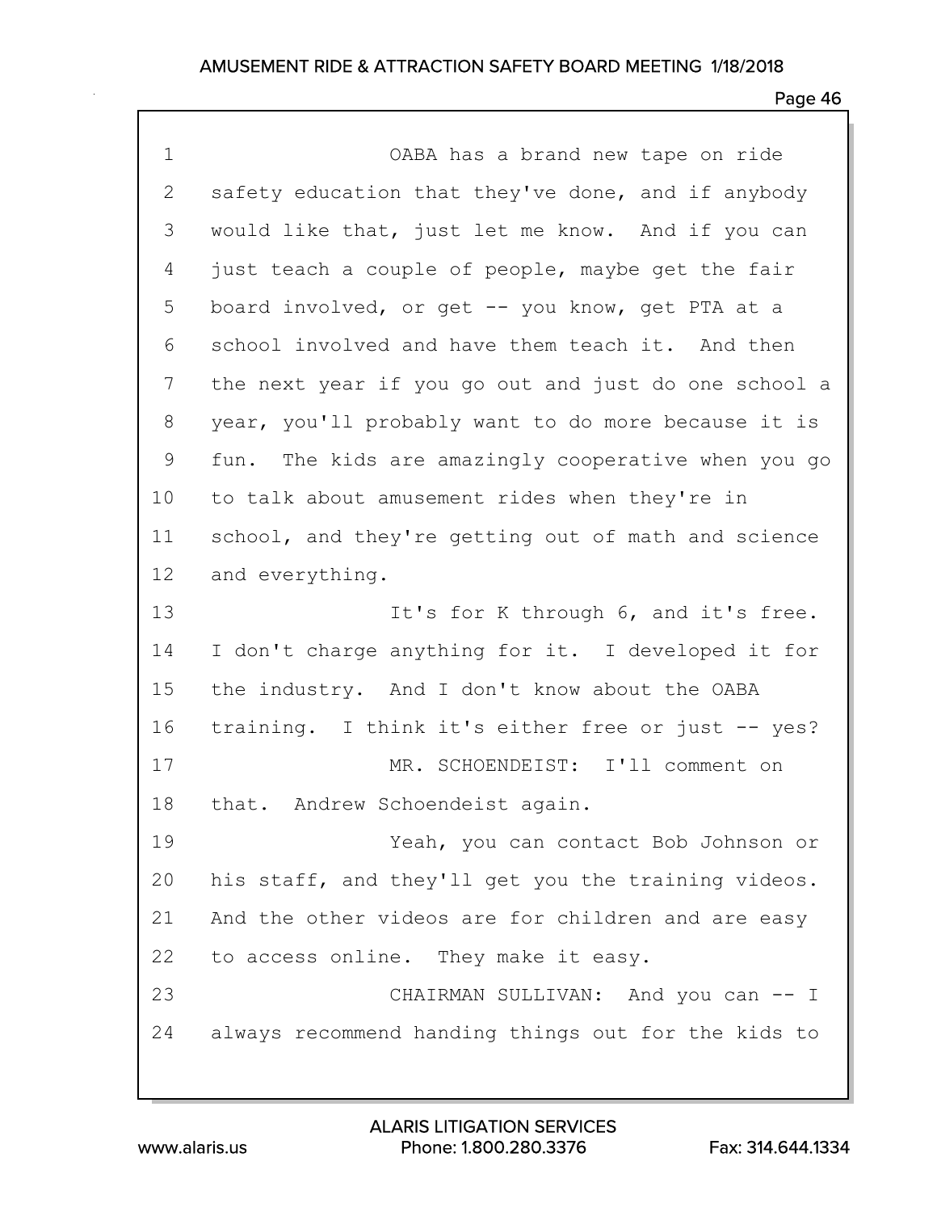OABA has a brand new tape on ride safety education that they've done, and if anybody would like that, just let me know. And if you can just teach a couple of people, maybe get the fair board involved, or get -- you know, get PTA at a school involved and have them teach it. And then the next year if you go out and just do one school a year, you'll probably want to do more because it is fun. The kids are amazingly cooperative when you go to talk about amusement rides when they're in school, and they're getting out of math and science and everything.

It's for K through 6, and it's free. I don't charge anything for it. I developed it for the industry. And I don't know about the OABA training. I think it's either free or just -- yes?

MR. SCHOENDEIST: I'll comment on that. Andrew Schoendeist again.

Yeah, you can contact Bob Johnson or his staff, and they'll get you the training videos. And the other videos are for children and are easy to access online. They make it easy.

CHAIRMAN SULLIVAN: And you can -- I always recommend handing things out for the kids to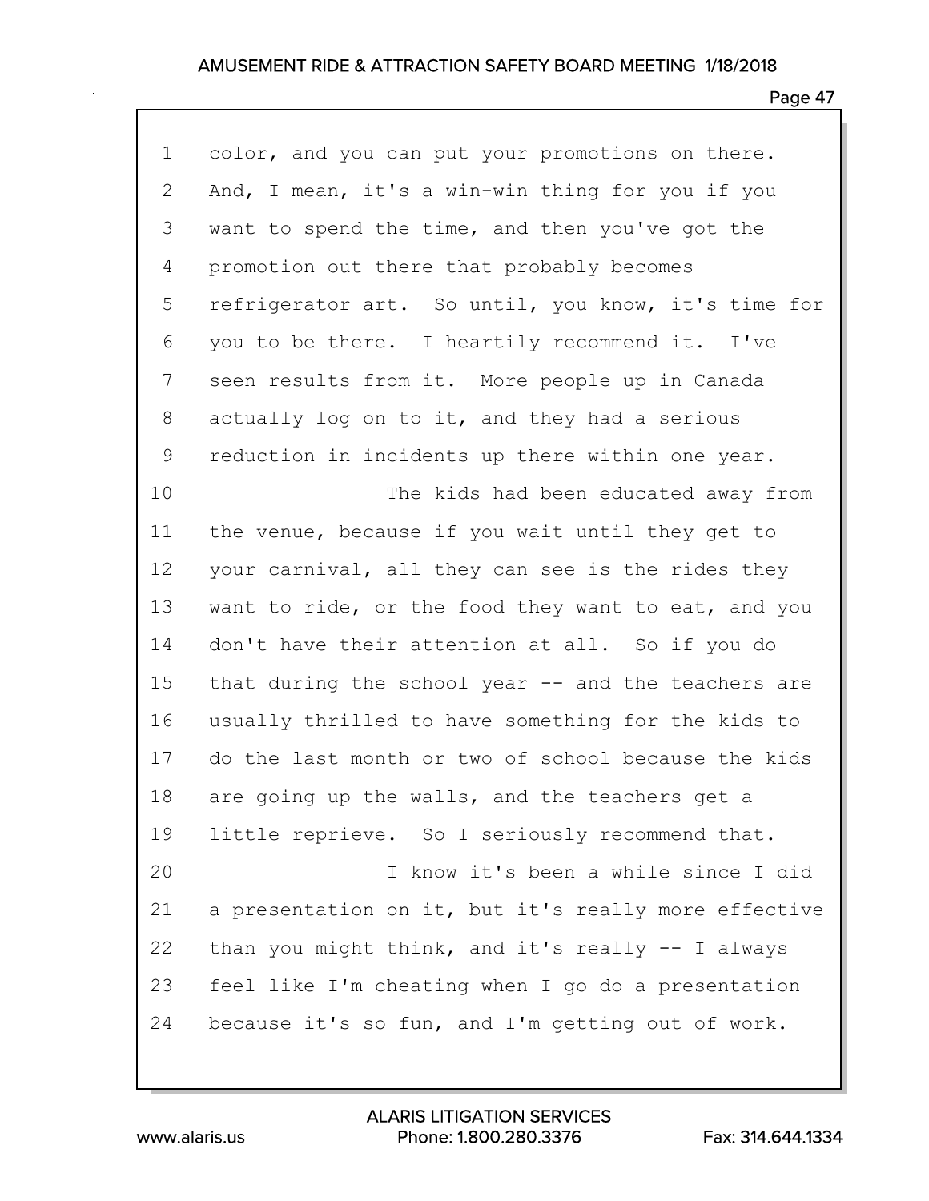1 color, and you can put your promotions on there.
2 And, I mean, it's a win-win thing for you if you
3 want to spend the time, and then you've got the
4 promotion out there that probably becomes
5 refrigerator art. So until, you know, it's time for
6 you to be there. I heartily recommend it. I've
7 seen results from it. More people up in Canada
8 actually log on to it, and they had a serious
9 reduction in incidents up there within one year.
10 The kids had been educated away from
11 the venue, because if you wait until they get to
12 your carnival, all they can see is the rides they
13 want to ride, or the food they want to eat, and you
14 don't have their attention at all. So if you do
15 that during the school year -- and the teachers are
16 usually thrilled to have something for the kids to
17 do the last month or two of school because the kids
18 are going up the walls, and the teachers get a
19 little reprieve. So I seriously recommend that.
20 I know it's been a while since I did
21 a presentation on it, but it's really more effective
22 than you might think, and it's really -- I always
23 feel like I'm cheating when I go do a presentation
24 because it's so fun, and I'm getting out of work.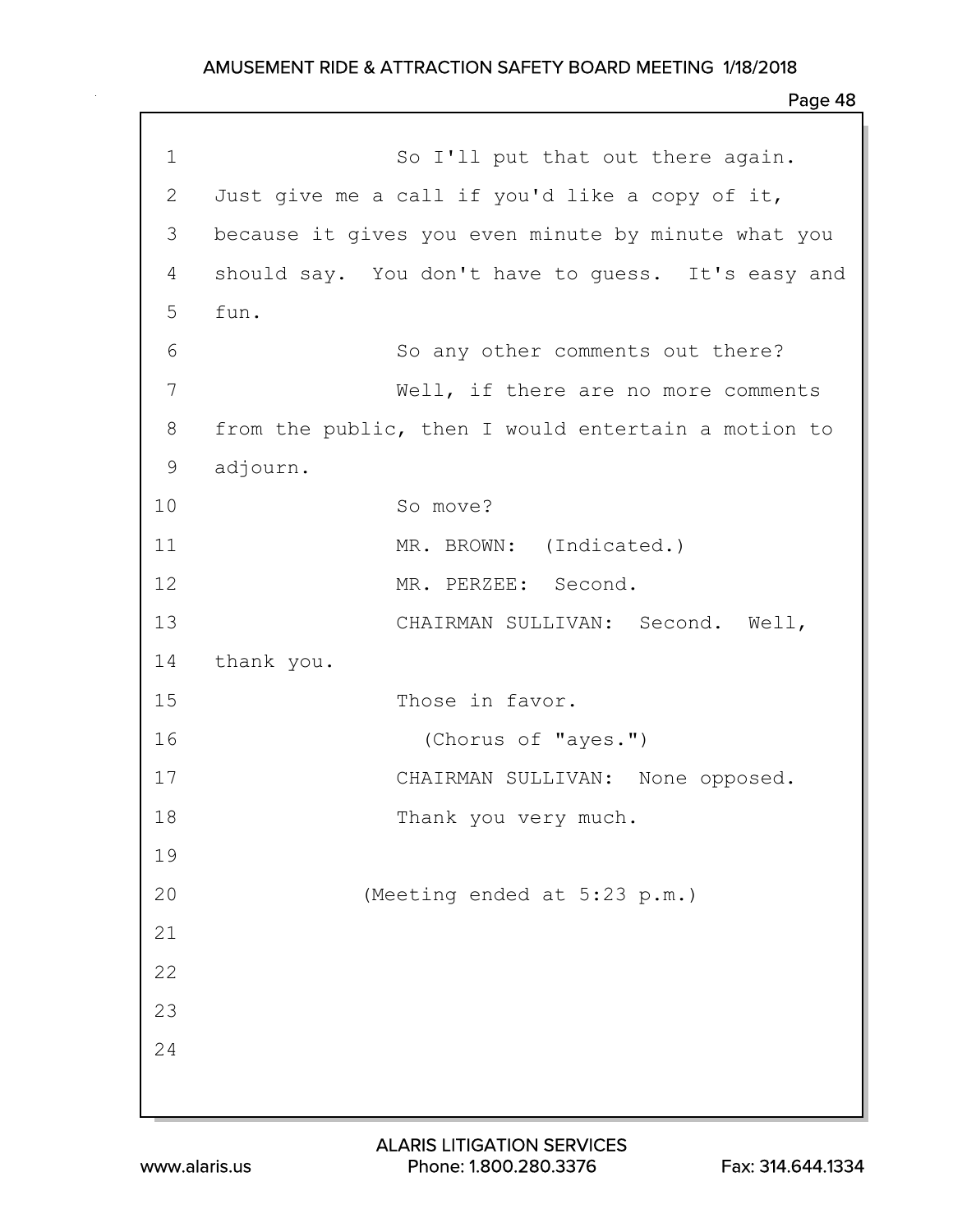So I'll put that out there again. Just give me a call if you'd like a copy of it, because it gives you even minute by minute what you should say. You don't have to guess. It's easy and fun.

So any other comments out there?

Well, if there are no more comments from the public, then I would entertain a motion to adjourn.

So move?

MR. BROWN: (Indicated.)

MR. PERZEE: Second.

CHAIRMAN SULLIVAN: Second. Well, thank you.

Those in favor.

(Chorus of "ayes.")

CHAIRMAN SULLIVAN: None opposed.

Thank you very much.

(Meeting ended at 5:23 p.m.)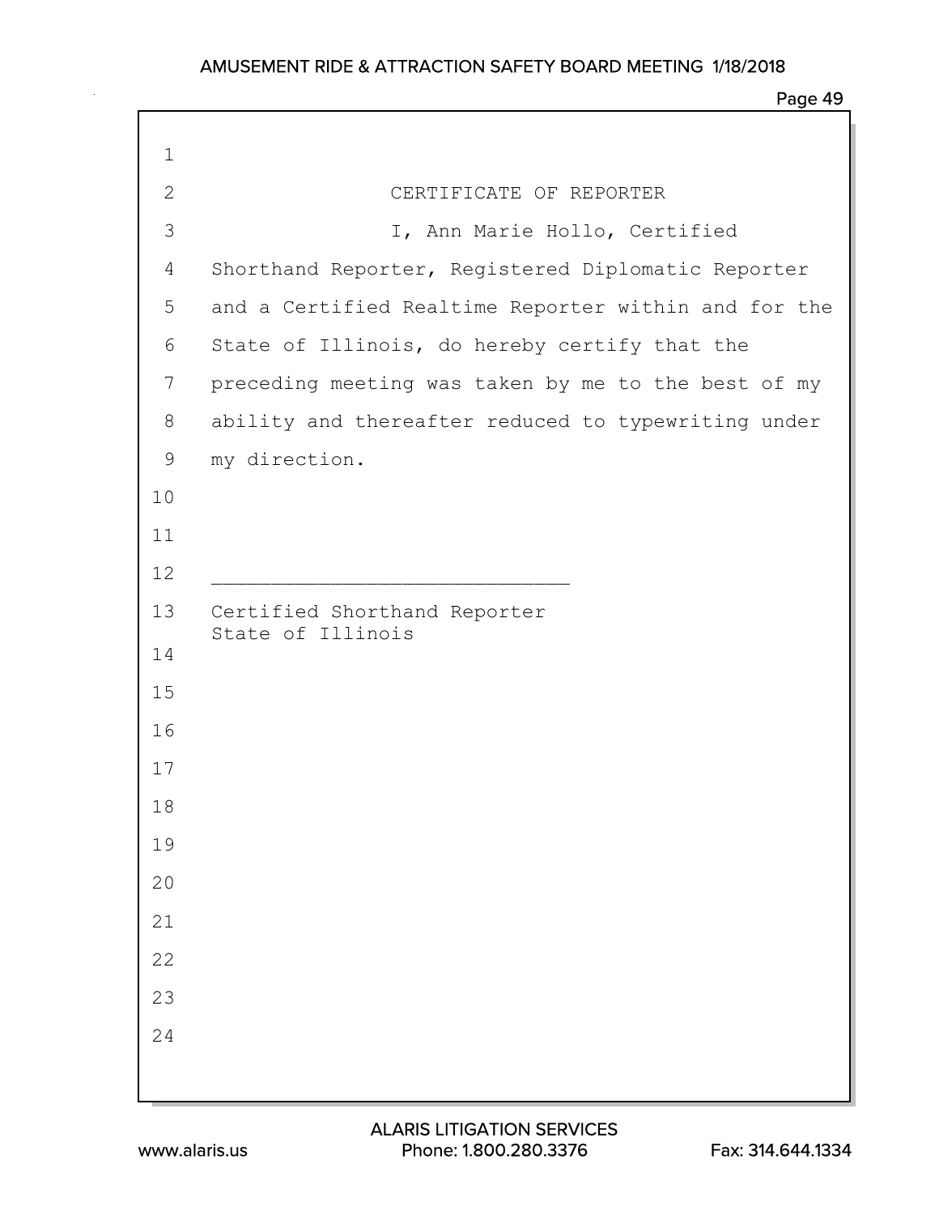## CERTIFICATE OF REPORTER

I, Ann Marie Hollo, Certified Shorthand Reporter, Registered Diplomatic Reporter and a Certified Realtime Reporter within and for the State of Illinois, do hereby certify that the preceding meeting was taken by me to the best of my ability and thereafter reduced to typewriting under my direction.

______________________________

Certified Shorthand Reporter
State of Illinois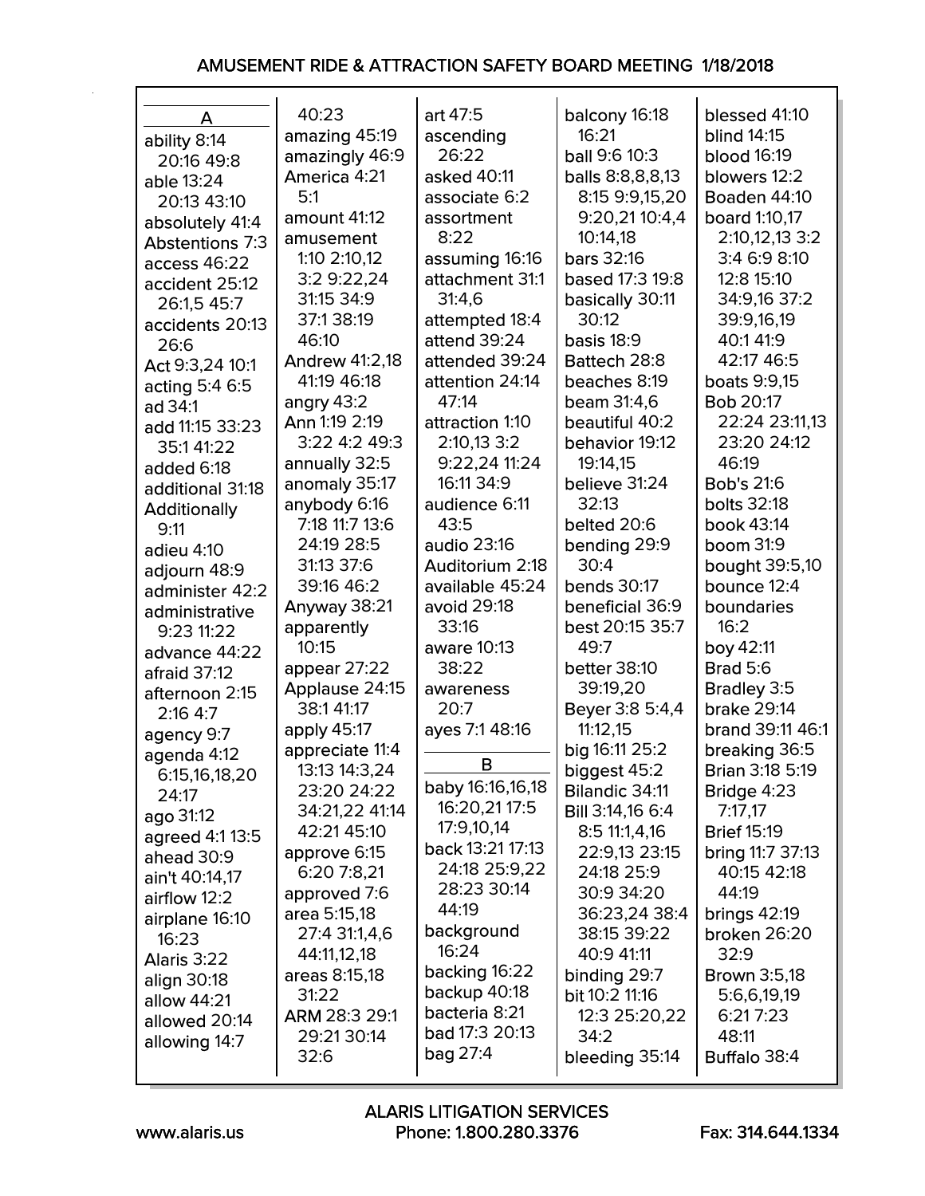## A

ability 8:14 20:16 49:8
able 13:24 20:13 43:10
absolutely 41:4
Abstentions 7:3
access 46:22
accident 25:12 26:1,5 45:7
accidents 20:13 26:6
Act 9:3,24 10:1
acting 5:4 6:5
ad 34:1
add 11:15 33:23 35:1 41:22
added 6:18
additional 31:18
Additionally 9:11
adieu 4:10
adjourn 48:9
administer 42:2
administrative 9:23 11:22
advance 44:22
afraid 37:12
afternoon 2:15 2:16 4:7
agency 9:7
agenda 4:12 6:15,16,18,20 24:17
ago 31:12
agreed 4:1 13:5
ahead 30:9
ain't 40:14,17
airflow 12:2
airplane 16:10 16:23
Alaris 3:22
align 30:18
allow 44:21
allowed 20:14
allowing 14:7
40:23
amazing 45:19
amazingly 46:9
America 4:21 5:1
amount 41:12
amusement 1:10 2:10,12 3:2 9:22,24 31:15 34:9 37:1 38:19 46:10
Andrew 41:2,18 41:19 46:18
angry 43:2
Ann 1:19 2:19 3:22 4:2 49:3
annually 32:5
anomaly 35:17
anybody 6:16 7:18 11:7 13:6 24:19 28:5 31:13 37:6 39:16 46:2
Anyway 38:21
apparently 10:15
appear 27:22
Applause 24:15 38:1 41:17
apply 45:17
appreciate 11:4 13:13 14:3,24 23:20 24:22 34:21,22 41:14 42:21 45:10
approve 6:15 6:20 7:8,21
approved 7:6
area 5:15,18 27:4 31:1,4,6 44:11,12,18
areas 8:15,18 31:22
ARM 28:3 29:1 29:21 30:14 32:6
art 47:5
ascending 26:22
asked 40:11
associate 6:2
assortment 8:22
assuming 16:16
attachment 31:1 31:4,6
attempted 18:4
attend 39:24
attended 39:24
attention 24:14 47:14
attraction 1:10 2:10,13 3:2 9:22,24 11:24 16:11 34:9
audience 6:11 43:5
audio 23:16
Auditorium 2:18
available 45:24
avoid 29:18 33:16
aware 10:13 38:22
awareness 20:7
ayes 7:1 48:16

## B

baby 16:16,16,18 16:20,21 17:5 17:9,10,14
back 13:21 17:13 24:18 25:9,22 28:23 30:14 44:19
background 16:24
backing 16:22
backup 40:18
bacteria 8:21
bad 17:3 20:13
bag 27:4
balcony 16:18 16:21
ball 9:6 10:3
balls 8:8,8,8,13 8:15 9:9,15,20 9:20,21 10:4,4 10:14,18
bars 32:16
based 17:3 19:8
basically 30:11 30:12
basis 18:9
Battech 28:8
beaches 8:19
beam 31:4,6
beautiful 40:2
behavior 19:12 19:14,15
believe 31:24 32:13
belted 20:6
bending 29:9 30:4
bends 30:17
beneficial 36:9
best 20:15 35:7 49:7
better 38:10 39:19,20
Beyer 3:8 5:4,4 11:12,15
big 16:11 25:2
biggest 45:2
Bilandic 34:11
Bill 3:14,16 6:4 8:5 11:1,4,16 22:9,13 23:15 24:18 25:9 30:9 34:20 36:23,24 38:4 38:15 39:22 40:9 41:11
binding 29:7
bit 10:2 11:16 12:3 25:20,22 34:2
bleeding 35:14
blessed 41:10
blind 14:15
blood 16:19
blowers 12:2
Boaden 44:10
board 1:10,17 2:10,12,13 3:2 3:4 6:9 8:10 12:8 15:10 34:9,16 37:2 39:9,16,19 40:1 41:9 42:17 46:5
boats 9:9,15
Bob 20:17 22:24 23:11,13 23:20 24:12 46:19
Bob's 21:6
bolts 32:18
book 43:14
boom 31:9
bought 39:5,10
bounce 12:4
boundaries 16:2
boy 42:11
Brad 5:6
Bradley 3:5
brake 29:14
brand 39:11 46:1
breaking 36:5
Brian 3:18 5:19
Bridge 4:23 7:17,17
Brief 15:19
bring 11:7 37:13 40:15 42:18 44:19
brings 42:19
broken 26:20 32:9
Brown 3:5,18 5:6,6,19,19 6:21 7:23 48:11
Buffalo 38:4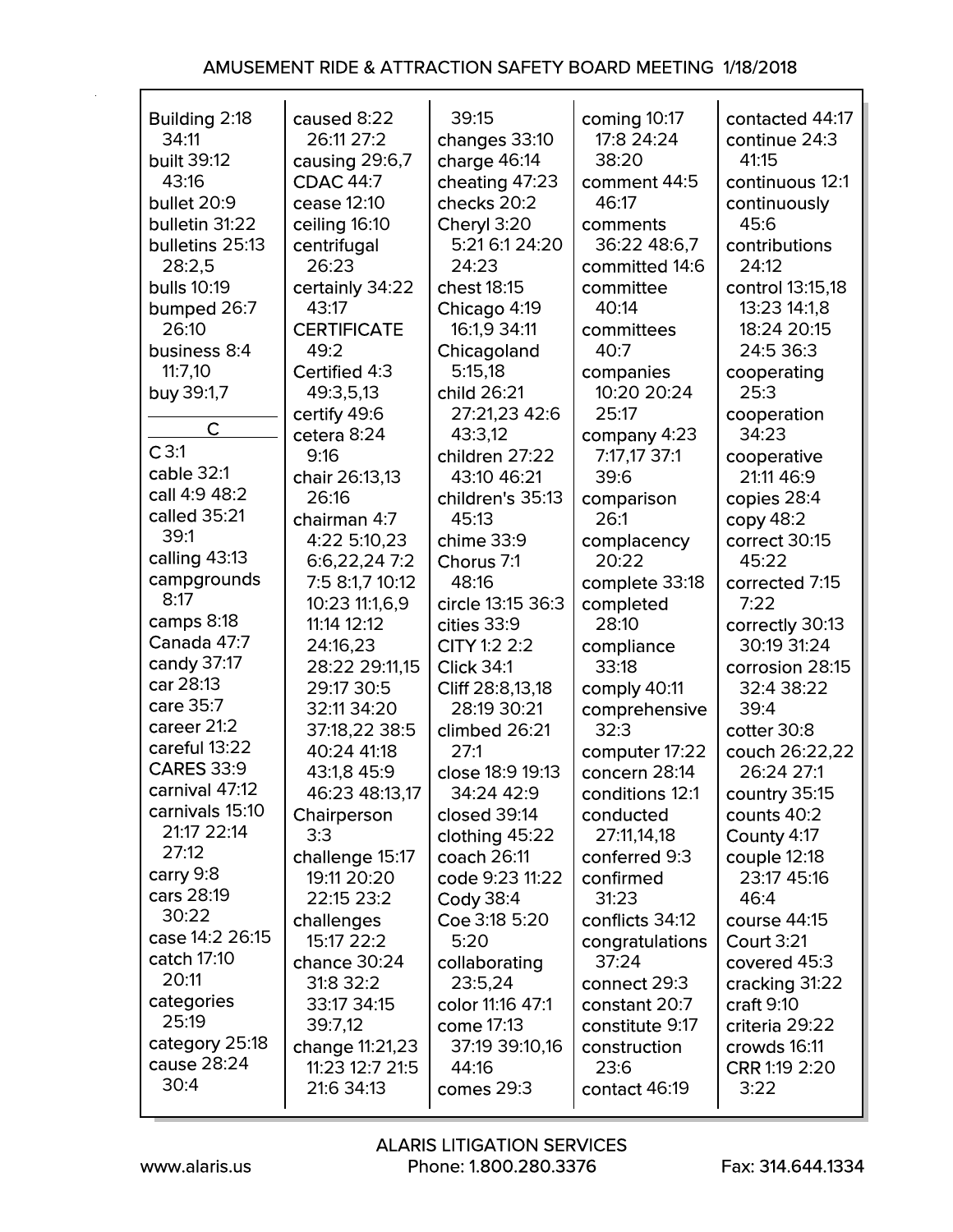Building 2:18 34:11
built 39:12 43:16
bullet 20:9
bulletin 31:22
bulletins 25:13 28:2,5
bulls 10:19
bumped 26:7 26:10
business 8:4 11:7,10
buy 39:1,7

## C

C 3:1
cable 32:1
call 4:9 48:2
called 35:21 39:1
calling 43:13
campgrounds 8:17
camps 8:18
Canada 47:7
candy 37:17
car 28:13
care 35:7
career 21:2
careful 13:22
CARES 33:9
carnival 47:12
carnivals 15:10 21:17 22:14 27:12
carry 9:8
cars 28:19 30:22
case 14:2 26:15
catch 17:10 20:11
categories 25:19
category 25:18
cause 28:24 30:4
caused 8:22 26:11 27:2
causing 29:6,7
CDAC 44:7
cease 12:10
ceiling 16:10
centrifugal 26:23
certainly 34:22 43:17
CERTIFICATE 49:2
Certified 4:3 49:3,5,13
certify 49:6
cetera 8:24 9:16
chair 26:13,13 26:16
chairman 4:7 4:22 5:10,23 6:6,22,24 7:2 7:5 8:1,7 10:12 10:23 11:1,6,9 11:14 12:12 24:16,23 28:22 29:11,15 29:17 30:5 32:11 34:20 37:18,22 38:5 40:24 41:18 43:1,8 45:9 46:23 48:13,17
Chairperson 3:3
challenge 15:17 19:11 20:20 22:15 23:2
challenges 15:17 22:2
chance 30:24 31:8 32:2 33:17 34:15 39:7,12
change 11:21,23 11:23 12:7 21:5 21:6 34:13
39:15
changes 33:10
charge 46:14
cheating 47:23
checks 20:2
Cheryl 3:20 5:21 6:1 24:20 24:23
chest 18:15
Chicago 4:19 16:1,9 34:11
Chicagoland 5:15,18
child 26:21 27:21,23 42:6 43:3,12
children 27:22 43:10 46:21
children's 35:13 45:13
chime 33:9
Chorus 7:1 48:16
circle 13:15 36:3
cities 33:9
CITY 1:2 2:2
Click 34:1
Cliff 28:8,13,18 28:19 30:21
climbed 26:21 27:1
close 18:9 19:13 34:24 42:9
closed 39:14
clothing 45:22
coach 26:11
code 9:23 11:22
Cody 38:4
Coe 3:18 5:20 5:20
collaborating 23:5,24
color 11:16 47:1
come 17:13 37:19 39:10,16 44:16
comes 29:3
coming 10:17 17:8 24:24 38:20
comment 44:5 46:17
comments 36:22 48:6,7
committed 14:6
committee 40:14
committees 40:7
companies 10:20 20:24 25:17
company 4:23 7:17,17 37:1 39:6
comparison 26:1
complacency 20:22
complete 33:18
completed 28:10
compliance 33:18
comply 40:11
comprehensive 32:3
computer 17:22
concern 28:14
conditions 12:1
conducted 27:11,14,18
conferred 9:3
confirmed 31:23
conflicts 34:12
congratulations 37:24
connect 29:3
constant 20:7
constitute 9:17
construction 23:6
contact 46:19
contacted 44:17
continue 24:3 41:15
continuous 12:1
continuously 45:6
contributions 24:12
control 13:15,18 13:23 14:1,8 18:24 20:15 24:5 36:3
cooperating 25:3
cooperation 34:23
cooperative 21:11 46:9
copies 28:4
copy 48:2
correct 30:15 45:22
corrected 7:15 7:22
correctly 30:13 30:19 31:24
corrosion 28:15 32:4 38:22 39:4
cotter 30:8
couch 26:22,22 26:24 27:1
country 35:15
counts 40:2
County 4:17
couple 12:18 23:17 45:16 46:4
course 44:15
Court 3:21
covered 45:3
cracking 31:22
craft 9:10
criteria 29:22
crowds 16:11
CRR 1:19 2:20 3:22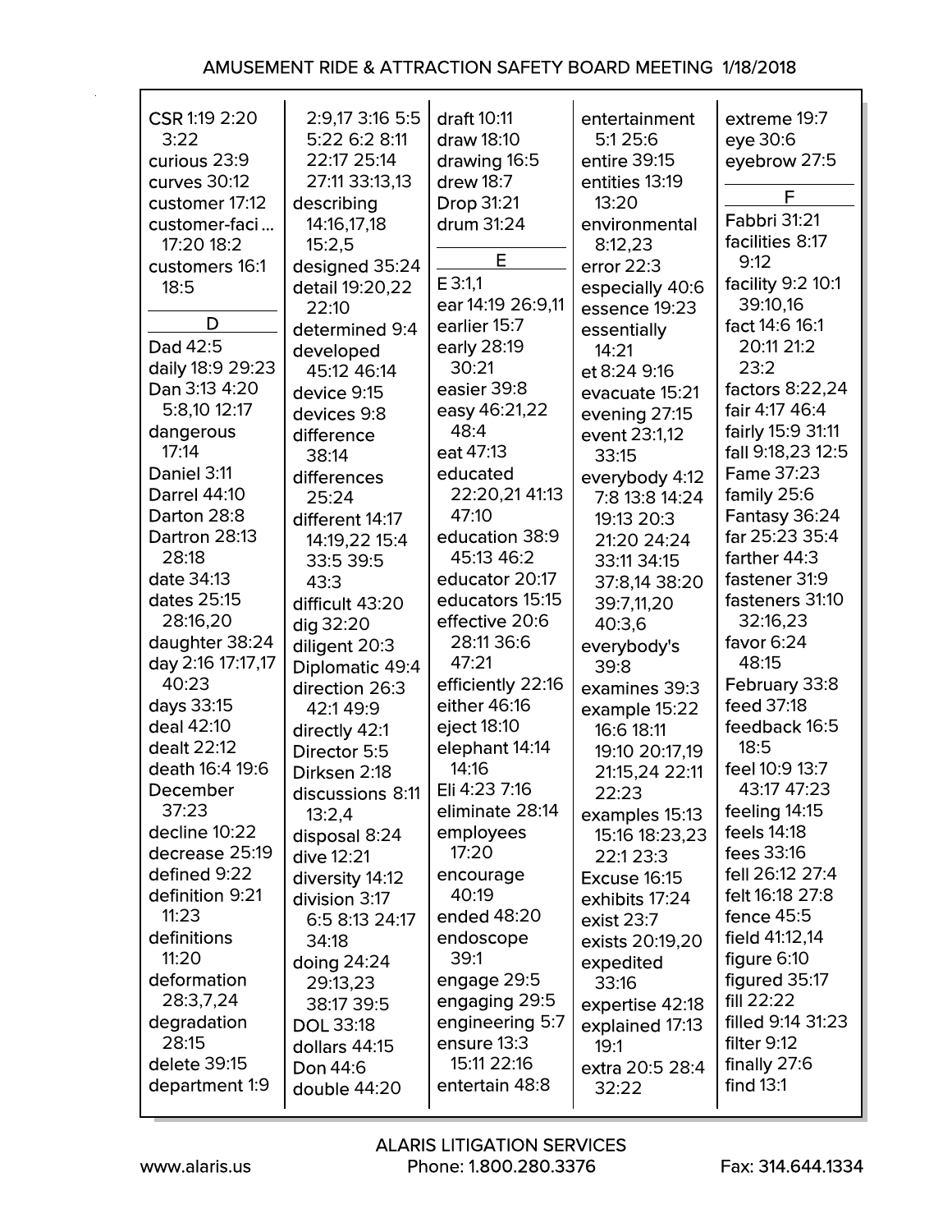CSR 1:19 2:20 3:22
curious 23:9
curves 30:12
customer 17:12
customer-faci... 17:20 18:2
customers 16:1 18:5

D

Dad 42:5
daily 18:9 29:23
Dan 3:13 4:20 5:8,10 12:17
dangerous 17:14
Daniel 3:11
Darrel 44:10
Darton 28:8
Dartron 28:13 28:18
date 34:13
dates 25:15 28:16,20
daughter 38:24
day 2:16 17:17,17 40:23
days 33:15
deal 42:10
dealt 22:12
death 16:4 19:6
December 37:23
decline 10:22
decrease 25:19
defined 9:22
definition 9:21 11:23
definitions 11:20
deformation 28:3,7,24
degradation 28:15
delete 39:15
department 1:9 2:9,17 3:16 5:5 5:22 6:2 8:11 22:17 25:14 27:11 33:13,13
describing 14:16,17,18 15:2,5
designed 35:24
detail 19:20,22 22:10
determined 9:4
developed 45:12 46:14
device 9:15
devices 9:8
difference 38:14
differences 25:24
different 14:17 14:19,22 15:4 33:5 39:5 43:3
difficult 43:20
dig 32:20
diligent 20:3
Diplomatic 49:4
direction 26:3 42:1 49:9
directly 42:1
Director 5:5
Dirksen 2:18
discussions 8:11 13:2,4
disposal 8:24
dive 12:21
diversity 14:12
division 3:17 6:5 8:13 24:17 34:18
doing 24:24 29:13,23 38:17 39:5
DOL 33:18
dollars 44:15
Don 44:6
double 44:20
draft 10:11
draw 18:10
drawing 16:5
drew 18:7
Drop 31:21
drum 31:24

E

E 3:1,1
ear 14:19 26:9,11
earlier 15:7
early 28:19 30:21
easier 39:8
easy 46:21,22 48:4
eat 47:13
educated 22:20,21 41:13 47:10
education 38:9 45:13 46:2
educator 20:17
educators 15:15
effective 20:6 28:11 36:6 47:21
efficiently 22:16
either 46:16
eject 18:10
elephant 14:14 14:16
Eli 4:23 7:16
eliminate 28:14
employees 17:20
encourage 40:19
ended 48:20
endoscope 39:1
engage 29:5
engaging 29:5
engineering 5:7
ensure 13:3 15:11 22:16
entertain 48:8
entertainment 5:1 25:6
entire 39:15
entities 13:19 13:20
environmental 8:12,23
error 22:3
especially 40:6
essence 19:23
essentially 14:21
et 8:24 9:16
evacuate 15:21
evening 27:15
event 23:1,12 33:15
everybody 4:12 7:8 13:8 14:24 19:13 20:3 21:20 24:24 33:11 34:15 37:8,14 38:20 39:7,11,20 40:3,6
everybody's 39:8
examines 39:3
example 15:22 16:6 18:11 19:10 20:17,19 21:15,24 22:11 22:23
examples 15:13 15:16 18:23,23 22:1 23:3
Excuse 16:15
exhibits 17:24
exist 23:7
exists 20:19,20
expedited 33:16
expertise 42:18
explained 17:13 19:1
extra 20:5 28:4 32:22
extreme 19:7
eye 30:6
eyebrow 27:5

F

Fabbri 31:21
facilities 8:17 9:12
facility 9:2 10:1 39:10,16
fact 14:6 16:1 20:11 21:2 23:2
factors 8:22,24
fair 4:17 46:4
fairly 15:9 31:11
fall 9:18,23 12:5
Fame 37:23
family 25:6
Fantasy 36:24
far 25:23 35:4
farther 44:3
fastener 31:9
fasteners 31:10 32:16,23
favor 6:24 48:15
February 33:8
feed 37:18
feedback 16:5 18:5
feel 10:9 13:7 43:17 47:23
feeling 14:15
feels 14:18
fees 33:16
fell 26:12 27:4
felt 16:18 27:8
fence 45:5
field 41:12,14
figure 6:10
figured 35:17
fill 22:22
filled 9:14 31:23
filter 9:12
finally 27:6
find 13:1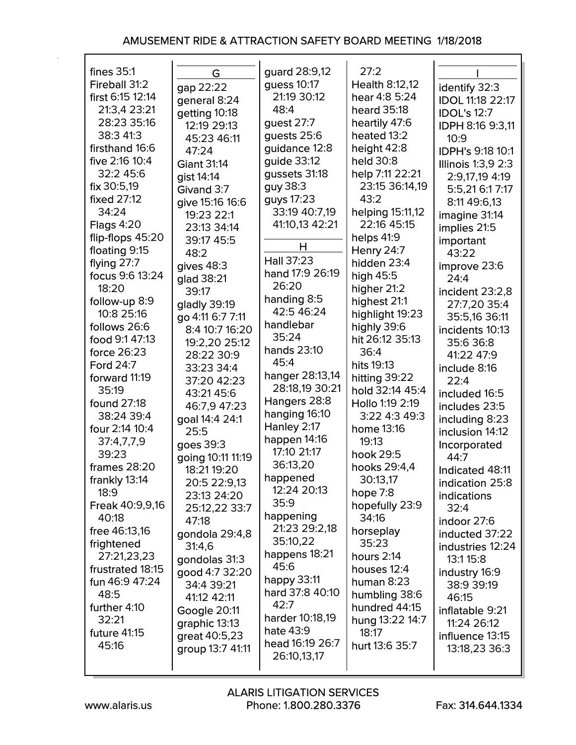fines 35:1
Fireball 31:2
first 6:15 12:14 21:3,4 23:21 28:23 35:16 38:3 41:3
firsthand 16:6
five 2:16 10:4 32:2 45:6
fix 30:5,19
fixed 27:12 34:24
Flags 4:20
flip-flops 45:20
floating 9:15
flying 27:7
focus 9:6 13:24 18:20
follow-up 8:9 10:8 25:16
follows 26:6
food 9:1 47:13
force 26:23
Ford 24:7
forward 11:19 35:19
found 27:18 38:24 39:4
four 2:14 10:4 37:4,7,7,9 39:23
frames 28:20
frankly 13:14 18:9
Freak 40:9,9,16 40:18
free 46:13,16
frightened 27:21,23,23
frustrated 18:15
fun 46:9 47:24 48:5
further 4:10 32:21
future 41:15 45:16

## G

gap 22:22
general 8:24
getting 10:18 12:19 29:13 45:23 46:11 47:24
Giant 31:14
gist 14:14
Givand 3:7
give 15:16 16:6 19:23 22:1 23:13 34:14 39:17 45:5 48:2
gives 48:3
glad 38:21 39:17
gladly 39:19
go 4:11 6:7 7:11 8:4 10:7 16:20 19:2,20 25:12 28:22 30:9 33:23 34:4 37:20 42:23 43:21 45:6 46:7,9 47:23
goal 14:4 24:1 25:5
goes 39:3
going 10:11 11:19 18:21 19:20 20:5 22:9,13 23:13 24:20 25:12,22 33:7 47:18
gondola 29:4,8 31:4,6
gondolas 31:3
good 4:7 32:20 34:4 39:21 41:12 42:11
Google 20:11
graphic 13:13
great 40:5,23
group 13:7 41:11
guard 28:9,12
guess 10:17 21:19 30:12 48:4
guest 27:7
guests 25:6
guidance 12:8
guide 33:12
gussets 31:18
guy 38:3
guys 17:23 33:19 40:7,19 41:10,13 42:21

## H

Hall 37:23
hand 17:9 26:19 26:20
handing 8:5 42:5 46:24
handlebar 35:24
hands 23:10 45:4
hanger 28:13,14 28:18,19 30:21
Hangers 28:8
hanging 16:10
Hanley 2:17
happen 14:16 17:10 21:17 36:13,20
happened 12:24 20:13 35:9
happening 21:23 29:2,18 35:10,22
happens 18:21 45:6
happy 33:11
hard 37:8 40:10 42:7
harder 10:18,19
hate 43:9
head 16:19 26:7 26:10,13,17 27:2
Health 8:12,12
hear 4:8 5:24
heard 35:18
heartily 47:6
heated 13:2
height 42:8
held 30:8
help 7:11 22:21 23:15 36:14,19 43:2
helping 15:11,12 22:16 45:15
helps 41:9
Henry 24:7
hidden 23:4
high 45:5
higher 21:2
highest 21:1
highlight 19:23
highly 39:6
hit 26:12 35:13 36:4
hits 19:13
hitting 39:22
hold 32:14 45:4
Hollo 1:19 2:19 3:22 4:3 49:3
home 13:16 19:13
hook 29:5
hooks 29:4,4 30:13,17
hope 7:8
hopefully 23:9 34:16
horseplay 35:23
hours 2:14
houses 12:4
human 8:23
humbling 38:6
hundred 44:15
hung 13:22 14:7 18:17
hurt 13:6 35:7

## I

identify 32:3
IDOL 11:18 22:17
IDOL's 12:7
IDPH 8:16 9:3,11 10:9
IDPH's 9:18 10:1
Illinois 1:3,9 2:3 2:9,17,19 4:19 5:5,21 6:1 7:17 8:11 49:6,13
imagine 31:14
implies 21:5
important 43:22
improve 23:6 24:4
incident 23:2,8 27:7,20 35:4 35:5,16 36:11
incidents 10:13 35:6 36:8 41:22 47:9
include 8:16 22:4
included 16:5
includes 23:5
including 8:23
inclusion 14:12
Incorporated 44:7
Indicated 48:11
indication 25:8
indications 32:4
indoor 27:6
inducted 37:22
industries 12:24 13:1 15:8
industry 16:9 38:9 39:19 46:15
inflatable 9:21 11:24 26:12
influence 13:15 13:18,23 36:3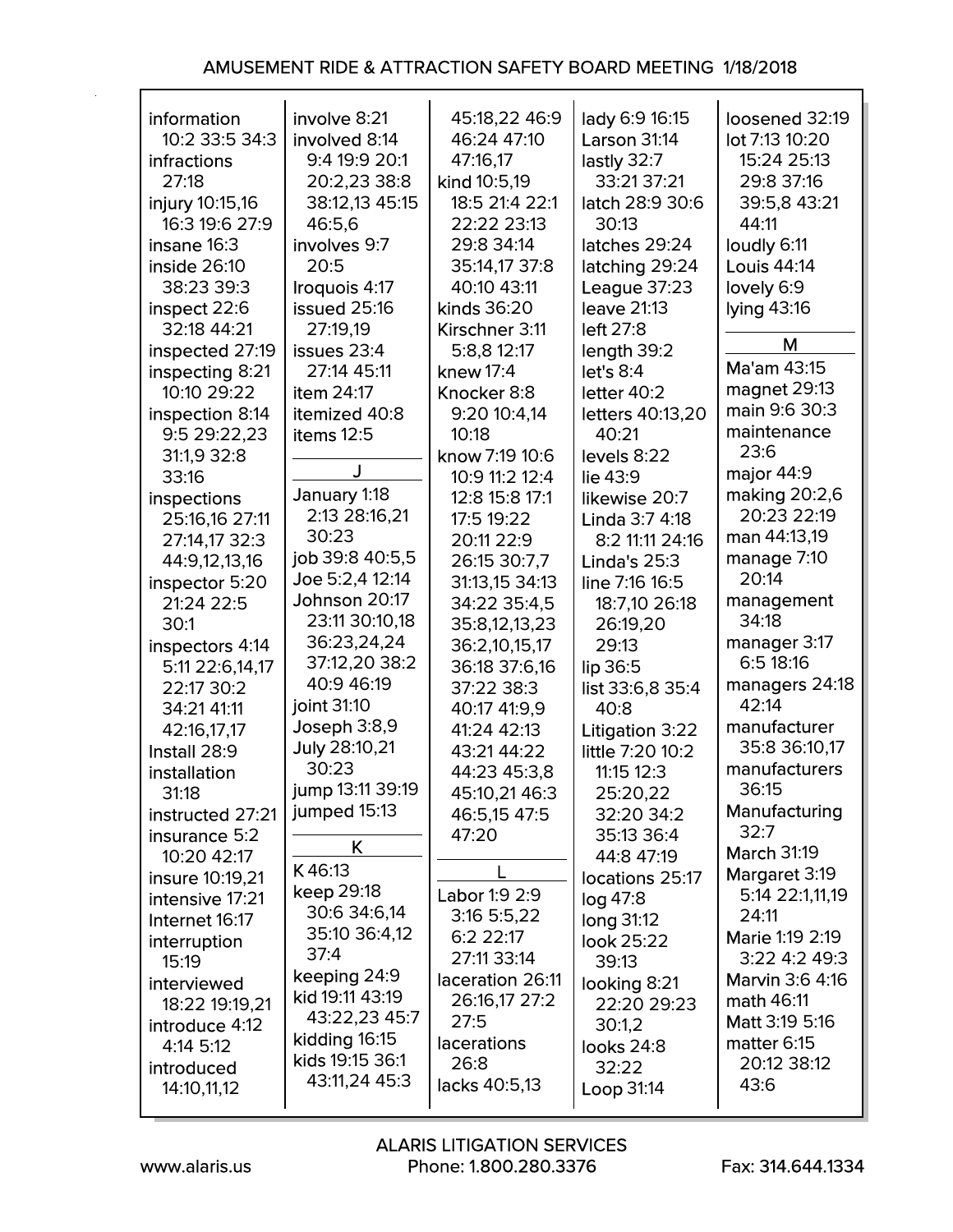information 10:2 33:5 34:3
infractions 27:18
injury 10:15,16 16:3 19:6 27:9
insane 16:3
inside 26:10 38:23 39:3
inspect 22:6 32:18 44:21
inspected 27:19
inspecting 8:21 10:10 29:22
inspection 8:14 9:5 29:22,23 31:1,9 32:8 33:16
inspections 25:16,16 27:11 27:14,17 32:3 44:9,12,13,16
inspector 5:20 21:24 22:5 30:1
inspectors 4:14 5:11 22:6,14,17 22:17 30:2 34:21 41:11 42:16,17,17
Install 28:9
installation 31:18
instructed 27:21
insurance 5:2 10:20 42:17
insure 10:19,21
intensive 17:21
Internet 16:17
interruption 15:19
interviewed 18:22 19:19,21
introduce 4:12 4:14 5:12
introduced 14:10,11,12

involve 8:21
involved 8:14 9:4 19:9 20:1 20:2,23 38:8 38:12,13 45:15 46:5,6
involves 9:7 20:5
Iroquois 4:17
issued 25:16 27:19,19
issues 23:4 27:14 45:11
item 24:17
itemized 40:8
items 12:5

## J

January 1:18 2:13 28:16,21 30:23
job 39:8 40:5,5
Joe 5:2,4 12:14
Johnson 20:17 23:11 30:10,18 36:23,24,24 37:12,20 38:2 40:9 46:19
joint 31:10
Joseph 3:8,9
July 28:10,21 30:23
jump 13:11 39:19
jumped 15:13

## K

K 46:13
keep 29:18 30:6 34:6,14 35:10 36:4,12 37:4
keeping 24:9
kid 19:11 43:19 43:22,23 45:7
kidding 16:15
kids 19:15 36:1 43:11,24 45:3

45:18,22 46:9 46:24 47:10 47:16,17
kind 10:5,19 18:5 21:4 22:1 22:22 23:13 29:8 34:14 35:14,17 37:8 40:10 43:11
kinds 36:20
Kirschner 3:11 5:8,8 12:17
knew 17:4
Knocker 8:8 9:20 10:4,14 10:18
know 7:19 10:6 10:9 11:2 12:4 12:8 15:8 17:1 17:5 19:22 20:11 22:9 26:15 30:7,7 31:13,15 34:13 34:22 35:4,5 35:8,12,13,23 36:2,10,15,17 36:18 37:6,16 37:22 38:3 40:17 41:9,9 41:24 42:13 43:21 44:22 44:23 45:3,8 45:10,21 46:3 46:5,15 47:5 47:20

## L

Labor 1:9 2:9 3:16 5:5,22 6:2 22:17 27:11 33:14
laceration 26:11 26:16,17 27:2 27:5
lacerations 26:8
lacks 40:5,13

lady 6:9 16:15
Larson 31:14
lastly 32:7 33:21 37:21
latch 28:9 30:6 30:13
latches 29:24
latching 29:24
League 37:23
leave 21:13
left 27:8
length 39:2
let's 8:4
letter 40:2
letters 40:13,20 40:21
levels 8:22
lie 43:9
likewise 20:7
Linda 3:7 4:18 8:2 11:11 24:16
Linda's 25:3
line 7:16 16:5 18:7,10 26:18 26:19,20 29:13
lip 36:5
list 33:6,8 35:4 40:8
Litigation 3:22
little 7:20 10:2 11:15 12:3 25:20,22 32:20 34:2 35:13 36:4 44:8 47:19
locations 25:17
log 47:8
long 31:12
look 25:22 39:13
looking 8:21 22:20 29:23 30:1,2
looks 24:8 32:22
Loop 31:14

loosened 32:19
lot 7:13 10:20 15:24 25:13 29:8 37:16 39:5,8 43:21 44:11
loudly 6:11
Louis 44:14
lovely 6:9
lying 43:16

## M

Ma'am 43:15
magnet 29:13
main 9:6 30:3
maintenance 23:6
major 44:9
making 20:2,6 20:23 22:19
man 44:13,19
manage 7:10 20:14
management 34:18
manager 3:17 6:5 18:16
managers 24:18 42:14
manufacturer 35:8 36:10,17
manufacturers 36:15
Manufacturing 32:7
March 31:19
Margaret 3:19 5:14 22:1,11,19 24:11
Marie 1:19 2:19 3:22 4:2 49:3
Marvin 3:6 4:16
math 46:11
Matt 3:19 5:16
matter 6:15 20:12 38:12 43:6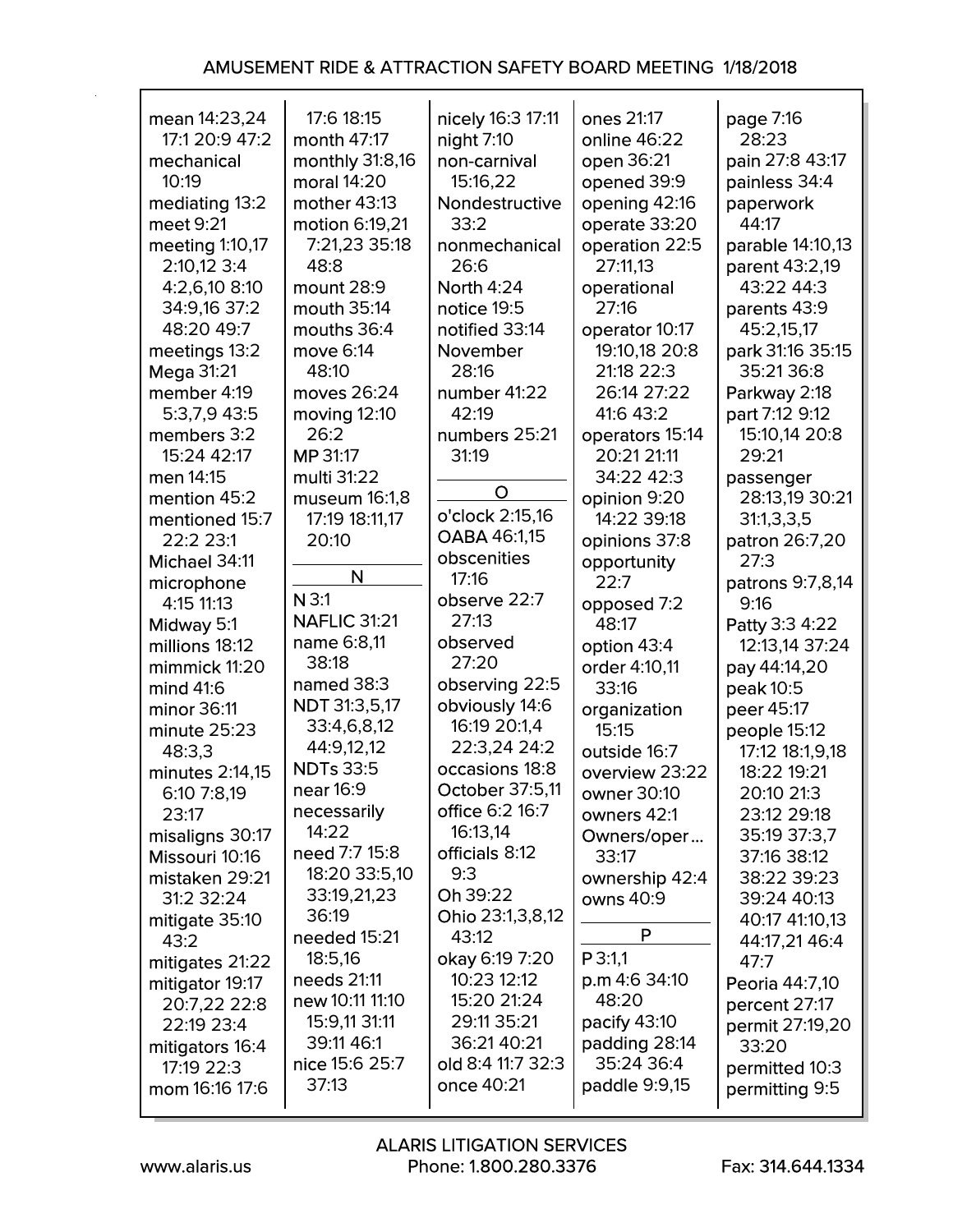mean 14:23,24 17:1 20:9 47:2
mechanical 10:19
mediating 13:2
meet 9:21
meeting 1:10,17 2:10,12 3:4 4:2,6,10 8:10 34:9,16 37:2 48:20 49:7
meetings 13:2
Mega 31:21
member 4:19 5:3,7,9 43:5
members 3:2 15:24 42:17
men 14:15
mention 45:2
mentioned 15:7 22:2 23:1
Michael 34:11
microphone 4:15 11:13
Midway 5:1
millions 18:12
mimmick 11:20
mind 41:6
minor 36:11
minute 25:23 48:3,3
minutes 2:14,15 6:10 7:8,19 23:17
misaligns 30:17
Missouri 10:16
mistaken 29:21 31:2 32:24
mitigate 35:10 43:2
mitigates 21:22
mitigator 19:17 20:7,22 22:8 22:19 23:4
mitigators 16:4 17:19 22:3
mom 16:16 17:6 17:6 18:15
month 47:17
monthly 31:8,16
moral 14:20
mother 43:13
motion 6:19,21 7:21,23 35:18 48:8
mount 28:9
mouth 35:14
mouths 36:4
move 6:14 48:10
moves 26:24
moving 12:10 26:2
MP 31:17
multi 31:22
museum 16:1,8 17:19 18:11,17 20:10

**N**

N 3:1
NAFLIC 31:21
name 6:8,11 38:18
named 38:3
NDT 31:3,5,17 33:4,6,8,12 44:9,12,12
NDTs 33:5
near 16:9
necessarily 14:22
need 7:7 15:8 18:20 33:5,10 33:19,21,23 36:19
needed 15:21 18:5,16
needs 21:11
new 10:11 11:10 15:9,11 31:11 39:11 46:1
nice 15:6 25:7 37:13
nicely 16:3 17:11
night 7:10
non-carnival 15:16,22
Nondestructive 33:2
nonmechanical 26:6
North 4:24
notice 19:5
notified 33:14
November 28:16
number 41:22 42:19
numbers 25:21 31:19

**O**

o'clock 2:15,16
OABA 46:1,15
obscenities 17:16
observe 22:7 27:13
observed 27:20
observing 22:5
obviously 14:6 16:19 20:1,4 22:3,24 24:2
occasions 18:8
October 37:5,11
office 6:2 16:7 16:13,14
officials 8:12 9:3
Oh 39:22
Ohio 23:1,3,8,12 43:12
okay 6:19 7:20 10:23 12:12 15:20 21:24 29:11 35:21 36:21 40:21
old 8:4 11:7 32:3
once 40:21
ones 21:17
online 46:22
open 36:21
opened 39:9
opening 42:16
operate 33:20
operation 22:5 27:11,13
operational 27:16
operator 10:17 19:10,18 20:8 21:18 22:3 26:14 27:22 41:6 43:2
operators 15:14 20:21 21:11 34:22 42:3
opinion 9:20 14:22 39:18
opinions 37:8
opportunity 22:7
opposed 7:2 48:17
option 43:4
order 4:10,11 33:16
organization 15:15
outside 16:7
overview 23:22
owner 30:10
owners 42:1
Owners/oper... 33:17
ownership 42:4
owns 40:9

**P**

P 3:1,1
p.m 4:6 34:10 48:20
pacify 43:10
padding 28:14 35:24 36:4
paddle 9:9,15
page 7:16 28:23
pain 27:8 43:17
painless 34:4
paperwork 44:17
parable 14:10,13
parent 43:2,19 43:22 44:3
parents 43:9 45:2,15,17
park 31:16 35:15 35:21 36:8
Parkway 2:18
part 7:12 9:12 15:10,14 20:8 29:21
passenger 28:13,19 30:21 31:1,3,3,5
patron 26:7,20 27:3
patrons 9:7,8,14 9:16
Patty 3:3 4:22 12:13,14 37:24
pay 44:14,20
peak 10:5
peer 45:17
people 15:12 17:12 18:1,9,18 18:22 19:21 20:10 21:3 23:12 29:18 35:19 37:3,7 37:16 38:12 38:22 39:23 39:24 40:13 40:17 41:10,13 44:17,21 46:4 47:7
Peoria 44:7,10
percent 27:17
permit 27:19,20 33:20
permitted 10:3
permitting 9:5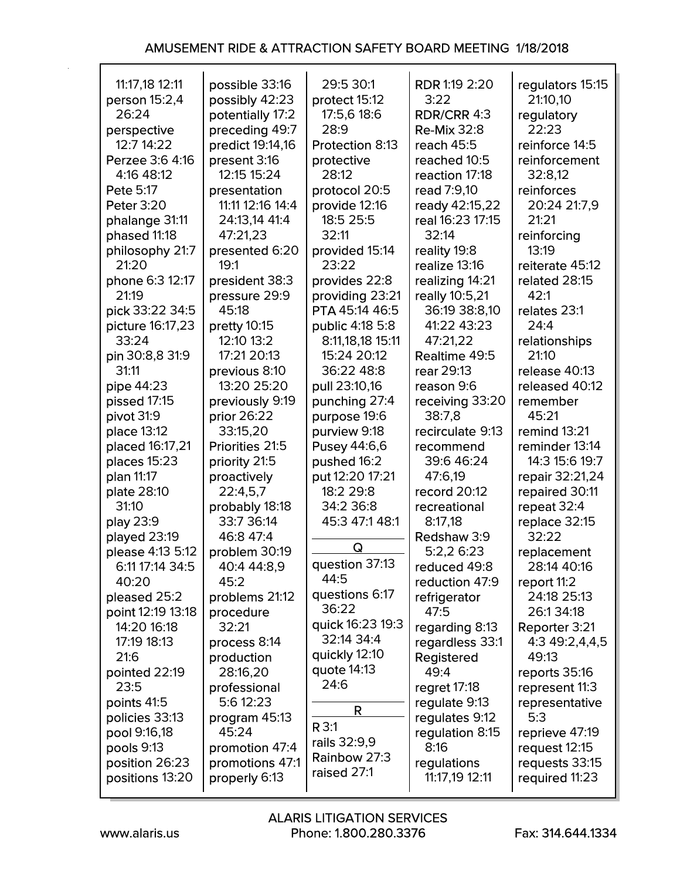11:17,18 12:11
person 15:2,4 26:24
perspective 12:7 14:22
Perzee 3:6 4:16 4:16 48:12
Pete 5:17
Peter 3:20
phalange 31:11
phased 11:18
philosophy 21:7 21:20
phone 6:3 12:17 21:19
pick 33:22 34:5
picture 16:17,23 33:24
pin 30:8,8 31:9 31:11
pipe 44:23
pissed 17:15
pivot 31:9
place 13:12
placed 16:17,21
places 15:23
plan 11:17
plate 28:10 31:10
play 23:9
played 23:19
please 4:13 5:12 6:11 17:14 34:5 40:20
pleased 25:2
point 12:19 13:18 14:20 16:18 17:19 18:13 21:6
pointed 22:19 23:5
points 41:5
policies 33:13
pool 9:16,18
pools 9:13
position 26:23
positions 13:20

possible 33:16
possibly 42:23
potentially 17:2
preceding 49:7
predict 19:14,16
present 3:16 12:15 15:24
presentation 11:11 12:16 14:4 24:13,14 41:4 47:21,23
presented 6:20 19:1
president 38:3
pressure 29:9 45:18
pretty 10:15 12:10 13:2 17:21 20:13
previous 8:10 13:20 25:20
previously 9:19
prior 26:22 33:15,20
Priorities 21:5
priority 21:5
proactively 22:4,5,7
probably 18:18 33:7 36:14 46:8 47:4
problem 30:19 40:4 44:8,9 45:2
problems 21:12
procedure 32:21
process 8:14
production 28:16,20
professional 5:6 12:23
program 45:13 45:24
promotion 47:4
promotions 47:1
properly 6:13

29:5 30:1
protect 15:12 17:5,6 18:6 28:9
Protection 8:13
protective 28:12
protocol 20:5
provide 12:16 18:5 25:5 32:11
provided 15:14 23:22
provides 22:8
providing 23:21
PTA 45:14 46:5
public 4:18 5:8 8:11,18,18 15:11 15:24 20:12 36:22 48:8
pull 23:10,16
punching 27:4
purpose 19:6
purview 9:18
Pusey 44:6,6
pushed 16:2
put 12:20 17:21 18:2 29:8 34:2 36:8 45:3 47:1 48:1

## Q

question 37:13 44:5
questions 6:17 36:22
quick 16:23 19:3 32:14 34:4
quickly 12:10
quote 14:13 24:6

## R

R 3:1
rails 32:9,9
Rainbow 27:3
raised 27:1

RDR 1:19 2:20 3:22
RDR/CRR 4:3
Re-Mix 32:8
reach 45:5
reached 10:5
reaction 17:18
read 7:9,10
ready 42:15,22
real 16:23 17:15 32:14
reality 19:8
realize 13:16
realizing 14:21
really 10:5,21 36:19 38:8,10 41:22 43:23 47:21,22
Realtime 49:5
rear 29:13
reason 9:6
receiving 33:20 38:7,8
recirculate 9:13
recommend 39:6 46:24 47:6,19
record 20:12
recreational 8:17,18
Redshaw 3:9 5:2,2 6:23
reduced 49:8
reduction 47:9
refrigerator 47:5
regarding 8:13
regardless 33:1
Registered 49:4
regret 17:18
regulate 9:13
regulates 9:12
regulation 8:15 8:16
regulations 11:17,19 12:11

regulators 15:15 21:10,10
regulatory 22:23
reinforce 14:5
reinforcement 32:8,12
reinforces 20:24 21:7,9 21:21
reinforcing 13:19
reiterate 45:12
related 28:15 42:1
relates 23:1 24:4
relationships 21:10
release 40:13
released 40:12
remember 45:21
remind 13:21
reminder 13:14 14:3 15:6 19:7
repair 32:21,24
repaired 30:11
repeat 32:4
replace 32:15 32:22
replacement 28:14 40:16
report 11:2 24:18 25:13 26:1 34:18
Reporter 3:21 4:3 49:2,4,4,5 49:13
reports 35:16
represent 11:3
representative 5:3
reprieve 47:19
request 12:15
requests 33:15
required 11:23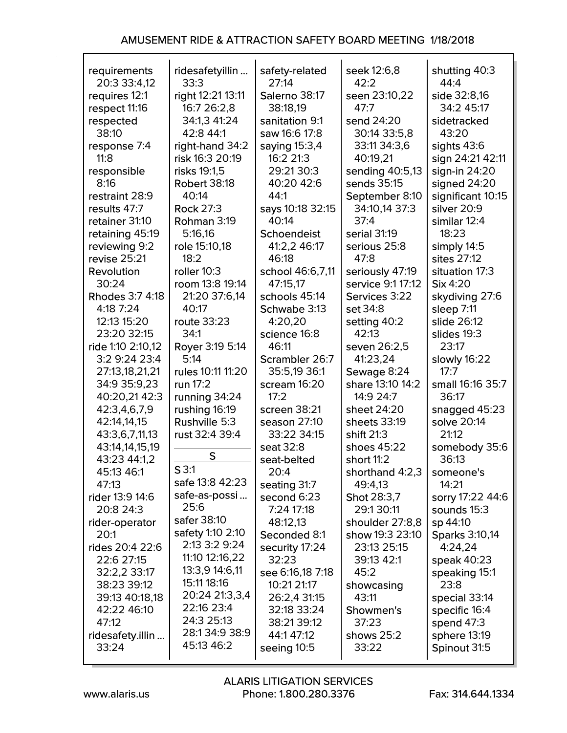requirements 20:3 33:4,12
requires 12:1
respect 11:16
respected 38:10
response 7:4 11:8
responsible 8:16
restraint 28:9
results 47:7
retainer 31:10
retaining 45:19
reviewing 9:2
revise 25:21
Revolution 30:24
Rhodes 3:7 4:18 4:18 7:24 12:13 15:20 23:20 32:15
ride 1:10 2:10,12 3:2 9:24 23:4 27:13,18,21,21 34:9 35:9,23 40:20,21 42:3 42:3,4,6,7,9 42:14,14,15 43:3,6,7,11,13 43:14,14,15,19 43:23 44:1,2 45:13 46:1 47:13
rider 13:9 14:6 20:8 24:3
rider-operator 20:1
rides 20:4 22:6 22:6 27:15 32:2,2 33:17 38:23 39:12 39:13 40:18,18 42:22 46:10 47:12
ridesafety.illin ... 33:24
ridesafetyillin ... 33:3
right 12:21 13:11 16:7 26:2,8 34:1,3 41:24 42:8 44:1
right-hand 34:2
risk 16:3 20:19
risks 19:1,5
Robert 38:18 40:14
Rock 27:3
Rohman 3:19 5:16,16
role 15:10,18 18:2
roller 10:3
room 13:8 19:14 21:20 37:6,14 40:17
route 33:23 34:1
Royer 3:19 5:14 5:14
rules 10:11 11:20
run 17:2
running 34:24
rushing 16:19
Rushville 5:3
rust 32:4 39:4

**S**

S 3:1
safe 13:8 42:23
safe-as-possi ... 25:6
safer 38:10
safety 1:10 2:10 2:13 3:2 9:24 11:10 12:16,22 13:3,9 14:6,11 15:11 18:16 20:24 21:3,3,4 22:16 23:4 24:3 25:13 28:1 34:9 38:9 45:13 46:2
safety-related 27:14
Salerno 38:17 38:18,19
sanitation 9:1
saw 16:6 17:8
saying 15:3,4 16:2 21:3 29:21 30:3 40:20 42:6 44:1
says 10:18 32:15 40:14
Schoendeist 41:2,2 46:17 46:18
school 46:6,7,11 47:15,17
schools 45:14
Schwabe 3:13 4:20,20
science 16:8 46:11
Scrambler 26:7 35:5,19 36:1
scream 16:20 17:2
screen 38:21
season 27:10 33:22 34:15
seat 32:8
seat-belted 20:4
seating 31:7
second 6:23 7:24 17:18 48:12,13
Seconded 8:1
security 17:24 32:23
see 6:16,18 7:18 10:21 21:17 26:2,4 31:15 32:18 33:24 38:21 39:12 44:1 47:12
seeing 10:5
seek 12:6,8 42:2
seen 23:10,22 47:7
send 24:20 30:14 33:5,8 33:11 34:3,6 40:19,21
sending 40:5,13
sends 35:15
September 8:10 34:10,14 37:3 37:4
serial 31:19
serious 25:8 47:8
seriously 47:19
service 9:1 17:12
Services 3:22
set 34:8
setting 40:2 42:13
seven 26:2,5 41:23,24
Sewage 8:24
share 13:10 14:2 14:9 24:7
sheet 24:20
sheets 33:19
shift 21:3
shoes 45:22
short 11:2
shorthand 4:2,3 49:4,13
Shot 28:3,7 29:1 30:11
shoulder 27:8,8
show 19:3 23:10 23:13 25:15 39:13 42:1 45:2
showcasing 43:11
Showmen's 37:23
shows 25:2 33:22
shutting 40:3 44:4
side 32:8,16 34:2 45:17
sidetracked 43:20
sights 43:6
sign 24:21 42:11
sign-in 24:20
signed 24:20
significant 10:15
silver 20:9
similar 12:4 18:23
simply 14:5
sites 27:12
situation 17:3
Six 4:20
skydiving 27:6
sleep 7:11
slide 26:12
slides 19:3 23:17
slowly 16:22 17:7
small 16:16 35:7 36:17
snagged 45:23
solve 20:14 21:12
somebody 35:6 36:13
someone's 14:21
sorry 17:22 44:6
sounds 15:3
sp 44:10
Sparks 3:10,14 4:24,24
speak 40:23
speaking 15:1 23:8
special 33:14
specific 16:4
spend 47:3
sphere 13:19
Spinout 31:5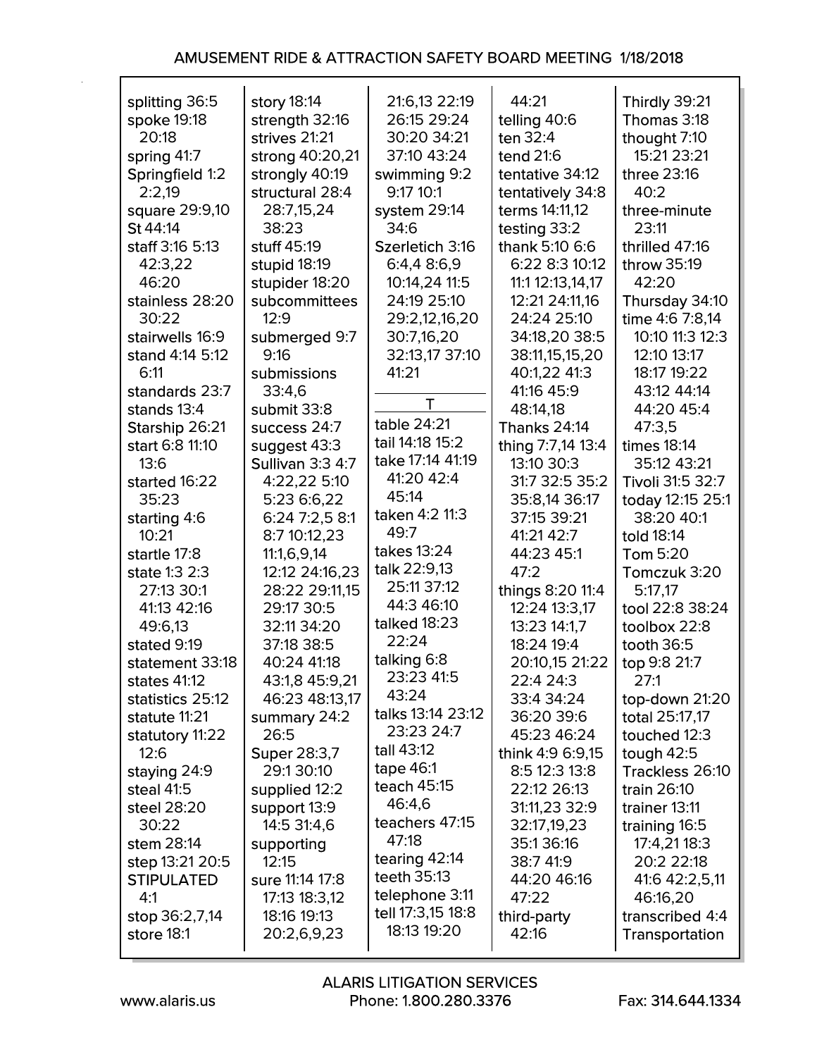splitting 36:5
spoke 19:18 20:18
spring 41:7
Springfield 1:2 2:2,19
square 29:9,10
St 44:14
staff 3:16 5:13 42:3,22 46:20
stainless 28:20 30:22
stairwells 16:9
stand 4:14 5:12 6:11
standards 23:7
stands 13:4
Starship 26:21
start 6:8 11:10 13:6
started 16:22 35:23
starting 4:6 10:21
startle 17:8
state 1:3 2:3 27:13 30:1 41:13 42:16 49:6,13
stated 9:19
statement 33:18
states 41:12
statistics 25:12
statute 11:21
statutory 11:22 12:6
staying 24:9
steal 41:5
steel 28:20 30:22
stem 28:14
step 13:21 20:5
STIPULATED 4:1
stop 36:2,7,14
store 18:1

story 18:14
strength 32:16
strives 21:21
strong 40:20,21
strongly 40:19
structural 28:4 28:7,15,24 38:23
stuff 45:19
stupid 18:19
stupider 18:20
subcommittees 12:9
submerged 9:7 9:16
submissions 33:4,6
submit 33:8
success 24:7
suggest 43:3
Sullivan 3:3 4:7 4:22,22 5:10 5:23 6:6,22 6:24 7:2,5 8:1 8:7 10:12,23 11:1,6,9,14 12:12 24:16,23 28:22 29:11,15 29:17 30:5 32:11 34:20 37:18 38:5 40:24 41:18 43:1,8 45:9,21 46:23 48:13,17
summary 24:2 26:5
Super 28:3,7 29:1 30:10
supplied 12:2
support 13:9 14:5 31:4,6
supporting 12:15
sure 11:14 17:8 17:13 18:3,12 18:16 19:13 20:2,6,9,23

21:6,13 22:19 26:15 29:24 30:20 34:21 37:10 43:24
swimming 9:2 9:17 10:1
system 29:14 34:6
Szerletich 3:16 6:4,4 8:6,9 10:14,24 11:5 24:19 25:10 29:2,12,16,20 30:7,16,20 32:13,17 37:10 41:21

**T**

table 24:21
tail 14:18 15:2
take 17:14 41:19 41:20 42:4 45:14
taken 4:2 11:3 49:7
takes 13:24
talk 22:9,13 25:11 37:12 44:3 46:10
talked 18:23 22:24
talking 6:8 23:23 41:5 43:24
talks 13:14 23:12 23:23 24:7
tall 43:12
tape 46:1
teach 45:15 46:4,6
teachers 47:15 47:18
tearing 42:14
teeth 35:13
telephone 3:11
tell 17:3,15 18:8 18:13 19:20

44:21
telling 40:6
ten 32:4
tend 21:6
tentative 34:12
tentatively 34:8
terms 14:11,12
testing 33:2
thank 5:10 6:6 6:22 8:3 10:12 11:1 12:13,14,17 12:21 24:11,16 24:24 25:10 34:18,20 38:5 38:11,15,15,20 40:1,22 41:3 41:16 45:9 48:14,18
Thanks 24:14
thing 7:7,14 13:4 13:10 30:3 31:7 32:5 35:2 35:8,14 36:17 37:15 39:21 41:21 42:7 44:23 45:1 47:2
things 8:20 11:4 12:24 13:3,17 13:23 14:1,7 18:24 19:4 20:10,15 21:22 22:4 24:3 33:4 34:24 36:20 39:6 45:23 46:24
think 4:9 6:9,15 8:5 12:3 13:8 22:12 26:13 31:11,23 32:9 32:17,19,23 35:1 36:16 38:7 41:9 44:20 46:16 47:22
third-party 42:16

Thirdly 39:21
Thomas 3:18
thought 7:10 15:21 23:21
three 23:16 40:2
three-minute 23:11
thrilled 47:16
throw 35:19 42:20
Thursday 34:10
time 4:6 7:8,14 10:10 11:3 12:3 12:10 13:17 18:17 19:22 43:12 44:14 44:20 45:4 47:3,5
times 18:14 35:12 43:21
Tivoli 31:5 32:7
today 12:15 25:1 38:20 40:1
told 18:14
Tom 5:20
Tomczuk 3:20 5:17,17
tool 22:8 38:24
toolbox 22:8
tooth 36:5
top 9:8 21:7 27:1
top-down 21:20
total 25:17,17
touched 12:3
tough 42:5
Trackless 26:10
train 26:10
trainer 13:11
training 16:5 17:4,21 18:3 20:2 22:18 41:6 42:2,5,11 46:16,20
transcribed 4:4
Transportation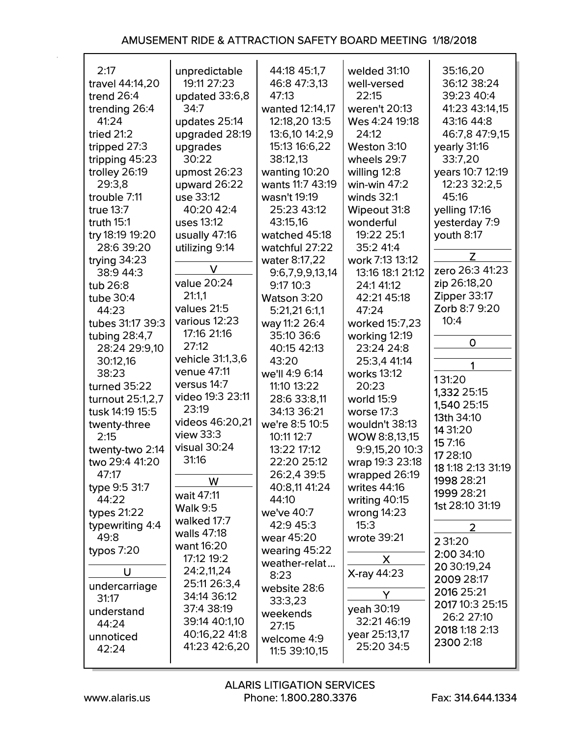2:17
travel 44:14,20
trend 26:4
trending 26:4 41:24
tried 21:2
tripped 27:3
tripping 45:23
trolley 26:19 29:3,8
trouble 7:11
true 13:7
truth 15:1
try 18:19 19:20 28:6 39:20
trying 34:23 38:9 44:3
tub 26:8
tube 30:4 44:23
tubes 31:17 39:3
tubing 28:4,7 28:24 29:9,10 30:12,16 38:23
turned 35:22
turnout 25:1,2,7
tusk 14:19 15:5
twenty-three 2:15
twenty-two 2:14
two 29:4 41:20 47:17
type 9:5 31:7 44:22
types 21:22
typewriting 4:4 49:8
typos 7:20

## U

undercarriage 31:17
understand 44:24
unnoticed 42:24
unpredictable 19:11 27:23
updated 33:6,8 34:7
updates 25:14
upgraded 28:19
upgrades 30:22
upmost 26:23
upward 26:22
use 33:12 40:20 42:4
uses 13:12
usually 47:16
utilizing 9:14

## V

value 20:24 21:1,1
values 21:5
various 12:23 17:16 21:16 27:12
vehicle 31:1,3,6
venue 47:11
versus 14:7
video 19:3 23:11 23:19
videos 46:20,21
view 33:3
visual 30:24 31:16

## W

wait 47:11
Walk 9:5
walked 17:7
walls 47:18
want 16:20 17:12 19:2 24:2,11,24 25:11 26:3,4 34:14 36:12 37:4 38:19 39:14 40:1,10 40:16,22 41:8 41:23 42:6,20 44:18 45:1,7 46:8 47:3,13 47:13
wanted 12:14,17 12:18,20 13:5 13:6,10 14:2,9 15:13 16:6,22 38:12,13
wanting 10:20
wants 11:7 43:19
wasn't 19:19 25:23 43:12 43:15,16
watched 45:18
watchful 27:22
water 8:17,22 9:6,7,9,9,13,14 9:17 10:3
Watson 3:20 5:21,21 6:1,1
way 11:2 26:4 35:10 36:6 40:15 42:13 43:20
we'll 4:9 6:14 11:10 13:22 28:6 33:8,11 34:13 36:21
we're 8:5 10:5 10:11 12:7 13:22 17:12 22:20 25:12 26:2,4 39:5 40:8,11 41:24 44:10
we've 40:7 42:9 45:3
wear 45:20
wearing 45:22
weather-relat... 8:23
website 28:6 33:3,23
weekends 27:15
welcome 4:9 11:5 39:10,15
welded 31:10
well-versed 22:15
weren't 20:13
Wes 4:24 19:18 24:12
Weston 3:10
wheels 29:7
willing 12:8
win-win 47:2
winds 32:1
Wipeout 31:8
wonderful 19:22 25:1 35:2 41:4
work 7:13 13:12 13:16 18:1 21:12 24:1 41:12 42:21 45:18 47:24
worked 15:7,23
working 12:19 23:24 24:8 25:3,4 41:14
works 13:12 20:23
world 15:9
worse 17:3
wouldn't 38:13
WOW 8:8,13,15 9:9,15,20 10:3
wrap 19:3 23:18
wrapped 26:19
writes 44:16
writing 40:15
wrong 14:23 15:3
wrote 39:21

## X

X-ray 44:23

## Y

yeah 30:19 32:21 46:19
year 25:13,17 25:20 34:5 35:16,20 36:12 38:24 39:23 40:4 41:23 43:14,15 43:16 44:8 46:7,8 47:9,15
yearly 31:16 33:7,20
years 10:7 12:19 12:23 32:2,5 45:16
yelling 17:16
yesterday 7:9
youth 8:17

## Z

zero 26:3 41:23
zip 26:18,20
Zipper 33:17
Zorb 8:7 9:20 10:4

## 0

## 1

1 31:20
1,332 25:15
1,540 25:15
13th 34:10
14 31:20
15 7:16
17 28:10
18 1:18 2:13 31:19
1998 28:21
1999 28:21
1st 28:10 31:19

## 2

2 31:20
2:00 34:10
20 30:19,24
2009 28:17
2016 25:21
2017 10:3 25:15 26:2 27:10
2018 1:18 2:13
2300 2:18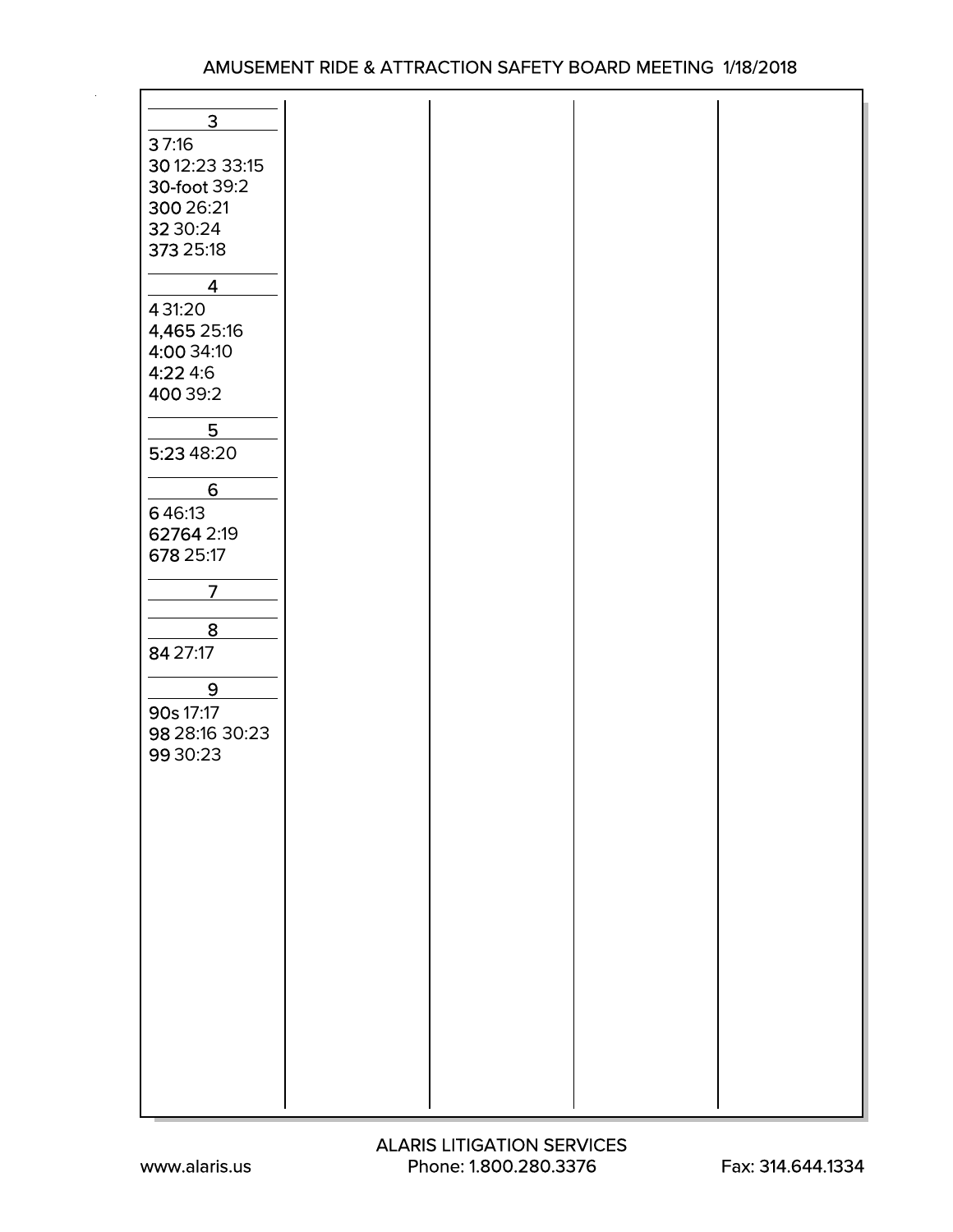### 3

**3** 7:16
**30** 12:23 33:15
**30-foot** 39:2
**300** 26:21
**32** 30:24
**373** 25:18

### 4

**4** 31:20
**4,465** 25:16
**4:00** 34:10
**4:22** 4:6
**400** 39:2

### 5

**5:23** 48:20

### 6

**6** 46:13
**62764** 2:19
**678** 25:17

### 7

### 8

**84** 27:17

### 9

**90s** 17:17
**98** 28:16 30:23
**99** 30:23